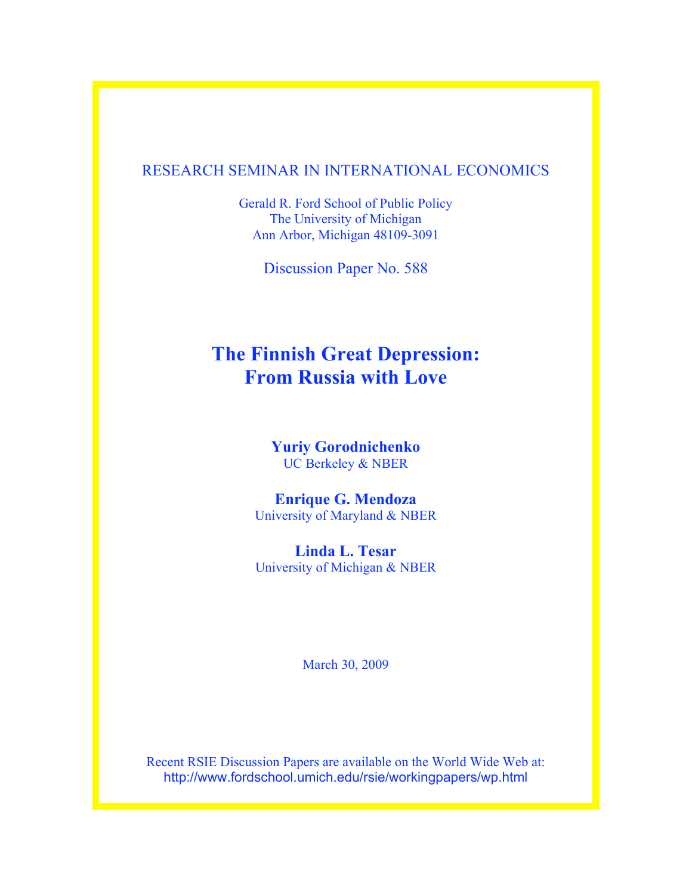RESEARCH SEMINAR IN INTERNATIONAL ECONOMICS

Gerald R. Ford School of Public Policy
The University of Michigan
Ann Arbor, Michigan 48109-3091

Discussion Paper No. 588

# The Finnish Great Depression: From Russia with Love

**Yuriy Gorodnichenko**
UC Berkeley & NBER

**Enrique G. Mendoza**
University of Maryland & NBER

**Linda L. Tesar**
University of Michigan & NBER

March 30, 2009

Recent RSIE Discussion Papers are available on the World Wide Web at:
http://www.fordschool.umich.edu/rsie/workingpapers/wp.html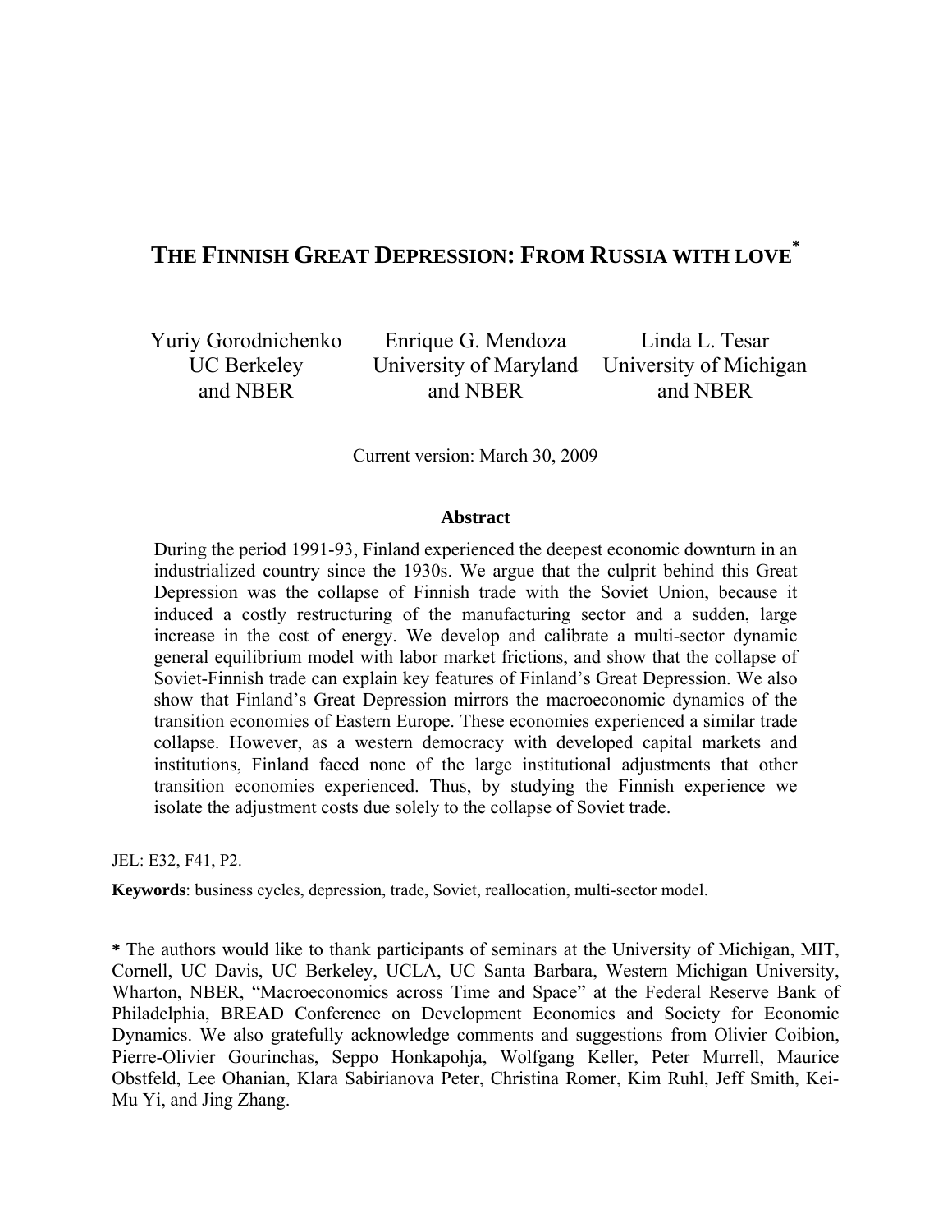# THE FINNISH GREAT DEPRESSION: FROM RUSSIA WITH LOVE*

Yuriy Gorodnichenko
UC Berkeley
and NBER

Enrique G. Mendoza
University of Maryland
and NBER

Linda L. Tesar
University of Michigan
and NBER

Current version: March 30, 2009

**Abstract**

During the period 1991-93, Finland experienced the deepest economic downturn in an industrialized country since the 1930s. We argue that the culprit behind this Great Depression was the collapse of Finnish trade with the Soviet Union, because it induced a costly restructuring of the manufacturing sector and a sudden, large increase in the cost of energy. We develop and calibrate a multi-sector dynamic general equilibrium model with labor market frictions, and show that the collapse of Soviet-Finnish trade can explain key features of Finland's Great Depression. We also show that Finland's Great Depression mirrors the macroeconomic dynamics of the transition economies of Eastern Europe. These economies experienced a similar trade collapse. However, as a western democracy with developed capital markets and institutions, Finland faced none of the large institutional adjustments that other transition economies experienced. Thus, by studying the Finnish experience we isolate the adjustment costs due solely to the collapse of Soviet trade.

JEL: E32, F41, P2.

**Keywords**: business cycles, depression, trade, Soviet, reallocation, multi-sector model.

**\*** The authors would like to thank participants of seminars at the University of Michigan, MIT, Cornell, UC Davis, UC Berkeley, UCLA, UC Santa Barbara, Western Michigan University, Wharton, NBER, "Macroeconomics across Time and Space" at the Federal Reserve Bank of Philadelphia, BREAD Conference on Development Economics and Society for Economic Dynamics. We also gratefully acknowledge comments and suggestions from Olivier Coibion, Pierre-Olivier Gourinchas, Seppo Honkapohja, Wolfgang Keller, Peter Murrell, Maurice Obstfeld, Lee Ohanian, Klara Sabirianova Peter, Christina Romer, Kim Ruhl, Jeff Smith, Kei-Mu Yi, and Jing Zhang.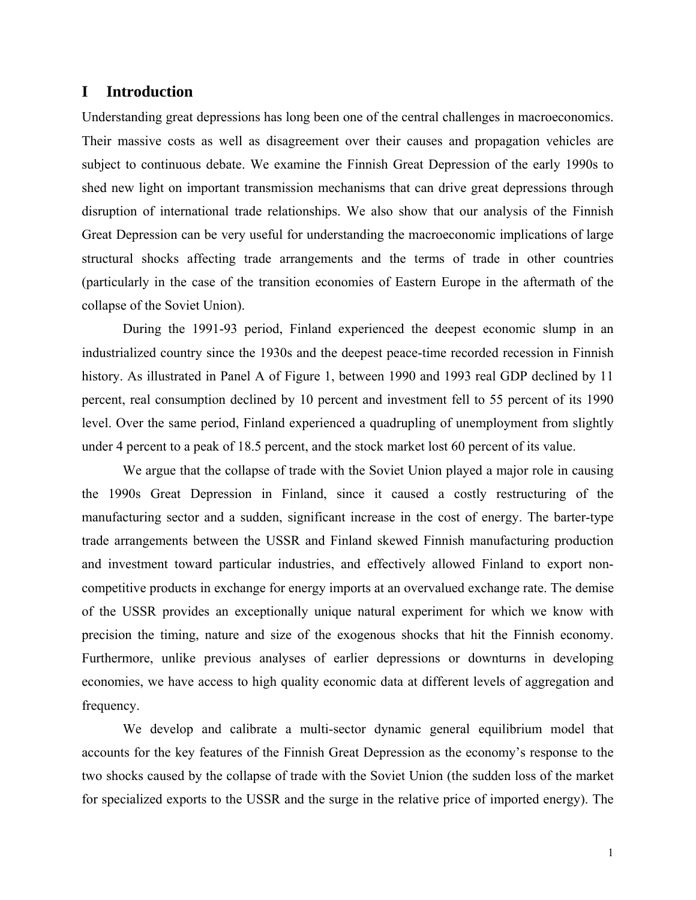# I Introduction

Understanding great depressions has long been one of the central challenges in macroeconomics. Their massive costs as well as disagreement over their causes and propagation vehicles are subject to continuous debate. We examine the Finnish Great Depression of the early 1990s to shed new light on important transmission mechanisms that can drive great depressions through disruption of international trade relationships. We also show that our analysis of the Finnish Great Depression can be very useful for understanding the macroeconomic implications of large structural shocks affecting trade arrangements and the terms of trade in other countries (particularly in the case of the transition economies of Eastern Europe in the aftermath of the collapse of the Soviet Union).

During the 1991-93 period, Finland experienced the deepest economic slump in an industrialized country since the 1930s and the deepest peace-time recorded recession in Finnish history. As illustrated in Panel A of Figure 1, between 1990 and 1993 real GDP declined by 11 percent, real consumption declined by 10 percent and investment fell to 55 percent of its 1990 level. Over the same period, Finland experienced a quadrupling of unemployment from slightly under 4 percent to a peak of 18.5 percent, and the stock market lost 60 percent of its value.

We argue that the collapse of trade with the Soviet Union played a major role in causing the 1990s Great Depression in Finland, since it caused a costly restructuring of the manufacturing sector and a sudden, significant increase in the cost of energy. The barter-type trade arrangements between the USSR and Finland skewed Finnish manufacturing production and investment toward particular industries, and effectively allowed Finland to export non-competitive products in exchange for energy imports at an overvalued exchange rate. The demise of the USSR provides an exceptionally unique natural experiment for which we know with precision the timing, nature and size of the exogenous shocks that hit the Finnish economy. Furthermore, unlike previous analyses of earlier depressions or downturns in developing economies, we have access to high quality economic data at different levels of aggregation and frequency.

We develop and calibrate a multi-sector dynamic general equilibrium model that accounts for the key features of the Finnish Great Depression as the economy's response to the two shocks caused by the collapse of trade with the Soviet Union (the sudden loss of the market for specialized exports to the USSR and the surge in the relative price of imported energy). The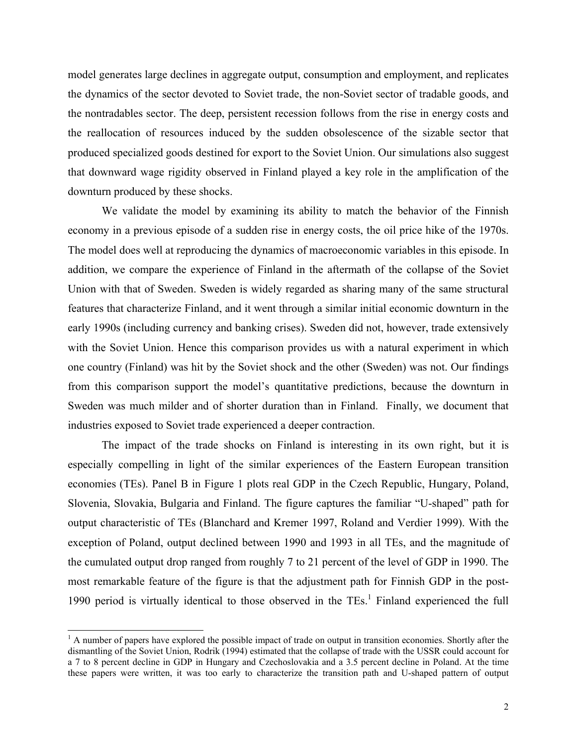model generates large declines in aggregate output, consumption and employment, and replicates the dynamics of the sector devoted to Soviet trade, the non-Soviet sector of tradable goods, and the nontradables sector. The deep, persistent recession follows from the rise in energy costs and the reallocation of resources induced by the sudden obsolescence of the sizable sector that produced specialized goods destined for export to the Soviet Union. Our simulations also suggest that downward wage rigidity observed in Finland played a key role in the amplification of the downturn produced by these shocks.

We validate the model by examining its ability to match the behavior of the Finnish economy in a previous episode of a sudden rise in energy costs, the oil price hike of the 1970s. The model does well at reproducing the dynamics of macroeconomic variables in this episode. In addition, we compare the experience of Finland in the aftermath of the collapse of the Soviet Union with that of Sweden. Sweden is widely regarded as sharing many of the same structural features that characterize Finland, and it went through a similar initial economic downturn in the early 1990s (including currency and banking crises). Sweden did not, however, trade extensively with the Soviet Union. Hence this comparison provides us with a natural experiment in which one country (Finland) was hit by the Soviet shock and the other (Sweden) was not. Our findings from this comparison support the model's quantitative predictions, because the downturn in Sweden was much milder and of shorter duration than in Finland. Finally, we document that industries exposed to Soviet trade experienced a deeper contraction.

The impact of the trade shocks on Finland is interesting in its own right, but it is especially compelling in light of the similar experiences of the Eastern European transition economies (TEs). Panel B in Figure 1 plots real GDP in the Czech Republic, Hungary, Poland, Slovenia, Slovakia, Bulgaria and Finland. The figure captures the familiar "U-shaped" path for output characteristic of TEs (Blanchard and Kremer 1997, Roland and Verdier 1999). With the exception of Poland, output declined between 1990 and 1993 in all TEs, and the magnitude of the cumulated output drop ranged from roughly 7 to 21 percent of the level of GDP in 1990. The most remarkable feature of the figure is that the adjustment path for Finnish GDP in the post-1990 period is virtually identical to those observed in the TEs.[1] Finland experienced the full

[1] A number of papers have explored the possible impact of trade on output in transition economies. Shortly after the dismantling of the Soviet Union, Rodrik (1994) estimated that the collapse of trade with the USSR could account for a 7 to 8 percent decline in GDP in Hungary and Czechoslovakia and a 3.5 percent decline in Poland. At the time these papers were written, it was too early to characterize the transition path and U-shaped pattern of output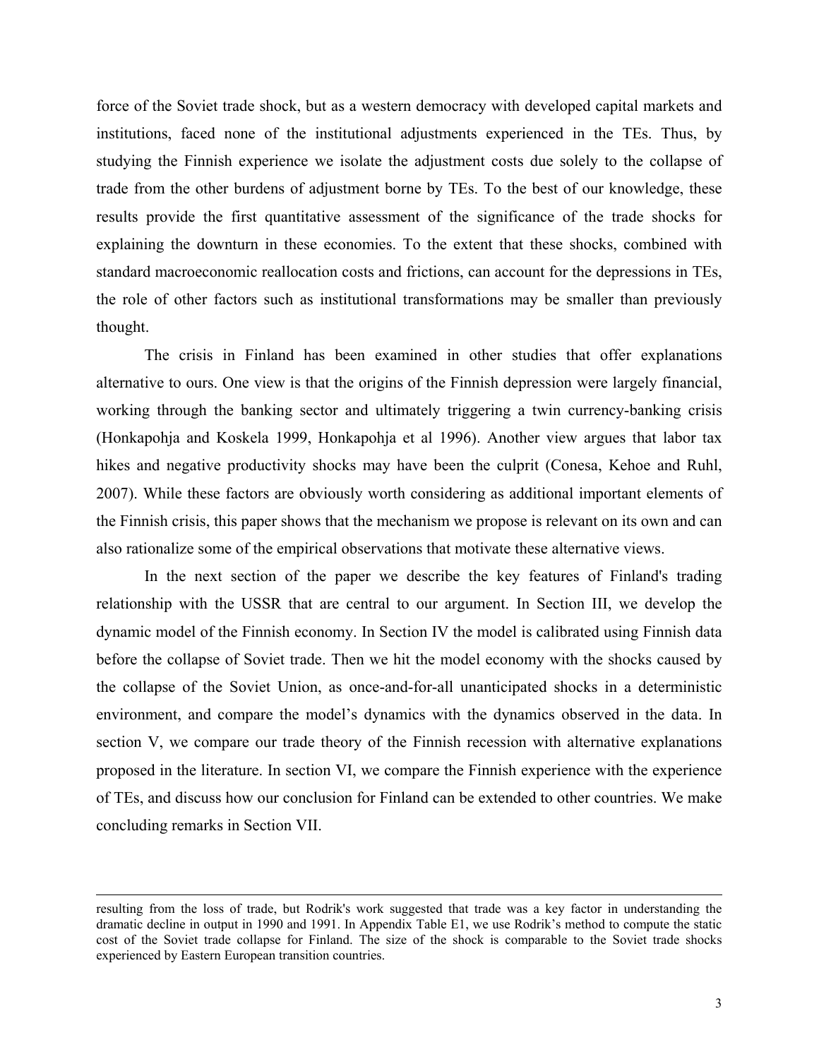force of the Soviet trade shock, but as a western democracy with developed capital markets and institutions, faced none of the institutional adjustments experienced in the TEs. Thus, by studying the Finnish experience we isolate the adjustment costs due solely to the collapse of trade from the other burdens of adjustment borne by TEs. To the best of our knowledge, these results provide the first quantitative assessment of the significance of the trade shocks for explaining the downturn in these economies. To the extent that these shocks, combined with standard macroeconomic reallocation costs and frictions, can account for the depressions in TEs, the role of other factors such as institutional transformations may be smaller than previously thought.

The crisis in Finland has been examined in other studies that offer explanations alternative to ours. One view is that the origins of the Finnish depression were largely financial, working through the banking sector and ultimately triggering a twin currency-banking crisis (Honkapohja and Koskela 1999, Honkapohja et al 1996). Another view argues that labor tax hikes and negative productivity shocks may have been the culprit (Conesa, Kehoe and Ruhl, 2007). While these factors are obviously worth considering as additional important elements of the Finnish crisis, this paper shows that the mechanism we propose is relevant on its own and can also rationalize some of the empirical observations that motivate these alternative views.

In the next section of the paper we describe the key features of Finland's trading relationship with the USSR that are central to our argument. In Section III, we develop the dynamic model of the Finnish economy. In Section IV the model is calibrated using Finnish data before the collapse of Soviet trade. Then we hit the model economy with the shocks caused by the collapse of the Soviet Union, as once-and-for-all unanticipated shocks in a deterministic environment, and compare the model's dynamics with the dynamics observed in the data. In section V, we compare our trade theory of the Finnish recession with alternative explanations proposed in the literature. In section VI, we compare the Finnish experience with the experience of TEs, and discuss how our conclusion for Finland can be extended to other countries. We make concluding remarks in Section VII.

---

resulting from the loss of trade, but Rodrik's work suggested that trade was a key factor in understanding the dramatic decline in output in 1990 and 1991. In Appendix Table E1, we use Rodrik's method to compute the static cost of the Soviet trade collapse for Finland. The size of the shock is comparable to the Soviet trade shocks experienced by Eastern European transition countries.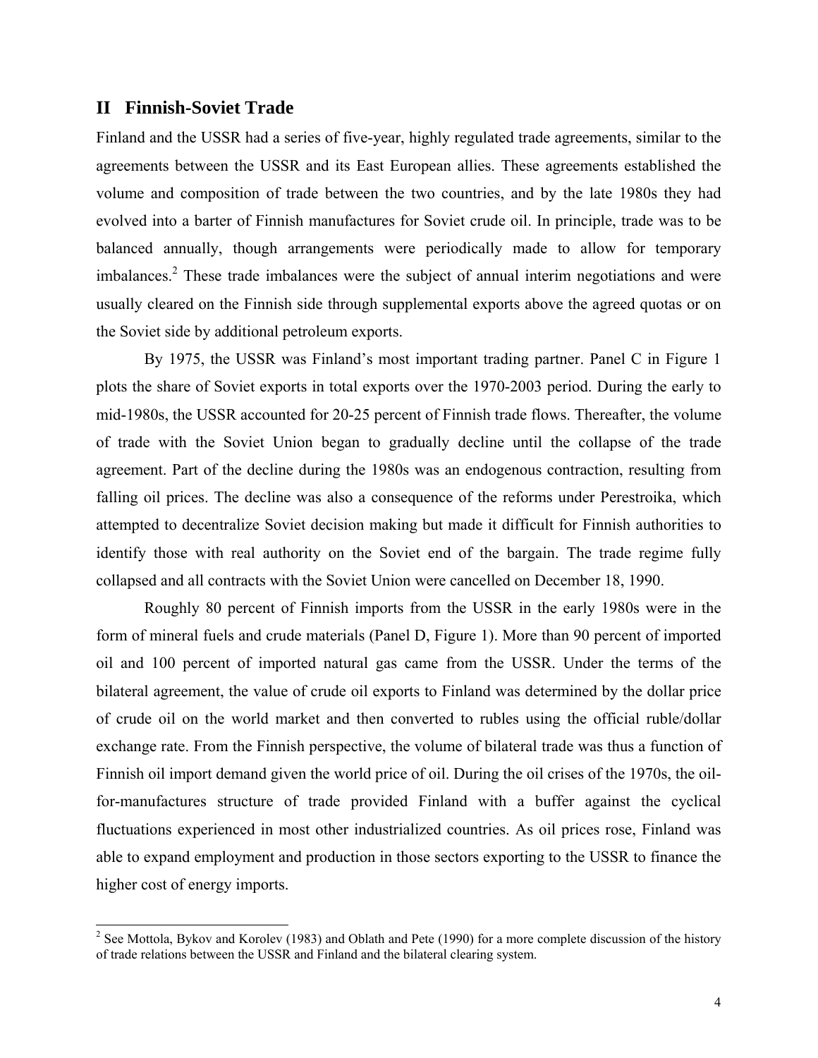## II Finnish-Soviet Trade

Finland and the USSR had a series of five-year, highly regulated trade agreements, similar to the agreements between the USSR and its East European allies. These agreements established the volume and composition of trade between the two countries, and by the late 1980s they had evolved into a barter of Finnish manufactures for Soviet crude oil. In principle, trade was to be balanced annually, though arrangements were periodically made to allow for temporary imbalances.[2] These trade imbalances were the subject of annual interim negotiations and were usually cleared on the Finnish side through supplemental exports above the agreed quotas or on the Soviet side by additional petroleum exports.

By 1975, the USSR was Finland's most important trading partner. Panel C in Figure 1 plots the share of Soviet exports in total exports over the 1970-2003 period. During the early to mid-1980s, the USSR accounted for 20-25 percent of Finnish trade flows. Thereafter, the volume of trade with the Soviet Union began to gradually decline until the collapse of the trade agreement. Part of the decline during the 1980s was an endogenous contraction, resulting from falling oil prices. The decline was also a consequence of the reforms under Perestroika, which attempted to decentralize Soviet decision making but made it difficult for Finnish authorities to identify those with real authority on the Soviet end of the bargain. The trade regime fully collapsed and all contracts with the Soviet Union were cancelled on December 18, 1990.

Roughly 80 percent of Finnish imports from the USSR in the early 1980s were in the form of mineral fuels and crude materials (Panel D, Figure 1). More than 90 percent of imported oil and 100 percent of imported natural gas came from the USSR. Under the terms of the bilateral agreement, the value of crude oil exports to Finland was determined by the dollar price of crude oil on the world market and then converted to rubles using the official ruble/dollar exchange rate. From the Finnish perspective, the volume of bilateral trade was thus a function of Finnish oil import demand given the world price of oil. During the oil crises of the 1970s, the oil-for-manufactures structure of trade provided Finland with a buffer against the cyclical fluctuations experienced in most other industrialized countries. As oil prices rose, Finland was able to expand employment and production in those sectors exporting to the USSR to finance the higher cost of energy imports.

[2] See Mottola, Bykov and Korolev (1983) and Oblath and Pete (1990) for a more complete discussion of the history of trade relations between the USSR and Finland and the bilateral clearing system.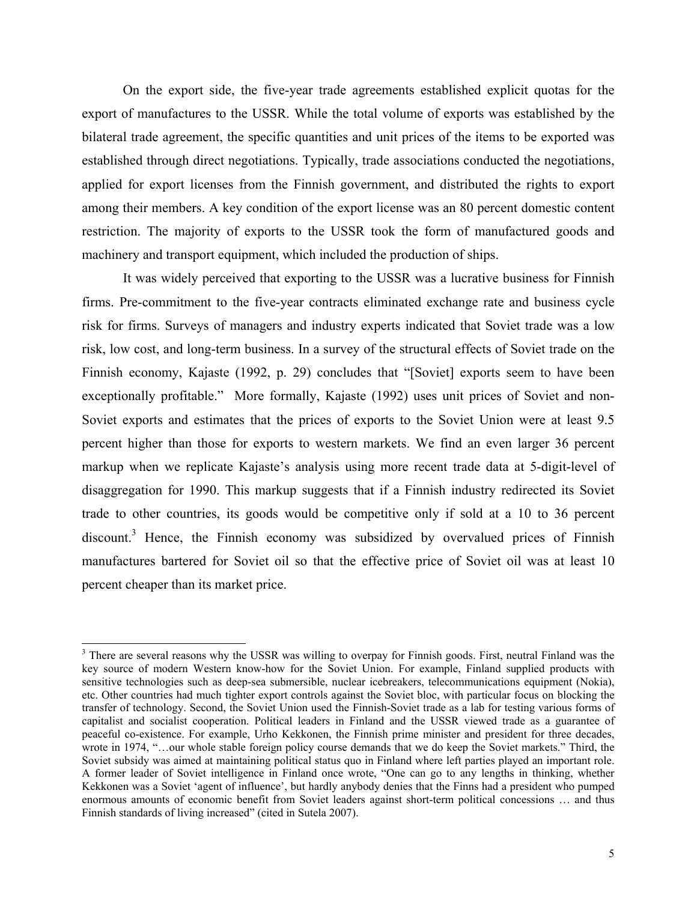On the export side, the five-year trade agreements established explicit quotas for the export of manufactures to the USSR. While the total volume of exports was established by the bilateral trade agreement, the specific quantities and unit prices of the items to be exported was established through direct negotiations. Typically, trade associations conducted the negotiations, applied for export licenses from the Finnish government, and distributed the rights to export among their members. A key condition of the export license was an 80 percent domestic content restriction. The majority of exports to the USSR took the form of manufactured goods and machinery and transport equipment, which included the production of ships.

It was widely perceived that exporting to the USSR was a lucrative business for Finnish firms. Pre-commitment to the five-year contracts eliminated exchange rate and business cycle risk for firms. Surveys of managers and industry experts indicated that Soviet trade was a low risk, low cost, and long-term business. In a survey of the structural effects of Soviet trade on the Finnish economy, Kajaste (1992, p. 29) concludes that "[Soviet] exports seem to have been exceptionally profitable." More formally, Kajaste (1992) uses unit prices of Soviet and non-Soviet exports and estimates that the prices of exports to the Soviet Union were at least 9.5 percent higher than those for exports to western markets. We find an even larger 36 percent markup when we replicate Kajaste's analysis using more recent trade data at 5-digit-level of disaggregation for 1990. This markup suggests that if a Finnish industry redirected its Soviet trade to other countries, its goods would be competitive only if sold at a 10 to 36 percent discount.[3] Hence, the Finnish economy was subsidized by overvalued prices of Finnish manufactures bartered for Soviet oil so that the effective price of Soviet oil was at least 10 percent cheaper than its market price.

[3] There are several reasons why the USSR was willing to overpay for Finnish goods. First, neutral Finland was the key source of modern Western know-how for the Soviet Union. For example, Finland supplied products with sensitive technologies such as deep-sea submersible, nuclear icebreakers, telecommunications equipment (Nokia), etc. Other countries had much tighter export controls against the Soviet bloc, with particular focus on blocking the transfer of technology. Second, the Soviet Union used the Finnish-Soviet trade as a lab for testing various forms of capitalist and socialist cooperation. Political leaders in Finland and the USSR viewed trade as a guarantee of peaceful co-existence. For example, Urho Kekkonen, the Finnish prime minister and president for three decades, wrote in 1974, "…our whole stable foreign policy course demands that we do keep the Soviet markets." Third, the Soviet subsidy was aimed at maintaining political status quo in Finland where left parties played an important role. A former leader of Soviet intelligence in Finland once wrote, "One can go to any lengths in thinking, whether Kekkonen was a Soviet 'agent of influence', but hardly anybody denies that the Finns had a president who pumped enormous amounts of economic benefit from Soviet leaders against short-term political concessions … and thus Finnish standards of living increased" (cited in Sutela 2007).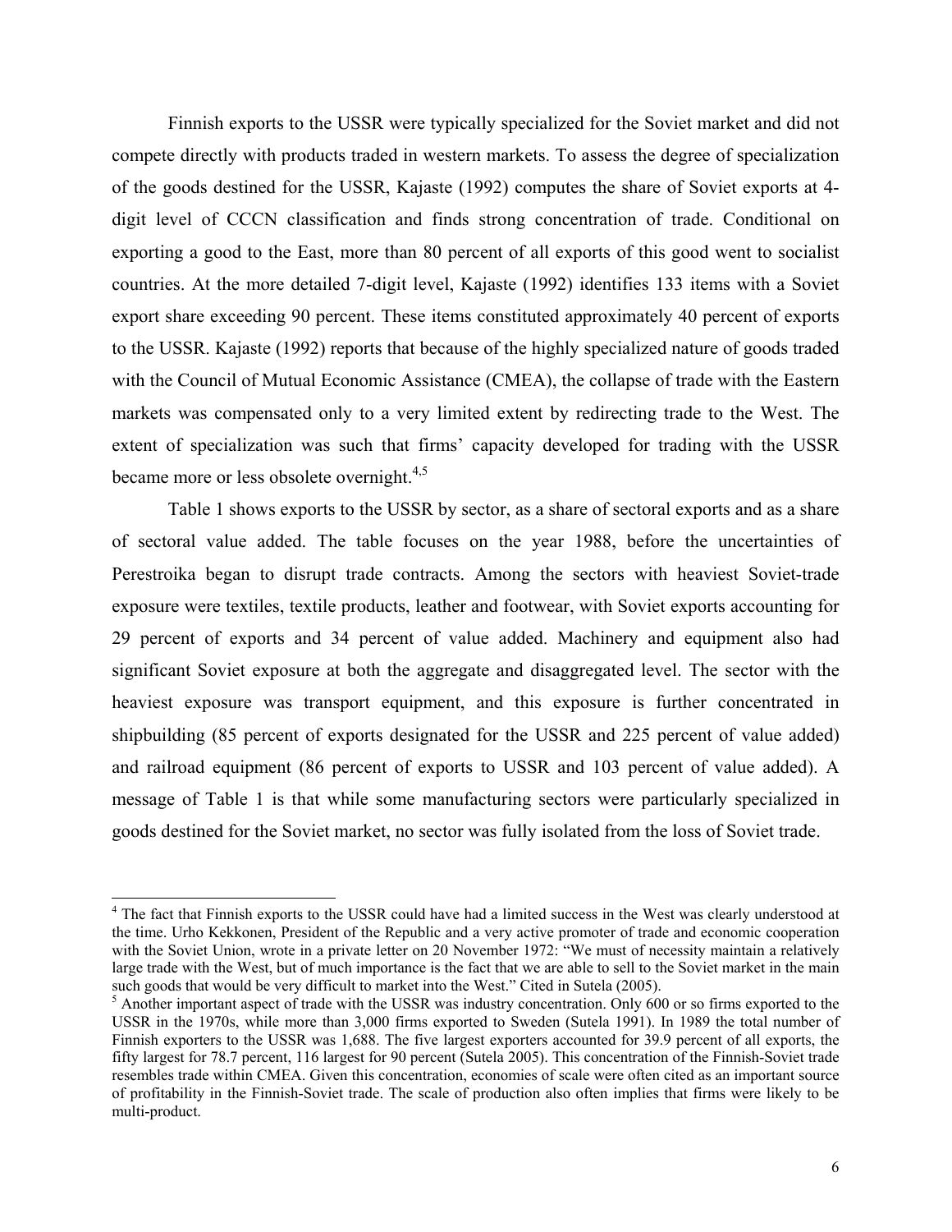Finnish exports to the USSR were typically specialized for the Soviet market and did not compete directly with products traded in western markets. To assess the degree of specialization of the goods destined for the USSR, Kajaste (1992) computes the share of Soviet exports at 4-digit level of CCCN classification and finds strong concentration of trade. Conditional on exporting a good to the East, more than 80 percent of all exports of this good went to socialist countries. At the more detailed 7-digit level, Kajaste (1992) identifies 133 items with a Soviet export share exceeding 90 percent. These items constituted approximately 40 percent of exports to the USSR. Kajaste (1992) reports that because of the highly specialized nature of goods traded with the Council of Mutual Economic Assistance (CMEA), the collapse of trade with the Eastern markets was compensated only to a very limited extent by redirecting trade to the West. The extent of specialization was such that firms' capacity developed for trading with the USSR became more or less obsolete overnight.[4,5]

Table 1 shows exports to the USSR by sector, as a share of sectoral exports and as a share of sectoral value added. The table focuses on the year 1988, before the uncertainties of Perestroika began to disrupt trade contracts. Among the sectors with heaviest Soviet-trade exposure were textiles, textile products, leather and footwear, with Soviet exports accounting for 29 percent of exports and 34 percent of value added. Machinery and equipment also had significant Soviet exposure at both the aggregate and disaggregated level. The sector with the heaviest exposure was transport equipment, and this exposure is further concentrated in shipbuilding (85 percent of exports designated for the USSR and 225 percent of value added) and railroad equipment (86 percent of exports to USSR and 103 percent of value added). A message of Table 1 is that while some manufacturing sectors were particularly specialized in goods destined for the Soviet market, no sector was fully isolated from the loss of Soviet trade.

[4] The fact that Finnish exports to the USSR could have had a limited success in the West was clearly understood at the time. Urho Kekkonen, President of the Republic and a very active promoter of trade and economic cooperation with the Soviet Union, wrote in a private letter on 20 November 1972: "We must of necessity maintain a relatively large trade with the West, but of much importance is the fact that we are able to sell to the Soviet market in the main such goods that would be very difficult to market into the West." Cited in Sutela (2005).

[5] Another important aspect of trade with the USSR was industry concentration. Only 600 or so firms exported to the USSR in the 1970s, while more than 3,000 firms exported to Sweden (Sutela 1991). In 1989 the total number of Finnish exporters to the USSR was 1,688. The five largest exporters accounted for 39.9 percent of all exports, the fifty largest for 78.7 percent, 116 largest for 90 percent (Sutela 2005). This concentration of the Finnish-Soviet trade resembles trade within CMEA. Given this concentration, economies of scale were often cited as an important source of profitability in the Finnish-Soviet trade. The scale of production also often implies that firms were likely to be multi-product.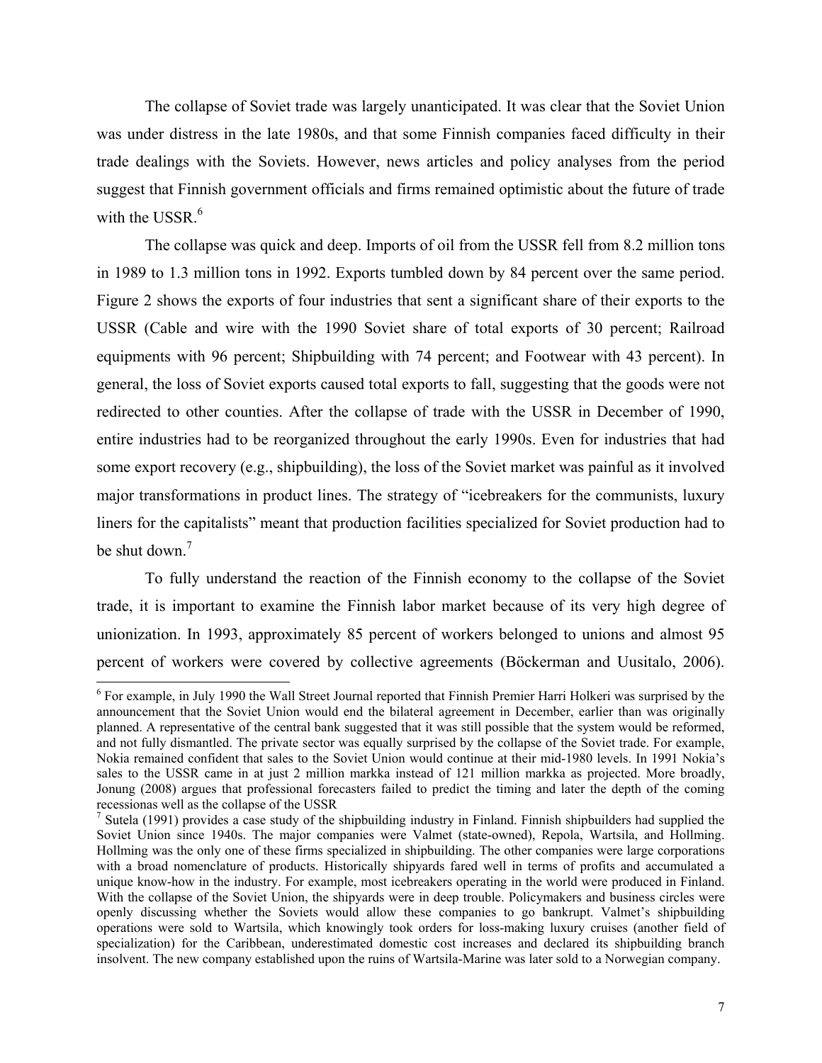The collapse of Soviet trade was largely unanticipated. It was clear that the Soviet Union was under distress in the late 1980s, and that some Finnish companies faced difficulty in their trade dealings with the Soviets. However, news articles and policy analyses from the period suggest that Finnish government officials and firms remained optimistic about the future of trade with the USSR.[6]

The collapse was quick and deep. Imports of oil from the USSR fell from 8.2 million tons in 1989 to 1.3 million tons in 1992. Exports tumbled down by 84 percent over the same period. Figure 2 shows the exports of four industries that sent a significant share of their exports to the USSR (Cable and wire with the 1990 Soviet share of total exports of 30 percent; Railroad equipments with 96 percent; Shipbuilding with 74 percent; and Footwear with 43 percent). In general, the loss of Soviet exports caused total exports to fall, suggesting that the goods were not redirected to other counties. After the collapse of trade with the USSR in December of 1990, entire industries had to be reorganized throughout the early 1990s. Even for industries that had some export recovery (e.g., shipbuilding), the loss of the Soviet market was painful as it involved major transformations in product lines. The strategy of "icebreakers for the communists, luxury liners for the capitalists" meant that production facilities specialized for Soviet production had to be shut down.[7]

To fully understand the reaction of the Finnish economy to the collapse of the Soviet trade, it is important to examine the Finnish labor market because of its very high degree of unionization. In 1993, approximately 85 percent of workers belonged to unions and almost 95 percent of workers were covered by collective agreements (Böckerman and Uusitalo, 2006).

---

[6] For example, in July 1990 the Wall Street Journal reported that Finnish Premier Harri Holkeri was surprised by the announcement that the Soviet Union would end the bilateral agreement in December, earlier than was originally planned. A representative of the central bank suggested that it was still possible that the system would be reformed, and not fully dismantled. The private sector was equally surprised by the collapse of the Soviet trade. For example, Nokia remained confident that sales to the Soviet Union would continue at their mid-1980 levels. In 1991 Nokia's sales to the USSR came in at just 2 million markka instead of 121 million markka as projected. More broadly, Jonung (2008) argues that professional forecasters failed to predict the timing and later the depth of the coming recessionas well as the collapse of the USSR

[7] Sutela (1991) provides a case study of the shipbuilding industry in Finland. Finnish shipbuilders had supplied the Soviet Union since 1940s. The major companies were Valmet (state-owned), Repola, Wartsila, and Hollming. Hollming was the only one of these firms specialized in shipbuilding. The other companies were large corporations with a broad nomenclature of products. Historically shipyards fared well in terms of profits and accumulated a unique know-how in the industry. For example, most icebreakers operating in the world were produced in Finland. With the collapse of the Soviet Union, the shipyards were in deep trouble. Policymakers and business circles were openly discussing whether the Soviets would allow these companies to go bankrupt. Valmet's shipbuilding operations were sold to Wartsila, which knowingly took orders for loss-making luxury cruises (another field of specialization) for the Caribbean, underestimated domestic cost increases and declared its shipbuilding branch insolvent. The new company established upon the ruins of Wartsila-Marine was later sold to a Norwegian company.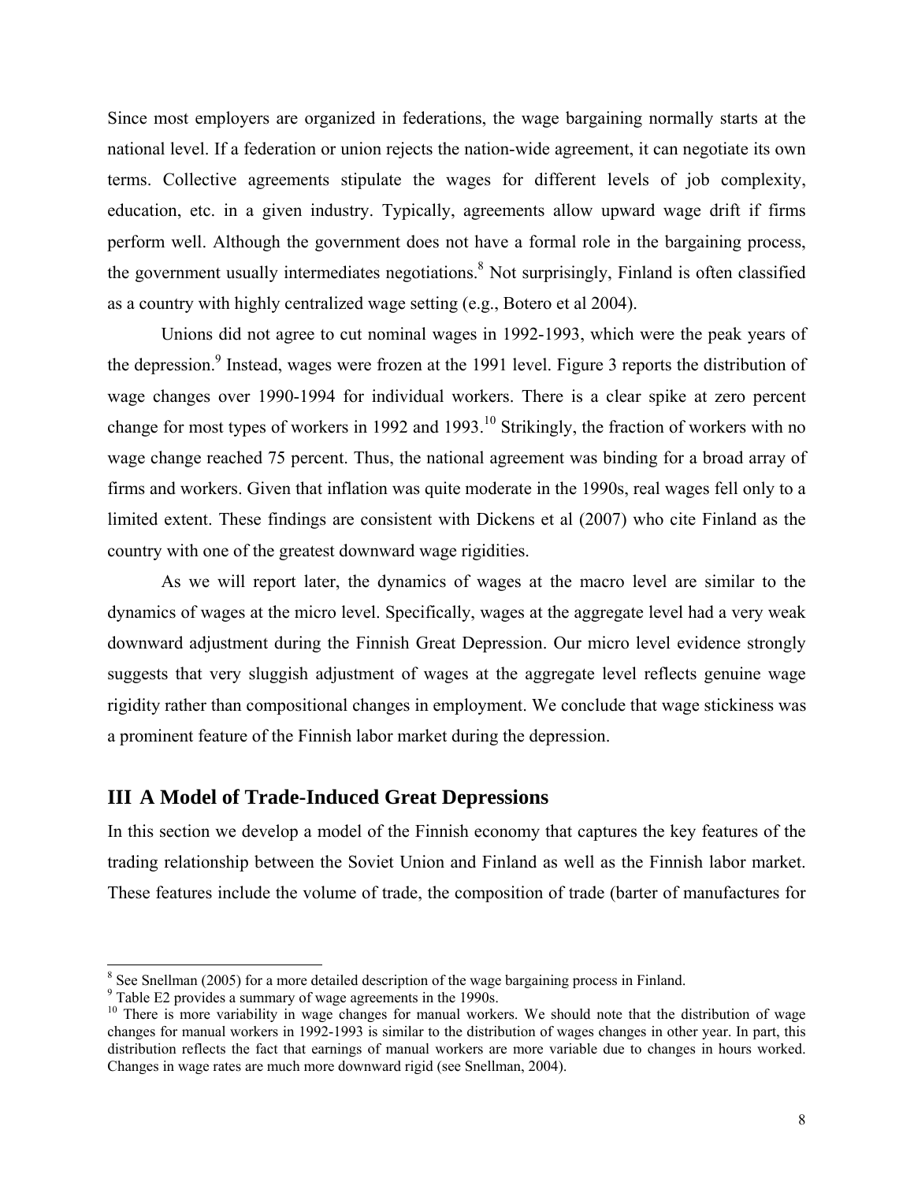Since most employers are organized in federations, the wage bargaining normally starts at the national level. If a federation or union rejects the nation-wide agreement, it can negotiate its own terms. Collective agreements stipulate the wages for different levels of job complexity, education, etc. in a given industry. Typically, agreements allow upward wage drift if firms perform well. Although the government does not have a formal role in the bargaining process, the government usually intermediates negotiations.[8] Not surprisingly, Finland is often classified as a country with highly centralized wage setting (e.g., Botero et al 2004).

Unions did not agree to cut nominal wages in 1992-1993, which were the peak years of the depression.[9] Instead, wages were frozen at the 1991 level. Figure 3 reports the distribution of wage changes over 1990-1994 for individual workers. There is a clear spike at zero percent change for most types of workers in 1992 and 1993.[10] Strikingly, the fraction of workers with no wage change reached 75 percent. Thus, the national agreement was binding for a broad array of firms and workers. Given that inflation was quite moderate in the 1990s, real wages fell only to a limited extent. These findings are consistent with Dickens et al (2007) who cite Finland as the country with one of the greatest downward wage rigidities.

As we will report later, the dynamics of wages at the macro level are similar to the dynamics of wages at the micro level. Specifically, wages at the aggregate level had a very weak downward adjustment during the Finnish Great Depression. Our micro level evidence strongly suggests that very sluggish adjustment of wages at the aggregate level reflects genuine wage rigidity rather than compositional changes in employment. We conclude that wage stickiness was a prominent feature of the Finnish labor market during the depression.

## III A Model of Trade-Induced Great Depressions

In this section we develop a model of the Finnish economy that captures the key features of the trading relationship between the Soviet Union and Finland as well as the Finnish labor market. These features include the volume of trade, the composition of trade (barter of manufactures for

---

[8] See Snellman (2005) for a more detailed description of the wage bargaining process in Finland.

[9] Table E2 provides a summary of wage agreements in the 1990s.

[10] There is more variability in wage changes for manual workers. We should note that the distribution of wage changes for manual workers in 1992-1993 is similar to the distribution of wages changes in other year. In part, this distribution reflects the fact that earnings of manual workers are more variable due to changes in hours worked. Changes in wage rates are much more downward rigid (see Snellman, 2004).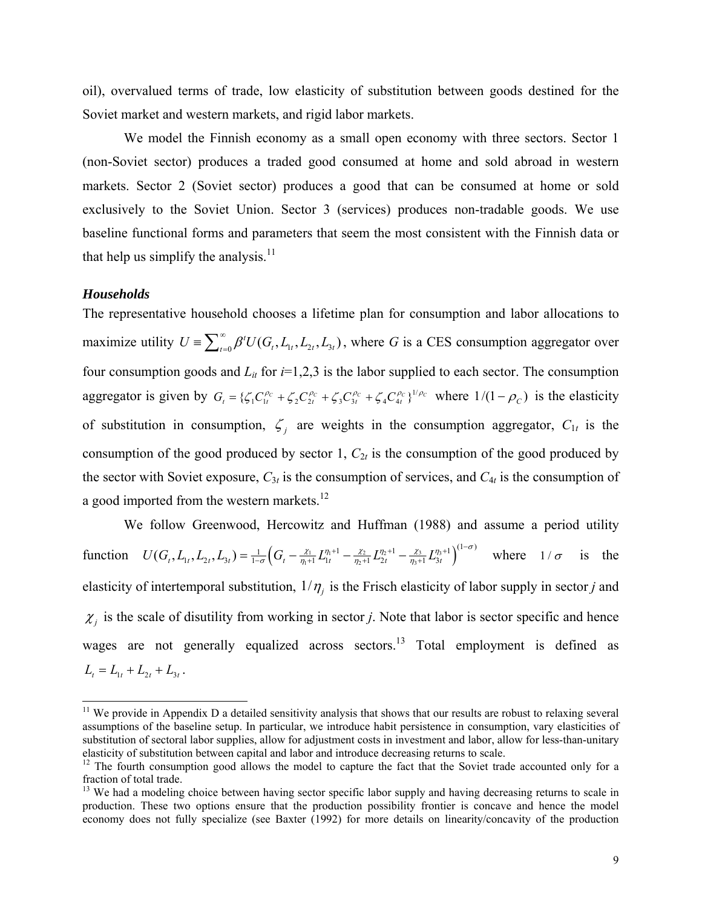oil), overvalued terms of trade, low elasticity of substitution between goods destined for the Soviet market and western markets, and rigid labor markets.

We model the Finnish economy as a small open economy with three sectors. Sector 1 (non-Soviet sector) produces a traded good consumed at home and sold abroad in western markets. Sector 2 (Soviet sector) produces a good that can be consumed at home or sold exclusively to the Soviet Union. Sector 3 (services) produces non-tradable goods. We use baseline functional forms and parameters that seem the most consistent with the Finnish data or that help us simplify the analysis.[11]

### *Households*

The representative household chooses a lifetime plan for consumption and labor allocations to maximize utility $U \equiv \sum_{t=0}^{\infty} \beta^t U(G_t, L_{1t}, L_{2t}, L_{3t})$, where $G$ is a CES consumption aggregator over four consumption goods and $L_{it}$ for $i$=1,2,3 is the labor supplied to each sector. The consumption aggregator is given by $G_t = \{\zeta_1 C_{1t}^{\rho_C} + \zeta_2 C_{2t}^{\rho_C} + \zeta_3 C_{3t}^{\rho_C} + \zeta_4 C_{4t}^{\rho_C}\}^{1/\rho_C}$ where $1/(1-\rho_C)$ is the elasticity of substitution in consumption, $\zeta_j$ are weights in the consumption aggregator, $C_{1t}$ is the consumption of the good produced by sector 1, $C_{2t}$ is the consumption of the good produced by the sector with Soviet exposure, $C_{3t}$ is the consumption of services, and $C_{4t}$ is the consumption of a good imported from the western markets.[12]

We follow Greenwood, Hercowitz and Huffman (1988) and assume a period utility function $U(G_t, L_{1t}, L_{2t}, L_{3t}) = \frac{1}{1-\sigma}\left(G_t - \frac{\chi_1}{\eta_1+1} L_{1t}^{\eta_1+1} - \frac{\chi_2}{\eta_2+1} L_{2t}^{\eta_2+1} - \frac{\chi_3}{\eta_3+1} L_{3t}^{\eta_3+1}\right)^{(1-\sigma)}$ where $1/\sigma$ is the elasticity of intertemporal substitution, $1/\eta_j$ is the Frisch elasticity of labor supply in sector $j$ and $\chi_j$ is the scale of disutility from working in sector $j$. Note that labor is sector specific and hence wages are not generally equalized across sectors.[13] Total employment is defined as $L_t = L_{1t} + L_{2t} + L_{3t}$.

---

[11] We provide in Appendix D a detailed sensitivity analysis that shows that our results are robust to relaxing several assumptions of the baseline setup. In particular, we introduce habit persistence in consumption, vary elasticities of substitution of sectoral labor supplies, allow for adjustment costs in investment and labor, allow for less-than-unitary elasticity of substitution between capital and labor and introduce decreasing returns to scale.

[12] The fourth consumption good allows the model to capture the fact that the Soviet trade accounted only for a fraction of total trade.

[13] We had a modeling choice between having sector specific labor supply and having decreasing returns to scale in production. These two options ensure that the production possibility frontier is concave and hence the model economy does not fully specialize (see Baxter (1992) for more details on linearity/concavity of the production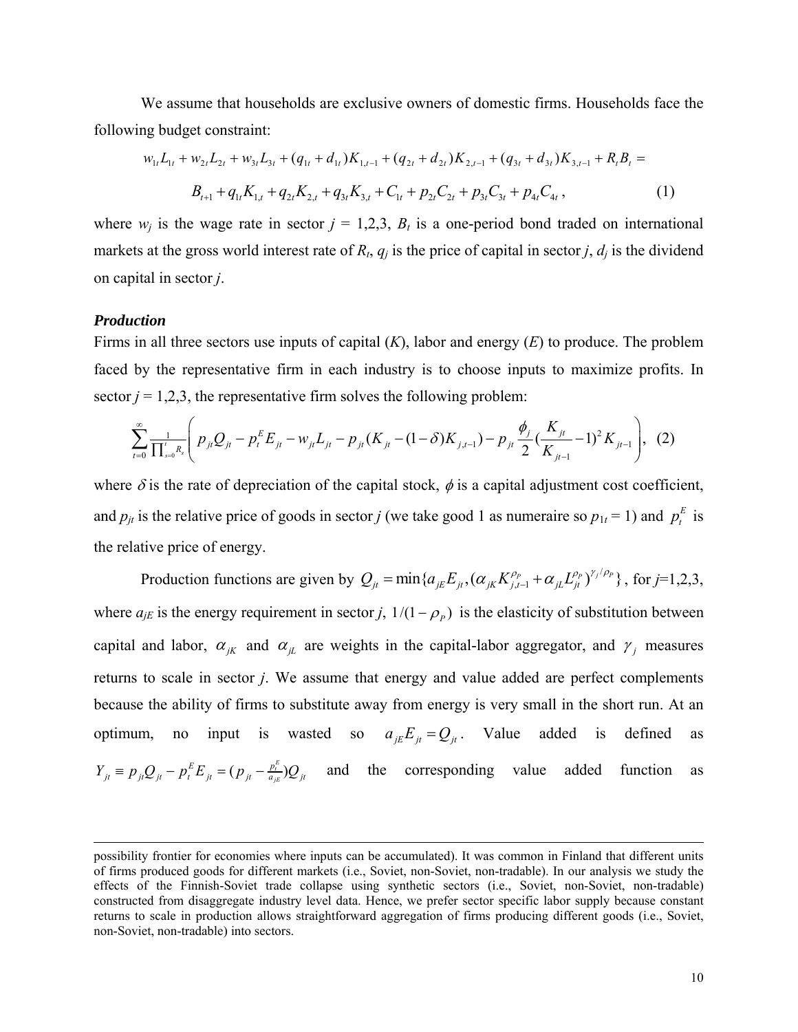We assume that households are exclusive owners of domestic firms. Households face the following budget constraint:

$$w_{1t}L_{1t} + w_{2t}L_{2t} + w_{3t}L_{3t} + (q_{1t} + d_{1t})K_{1,t-1} + (q_{2t} + d_{2t})K_{2,t-1} + (q_{3t} + d_{3t})K_{3,t-1} + R_t B_t =$$

$$B_{t+1} + q_{1t}K_{1,t} + q_{2t}K_{2,t} + q_{3t}K_{3,t} + C_{1t} + p_{2t}C_{2t} + p_{3t}C_{3t} + p_{4t}C_{4t}\,, \qquad (1)$$

where $w_j$ is the wage rate in sector $j$ = 1,2,3, $B_t$ is a one-period bond traded on international markets at the gross world interest rate of $R_t$, $q_j$ is the price of capital in sector $j$, $d_j$ is the dividend on capital in sector $j$.

### *Production*

Firms in all three sectors use inputs of capital ($K$), labor and energy ($E$) to produce. The problem faced by the representative firm in each industry is to choose inputs to maximize profits. In sector $j$ = 1,2,3, the representative firm solves the following problem:

$$\sum_{t=0}^{\infty} \frac{1}{\prod_{s=0}^{t} R_s} \left( p_{jt}Q_{jt} - p_t^E E_{jt} - w_{jt}L_{jt} - p_{jt}(K_{jt} - (1-\delta)K_{j,t-1}) - p_{jt}\frac{\phi_j}{2}\left(\frac{K_{jt}}{K_{jt-1}} - 1\right)^2 K_{jt-1} \right), \quad (2)$$

where $\delta$ is the rate of depreciation of the capital stock, $\phi$ is a capital adjustment cost coefficient, and $p_{jt}$ is the relative price of goods in sector $j$ (we take good 1 as numeraire so $p_{1t}$ = 1) and $p_t^E$ is the relative price of energy.

Production functions are given by $Q_{jt} = \min\{a_{jE}E_{jt}, (\alpha_{jK}K_{j,t-1}^{\rho_P} + \alpha_{jL}L_{jt}^{\rho_P})^{\gamma_j/\rho_P}\}$, for $j$=1,2,3, where $a_{jE}$ is the energy requirement in sector $j$, $1/(1-\rho_P)$ is the elasticity of substitution between capital and labor, $\alpha_{jK}$ and $\alpha_{jL}$ are weights in the capital-labor aggregator, and $\gamma_j$ measures returns to scale in sector $j$. We assume that energy and value added are perfect complements because the ability of firms to substitute away from energy is very small in the short run. At an optimum, no input is wasted so $a_{jE}E_{jt} = Q_{jt}$. Value added is defined as $Y_{jt} \equiv p_{jt}Q_{jt} - p_t^E E_{jt} = (p_{jt} - \frac{p_t^E}{a_{jE}})Q_{jt}$ and the corresponding value added function as

---

possibility frontier for economies where inputs can be accumulated). It was common in Finland that different units of firms produced goods for different markets (i.e., Soviet, non-Soviet, non-tradable). In our analysis we study the effects of the Finnish-Soviet trade collapse using synthetic sectors (i.e., Soviet, non-Soviet, non-tradable) constructed from disaggregate industry level data. Hence, we prefer sector specific labor supply because constant returns to scale in production allows straightforward aggregation of firms producing different goods (i.e., Soviet, non-Soviet, non-tradable) into sectors.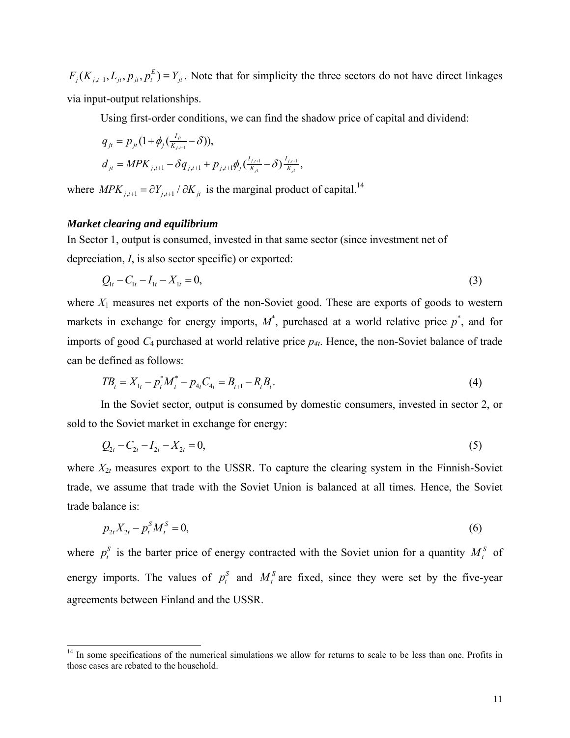$F_j(K_{j,t-1}, L_{jt}, p_{jt}, p_t^E) \equiv Y_{jt}$. Note that for simplicity the three sectors do not have direct linkages via input-output relationships.

Using first-order conditions, we can find the shadow price of capital and dividend:

$$q_{jt} = p_{jt}(1 + \phi_j(\tfrac{I_{jt}}{K_{j,t-1}} - \delta)),$$

$$d_{jt} = MPK_{j,t+1} - \delta q_{j,t+1} + p_{j,t+1}\phi_j(\tfrac{I_{j,t+1}}{K_{jt}} - \delta)\tfrac{I_{j,t+1}}{K_{jt}},$$

where $MPK_{j,t+1} = \partial Y_{j,t+1} / \partial K_{jt}$ is the marginal product of capital.[14]

***Market clearing and equilibrium***

In Sector 1, output is consumed, invested in that same sector (since investment net of depreciation, $I$, is also sector specific) or exported:

$$Q_{1t} - C_{1t} - I_{1t} - X_{1t} = 0, \tag{3}$$

where $X_1$ measures net exports of the non-Soviet good. These are exports of goods to western markets in exchange for energy imports, $M^*$, purchased at a world relative price $p^*$, and for imports of good $C_4$ purchased at world relative price $p_{4t}$. Hence, the non-Soviet balance of trade can be defined as follows:

$$TB_t = X_{1t} - p_t^* M_t^* - p_{4t} C_{4t} = B_{t+1} - R_t B_t. \tag{4}$$

In the Soviet sector, output is consumed by domestic consumers, invested in sector 2, or sold to the Soviet market in exchange for energy:

$$Q_{2t} - C_{2t} - I_{2t} - X_{2t} = 0, \tag{5}$$

where $X_{2t}$ measures export to the USSR. To capture the clearing system in the Finnish-Soviet trade, we assume that trade with the Soviet Union is balanced at all times. Hence, the Soviet trade balance is:

$$p_{2t} X_{2t} - p_t^S M_t^S = 0, \tag{6}$$

where $p_t^S$ is the barter price of energy contracted with the Soviet union for a quantity $M_t^S$ of energy imports. The values of $p_t^S$ and $M_t^S$ are fixed, since they were set by the five-year agreements between Finland and the USSR.

[14] In some specifications of the numerical simulations we allow for returns to scale to be less than one. Profits in those cases are rebated to the household.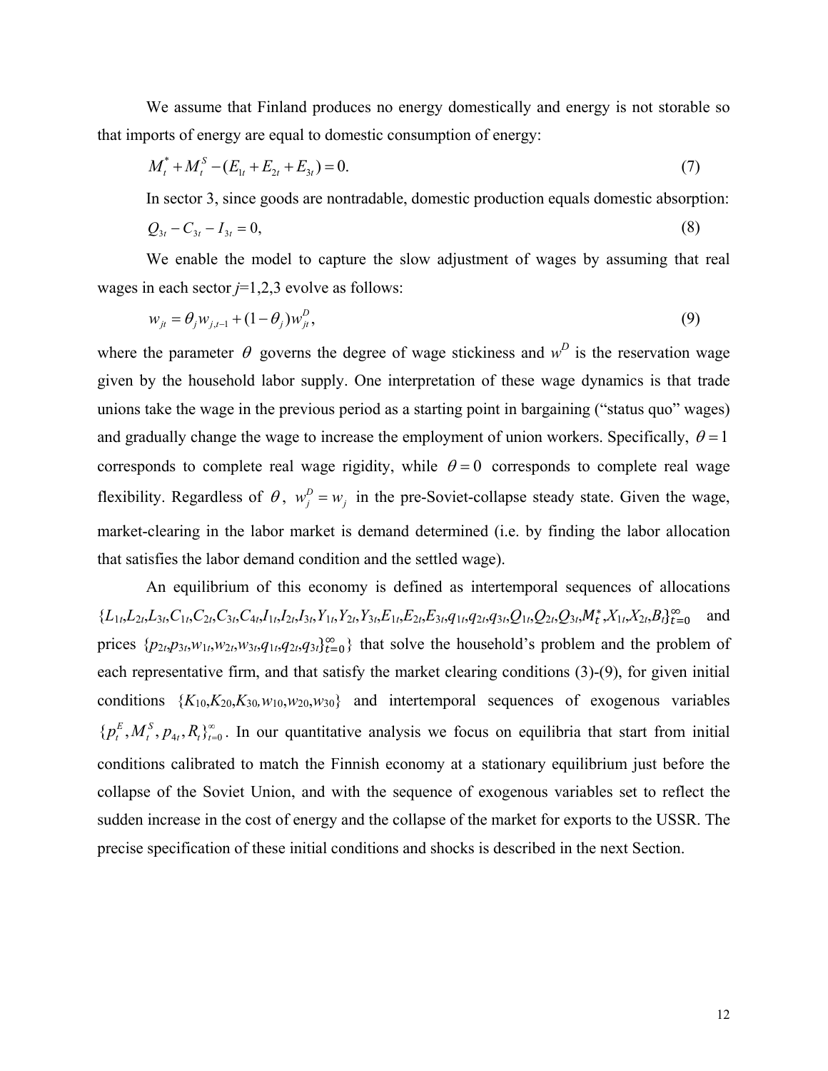We assume that Finland produces no energy domestically and energy is not storable so that imports of energy are equal to domestic consumption of energy:

$$M_t^* + M_t^S - (E_{1t} + E_{2t} + E_{3t}) = 0. \tag{7}$$

In sector 3, since goods are nontradable, domestic production equals domestic absorption:

$$Q_{3t} - C_{3t} - I_{3t} = 0, \tag{8}$$

We enable the model to capture the slow adjustment of wages by assuming that real wages in each sector $j$=1,2,3 evolve as follows:

$$w_{jt} = \theta_j w_{j,t-1} + (1-\theta_j) w_{jt}^D, \tag{9}$$

where the parameter $\theta$ governs the degree of wage stickiness and $w^D$ is the reservation wage given by the household labor supply. One interpretation of these wage dynamics is that trade unions take the wage in the previous period as a starting point in bargaining ("status quo" wages) and gradually change the wage to increase the employment of union workers. Specifically, $\theta = 1$ corresponds to complete real wage rigidity, while $\theta = 0$ corresponds to complete real wage flexibility. Regardless of $\theta$, $w_j^D = w_j$ in the pre-Soviet-collapse steady state. Given the wage, market-clearing in the labor market is demand determined (i.e. by finding the labor allocation that satisfies the labor demand condition and the settled wage).

An equilibrium of this economy is defined as intertemporal sequences of allocations $\{L_{1t},L_{2t},L_{3t},C_{1t},C_{2t},C_{3t},C_{4t},I_{1t},I_{2t},I_{3t},Y_{1t},Y_{2t},Y_{3t},E_{1t},E_{2t},E_{3t},q_{1t},q_{2t},q_{3t},Q_{1t},Q_{2t},Q_{3t},M_t^*,X_{1t},X_{2t},B_t\}_{t=0}^{\infty}$ and prices $\{p_{2t},p_{3t},w_{1t},w_{2t},w_{3t},q_{1t},q_{2t},q_{3t}\}_{t=0}^{\infty}\}$ that solve the household's problem and the problem of each representative firm, and that satisfy the market clearing conditions (3)-(9), for given initial conditions $\{K_{10},K_{20},K_{30},w_{10},w_{20},w_{30}\}$ and intertemporal sequences of exogenous variables $\{p_t^E, M_t^S, p_{4t}, R_t\}_{t=0}^{\infty}$. In our quantitative analysis we focus on equilibria that start from initial conditions calibrated to match the Finnish economy at a stationary equilibrium just before the collapse of the Soviet Union, and with the sequence of exogenous variables set to reflect the sudden increase in the cost of energy and the collapse of the market for exports to the USSR. The precise specification of these initial conditions and shocks is described in the next Section.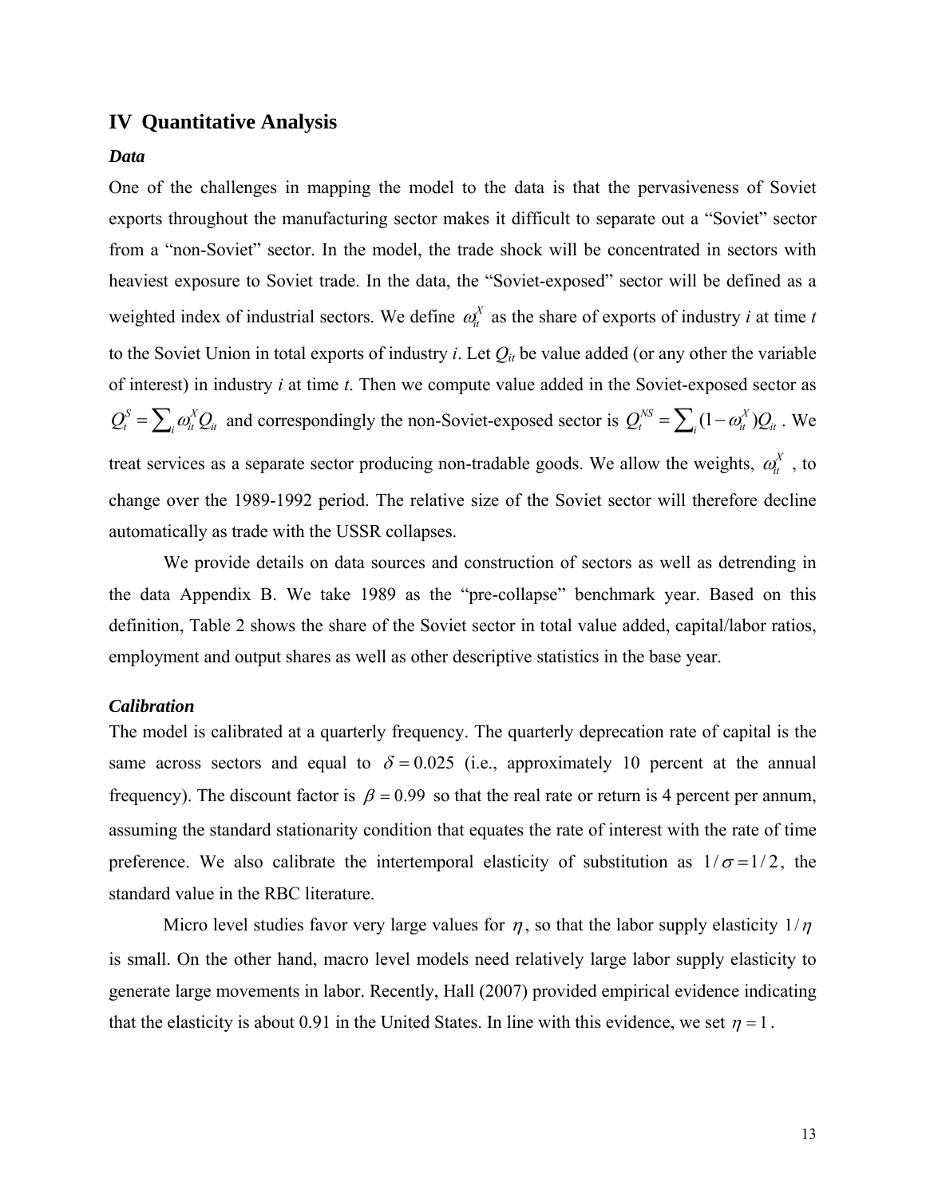## IV Quantitative Analysis

### *Data*

One of the challenges in mapping the model to the data is that the pervasiveness of Soviet exports throughout the manufacturing sector makes it difficult to separate out a "Soviet" sector from a "non-Soviet" sector. In the model, the trade shock will be concentrated in sectors with heaviest exposure to Soviet trade. In the data, the "Soviet-exposed" sector will be defined as a weighted index of industrial sectors. We define $\omega_{it}^X$ as the share of exports of industry *i* at time *t* to the Soviet Union in total exports of industry *i*. Let $Q_{it}$ be value added (or any other the variable of interest) in industry *i* at time *t*. Then we compute value added in the Soviet-exposed sector as $Q_t^S = \sum_i \omega_{it}^X Q_{it}$ and correspondingly the non-Soviet-exposed sector is $Q_t^{NS} = \sum_i (1-\omega_{it}^X) Q_{it}$. We treat services as a separate sector producing non-tradable goods. We allow the weights, $\omega_{it}^X$, to change over the 1989-1992 period. The relative size of the Soviet sector will therefore decline automatically as trade with the USSR collapses.

We provide details on data sources and construction of sectors as well as detrending in the data Appendix B. We take 1989 as the "pre-collapse" benchmark year. Based on this definition, Table 2 shows the share of the Soviet sector in total value added, capital/labor ratios, employment and output shares as well as other descriptive statistics in the base year.

### *Calibration*

The model is calibrated at a quarterly frequency. The quarterly deprecation rate of capital is the same across sectors and equal to $\delta = 0.025$ (i.e., approximately 10 percent at the annual frequency). The discount factor is $\beta = 0.99$ so that the real rate or return is 4 percent per annum, assuming the standard stationarity condition that equates the rate of interest with the rate of time preference. We also calibrate the intertemporal elasticity of substitution as $1/\sigma = 1/2$, the standard value in the RBC literature.

Micro level studies favor very large values for $\eta$, so that the labor supply elasticity $1/\eta$ is small. On the other hand, macro level models need relatively large labor supply elasticity to generate large movements in labor. Recently, Hall (2007) provided empirical evidence indicating that the elasticity is about 0.91 in the United States. In line with this evidence, we set $\eta = 1$.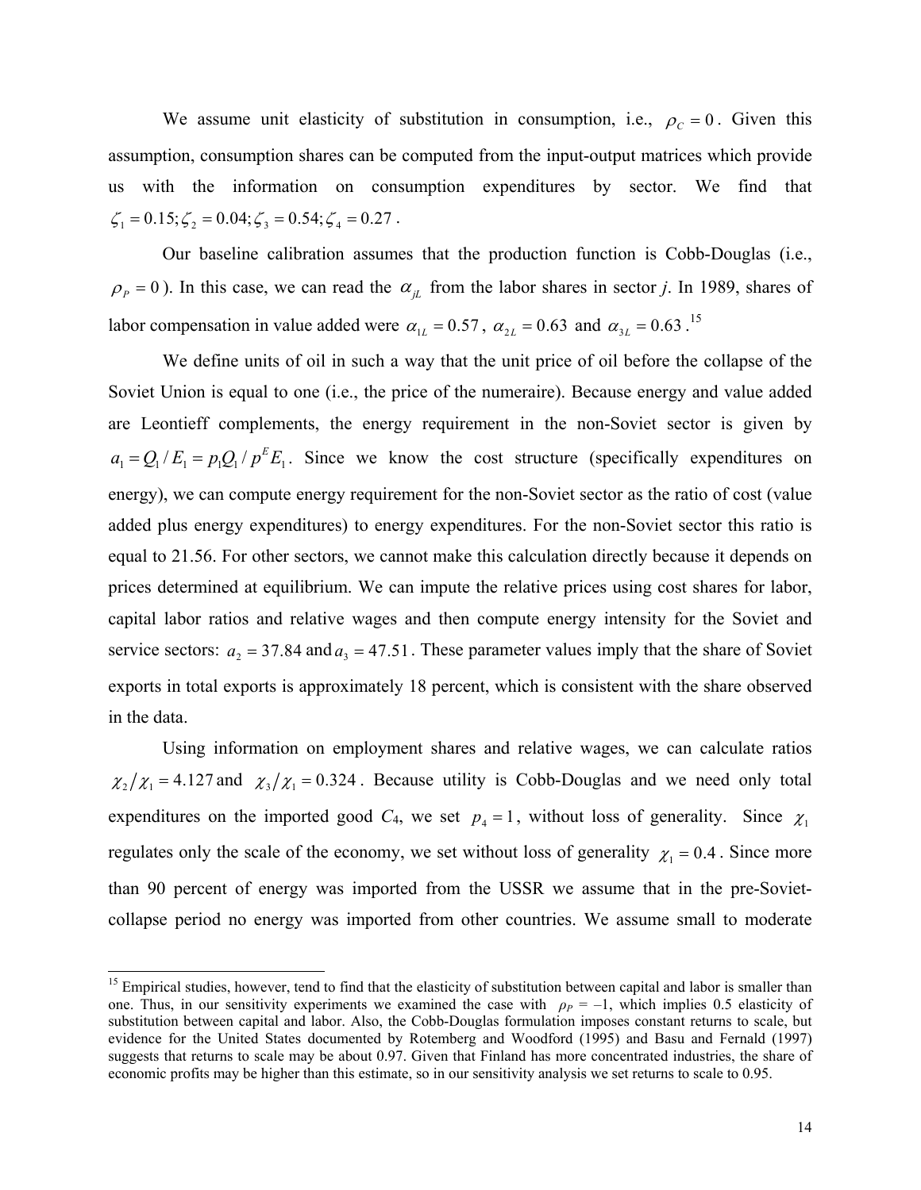We assume unit elasticity of substitution in consumption, i.e., $\rho_C = 0$. Given this assumption, consumption shares can be computed from the input-output matrices which provide us with the information on consumption expenditures by sector. We find that $\zeta_1 = 0.15; \zeta_2 = 0.04; \zeta_3 = 0.54; \zeta_4 = 0.27$.

Our baseline calibration assumes that the production function is Cobb-Douglas (i.e., $\rho_P = 0$). In this case, we can read the $\alpha_{jL}$ from the labor shares in sector *j*. In 1989, shares of labor compensation in value added were $\alpha_{1L} = 0.57$, $\alpha_{2L} = 0.63$ and $\alpha_{3L} = 0.63$.[15]

We define units of oil in such a way that the unit price of oil before the collapse of the Soviet Union is equal to one (i.e., the price of the numeraire). Because energy and value added are Leontieff complements, the energy requirement in the non-Soviet sector is given by $a_1 = Q_1 / E_1 = p_1 Q_1 / p^E E_1$. Since we know the cost structure (specifically expenditures on energy), we can compute energy requirement for the non-Soviet sector as the ratio of cost (value added plus energy expenditures) to energy expenditures. For the non-Soviet sector this ratio is equal to 21.56. For other sectors, we cannot make this calculation directly because it depends on prices determined at equilibrium. We can impute the relative prices using cost shares for labor, capital labor ratios and relative wages and then compute energy intensity for the Soviet and service sectors: $a_2 = 37.84$ and $a_3 = 47.51$. These parameter values imply that the share of Soviet exports in total exports is approximately 18 percent, which is consistent with the share observed in the data.

Using information on employment shares and relative wages, we can calculate ratios $\chi_2 / \chi_1 = 4.127$ and $\chi_3 / \chi_1 = 0.324$. Because utility is Cobb-Douglas and we need only total expenditures on the imported good $C_4$, we set $p_4 = 1$, without loss of generality. Since $\chi_1$ regulates only the scale of the economy, we set without loss of generality $\chi_1 = 0.4$. Since more than 90 percent of energy was imported from the USSR we assume that in the pre-Soviet-collapse period no energy was imported from other countries. We assume small to moderate

---

[15] Empirical studies, however, tend to find that the elasticity of substitution between capital and labor is smaller than one. Thus, in our sensitivity experiments we examined the case with $\rho_P = -1$, which implies 0.5 elasticity of substitution between capital and labor. Also, the Cobb-Douglas formulation imposes constant returns to scale, but evidence for the United States documented by Rotemberg and Woodford (1995) and Basu and Fernald (1997) suggests that returns to scale may be about 0.97. Given that Finland has more concentrated industries, the share of economic profits may be higher than this estimate, so in our sensitivity analysis we set returns to scale to 0.95.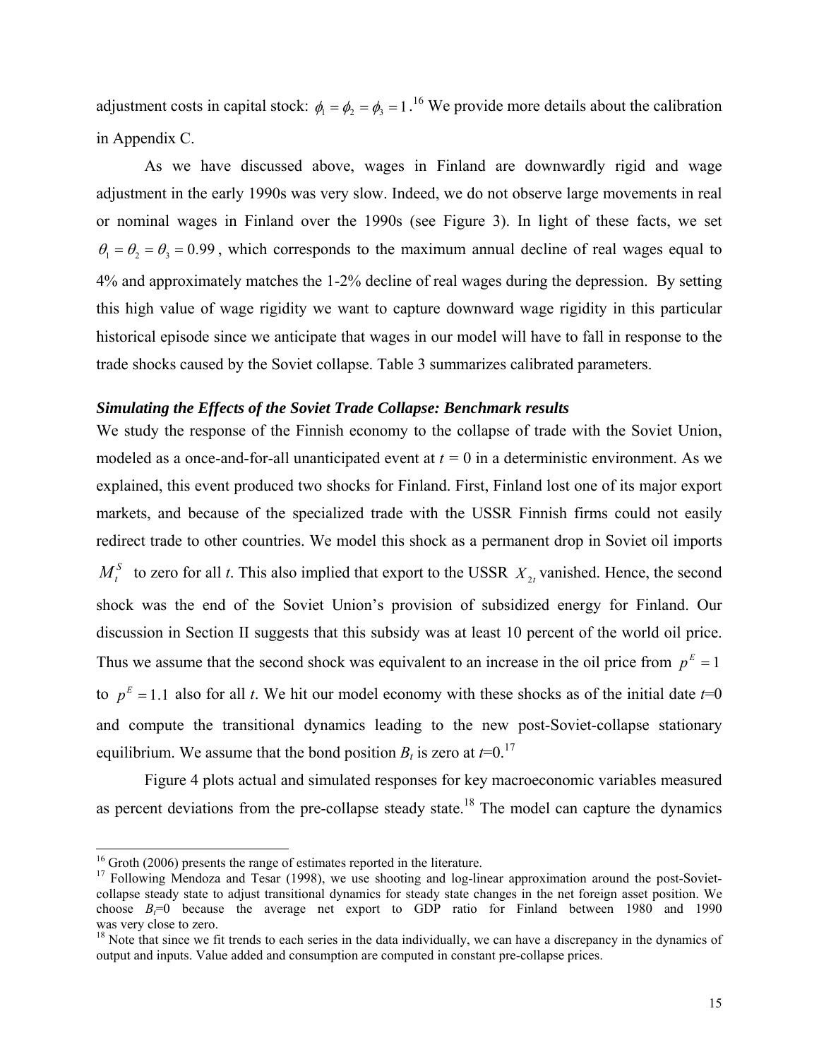adjustment costs in capital stock: $\phi_1 = \phi_2 = \phi_3 = 1$.[16] We provide more details about the calibration in Appendix C.

As we have discussed above, wages in Finland are downwardly rigid and wage adjustment in the early 1990s was very slow. Indeed, we do not observe large movements in real or nominal wages in Finland over the 1990s (see Figure 3). In light of these facts, we set $\theta_1 = \theta_2 = \theta_3 = 0.99$, which corresponds to the maximum annual decline of real wages equal to 4% and approximately matches the 1-2% decline of real wages during the depression. By setting this high value of wage rigidity we want to capture downward wage rigidity in this particular historical episode since we anticipate that wages in our model will have to fall in response to the trade shocks caused by the Soviet collapse. Table 3 summarizes calibrated parameters.

***Simulating the Effects of the Soviet Trade Collapse: Benchmark results***

We study the response of the Finnish economy to the collapse of trade with the Soviet Union, modeled as a once-and-for-all unanticipated event at $t = 0$ in a deterministic environment. As we explained, this event produced two shocks for Finland. First, Finland lost one of its major export markets, and because of the specialized trade with the USSR Finnish firms could not easily redirect trade to other countries. We model this shock as a permanent drop in Soviet oil imports $M_t^S$ to zero for all *t*. This also implied that export to the USSR $X_{2t}$ vanished. Hence, the second shock was the end of the Soviet Union's provision of subsidized energy for Finland. Our discussion in Section II suggests that this subsidy was at least 10 percent of the world oil price. Thus we assume that the second shock was equivalent to an increase in the oil price from $p^E = 1$ to $p^E = 1.1$ also for all *t*. We hit our model economy with these shocks as of the initial date *t*=0 and compute the transitional dynamics leading to the new post-Soviet-collapse stationary equilibrium. We assume that the bond position $B_t$ is zero at *t*=0.[17]

Figure 4 plots actual and simulated responses for key macroeconomic variables measured as percent deviations from the pre-collapse steady state.[18] The model can capture the dynamics

---

[16] Groth (2006) presents the range of estimates reported in the literature.

[17] Following Mendoza and Tesar (1998), we use shooting and log-linear approximation around the post-Soviet-collapse steady state to adjust transitional dynamics for steady state changes in the net foreign asset position. We choose $B_t$=0 because the average net export to GDP ratio for Finland between 1980 and 1990 was very close to zero.

[18] Note that since we fit trends to each series in the data individually, we can have a discrepancy in the dynamics of output and inputs. Value added and consumption are computed in constant pre-collapse prices.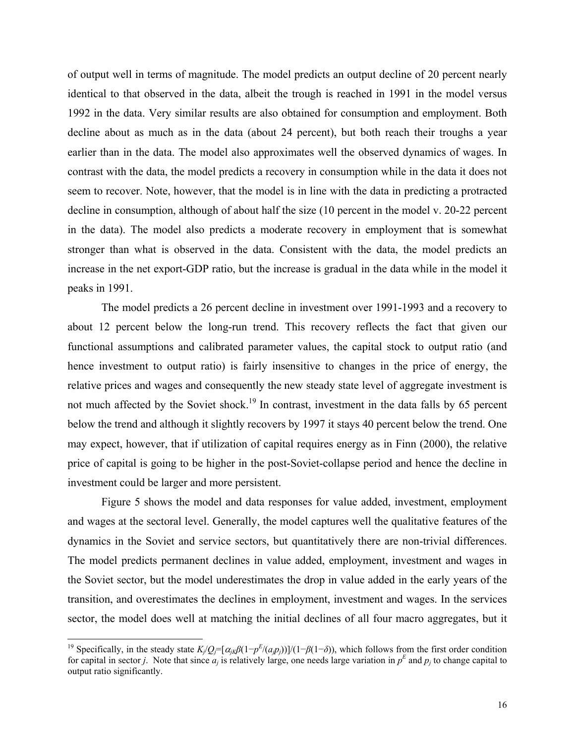of output well in terms of magnitude. The model predicts an output decline of 20 percent nearly identical to that observed in the data, albeit the trough is reached in 1991 in the model versus 1992 in the data. Very similar results are also obtained for consumption and employment. Both decline about as much as in the data (about 24 percent), but both reach their troughs a year earlier than in the data. The model also approximates well the observed dynamics of wages. In contrast with the data, the model predicts a recovery in consumption while in the data it does not seem to recover. Note, however, that the model is in line with the data in predicting a protracted decline in consumption, although of about half the size (10 percent in the model v. 20-22 percent in the data). The model also predicts a moderate recovery in employment that is somewhat stronger than what is observed in the data. Consistent with the data, the model predicts an increase in the net export-GDP ratio, but the increase is gradual in the data while in the model it peaks in 1991.

The model predicts a 26 percent decline in investment over 1991-1993 and a recovery to about 12 percent below the long-run trend. This recovery reflects the fact that given our functional assumptions and calibrated parameter values, the capital stock to output ratio (and hence investment to output ratio) is fairly insensitive to changes in the price of energy, the relative prices and wages and consequently the new steady state level of aggregate investment is not much affected by the Soviet shock.[19] In contrast, investment in the data falls by 65 percent below the trend and although it slightly recovers by 1997 it stays 40 percent below the trend. One may expect, however, that if utilization of capital requires energy as in Finn (2000), the relative price of capital is going to be higher in the post-Soviet-collapse period and hence the decline in investment could be larger and more persistent.

Figure 5 shows the model and data responses for value added, investment, employment and wages at the sectoral level. Generally, the model captures well the qualitative features of the dynamics in the Soviet and service sectors, but quantitatively there are non-trivial differences. The model predicts permanent declines in value added, employment, investment and wages in the Soviet sector, but the model underestimates the drop in value added in the early years of the transition, and overestimates the declines in employment, investment and wages. In the services sector, the model does well at matching the initial declines of all four macro aggregates, but it

---

[19] Specifically, in the steady state $K_j/Q_j=[\alpha_{jK}\beta(1-p^E/(a_j p_j))]/(1-\beta(1-\delta))$, which follows from the first order condition for capital in sector $j$. Note that since $a_j$ is relatively large, one needs large variation in $p^E$ and $p_j$ to change capital to output ratio significantly.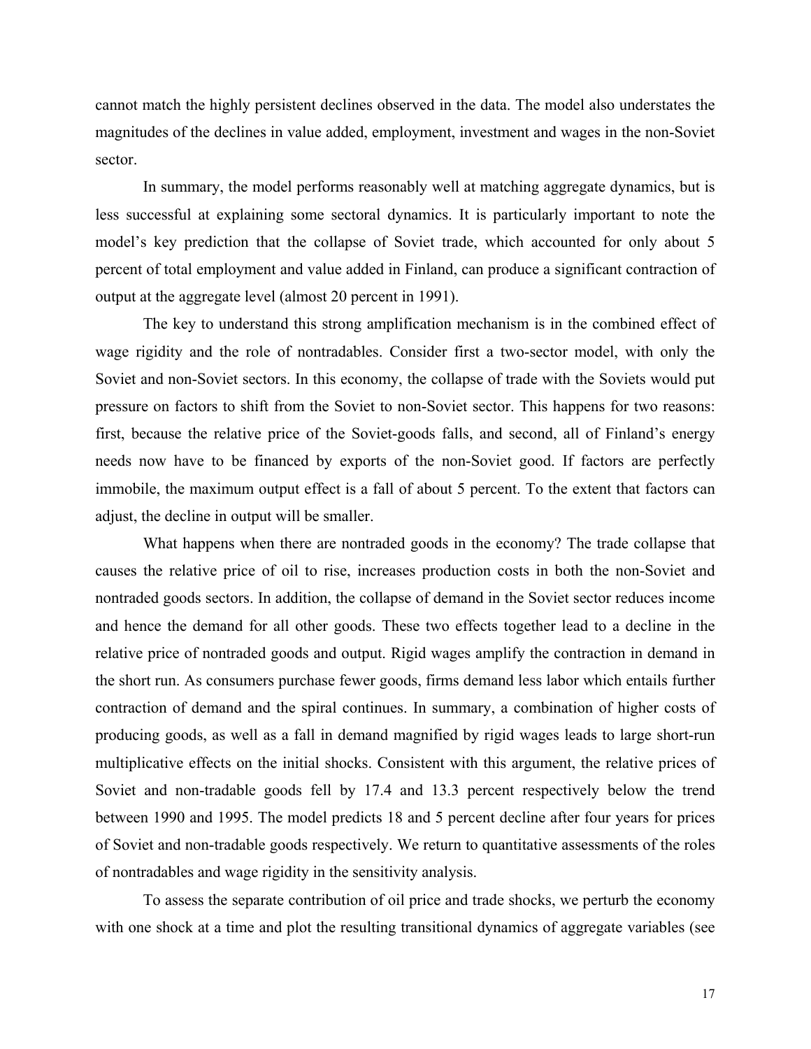cannot match the highly persistent declines observed in the data. The model also understates the magnitudes of the declines in value added, employment, investment and wages in the non-Soviet sector.

In summary, the model performs reasonably well at matching aggregate dynamics, but is less successful at explaining some sectoral dynamics. It is particularly important to note the model's key prediction that the collapse of Soviet trade, which accounted for only about 5 percent of total employment and value added in Finland, can produce a significant contraction of output at the aggregate level (almost 20 percent in 1991).

The key to understand this strong amplification mechanism is in the combined effect of wage rigidity and the role of nontradables. Consider first a two-sector model, with only the Soviet and non-Soviet sectors. In this economy, the collapse of trade with the Soviets would put pressure on factors to shift from the Soviet to non-Soviet sector. This happens for two reasons: first, because the relative price of the Soviet-goods falls, and second, all of Finland's energy needs now have to be financed by exports of the non-Soviet good. If factors are perfectly immobile, the maximum output effect is a fall of about 5 percent. To the extent that factors can adjust, the decline in output will be smaller.

What happens when there are nontraded goods in the economy? The trade collapse that causes the relative price of oil to rise, increases production costs in both the non-Soviet and nontraded goods sectors. In addition, the collapse of demand in the Soviet sector reduces income and hence the demand for all other goods. These two effects together lead to a decline in the relative price of nontraded goods and output. Rigid wages amplify the contraction in demand in the short run. As consumers purchase fewer goods, firms demand less labor which entails further contraction of demand and the spiral continues. In summary, a combination of higher costs of producing goods, as well as a fall in demand magnified by rigid wages leads to large short-run multiplicative effects on the initial shocks. Consistent with this argument, the relative prices of Soviet and non-tradable goods fell by 17.4 and 13.3 percent respectively below the trend between 1990 and 1995. The model predicts 18 and 5 percent decline after four years for prices of Soviet and non-tradable goods respectively. We return to quantitative assessments of the roles of nontradables and wage rigidity in the sensitivity analysis.

To assess the separate contribution of oil price and trade shocks, we perturb the economy with one shock at a time and plot the resulting transitional dynamics of aggregate variables (see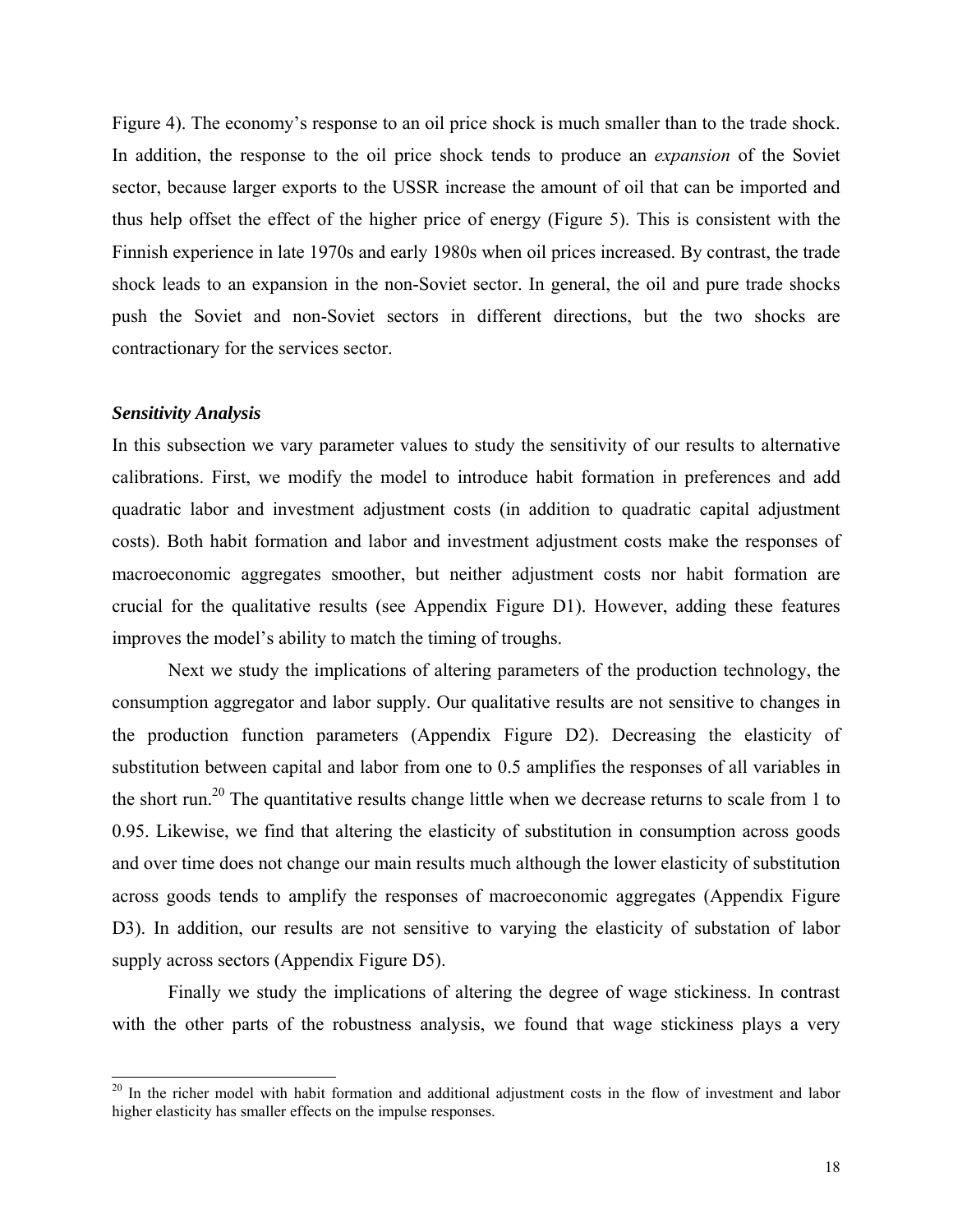Figure 4). The economy's response to an oil price shock is much smaller than to the trade shock. In addition, the response to the oil price shock tends to produce an *expansion* of the Soviet sector, because larger exports to the USSR increase the amount of oil that can be imported and thus help offset the effect of the higher price of energy (Figure 5). This is consistent with the Finnish experience in late 1970s and early 1980s when oil prices increased. By contrast, the trade shock leads to an expansion in the non-Soviet sector. In general, the oil and pure trade shocks push the Soviet and non-Soviet sectors in different directions, but the two shocks are contractionary for the services sector.

***Sensitivity Analysis***

In this subsection we vary parameter values to study the sensitivity of our results to alternative calibrations. First, we modify the model to introduce habit formation in preferences and add quadratic labor and investment adjustment costs (in addition to quadratic capital adjustment costs). Both habit formation and labor and investment adjustment costs make the responses of macroeconomic aggregates smoother, but neither adjustment costs nor habit formation are crucial for the qualitative results (see Appendix Figure D1). However, adding these features improves the model's ability to match the timing of troughs.

Next we study the implications of altering parameters of the production technology, the consumption aggregator and labor supply. Our qualitative results are not sensitive to changes in the production function parameters (Appendix Figure D2). Decreasing the elasticity of substitution between capital and labor from one to 0.5 amplifies the responses of all variables in the short run.[20] The quantitative results change little when we decrease returns to scale from 1 to 0.95. Likewise, we find that altering the elasticity of substitution in consumption across goods and over time does not change our main results much although the lower elasticity of substitution across goods tends to amplify the responses of macroeconomic aggregates (Appendix Figure D3). In addition, our results are not sensitive to varying the elasticity of substation of labor supply across sectors (Appendix Figure D5).

Finally we study the implications of altering the degree of wage stickiness. In contrast with the other parts of the robustness analysis, we found that wage stickiness plays a very

[20] In the richer model with habit formation and additional adjustment costs in the flow of investment and labor higher elasticity has smaller effects on the impulse responses.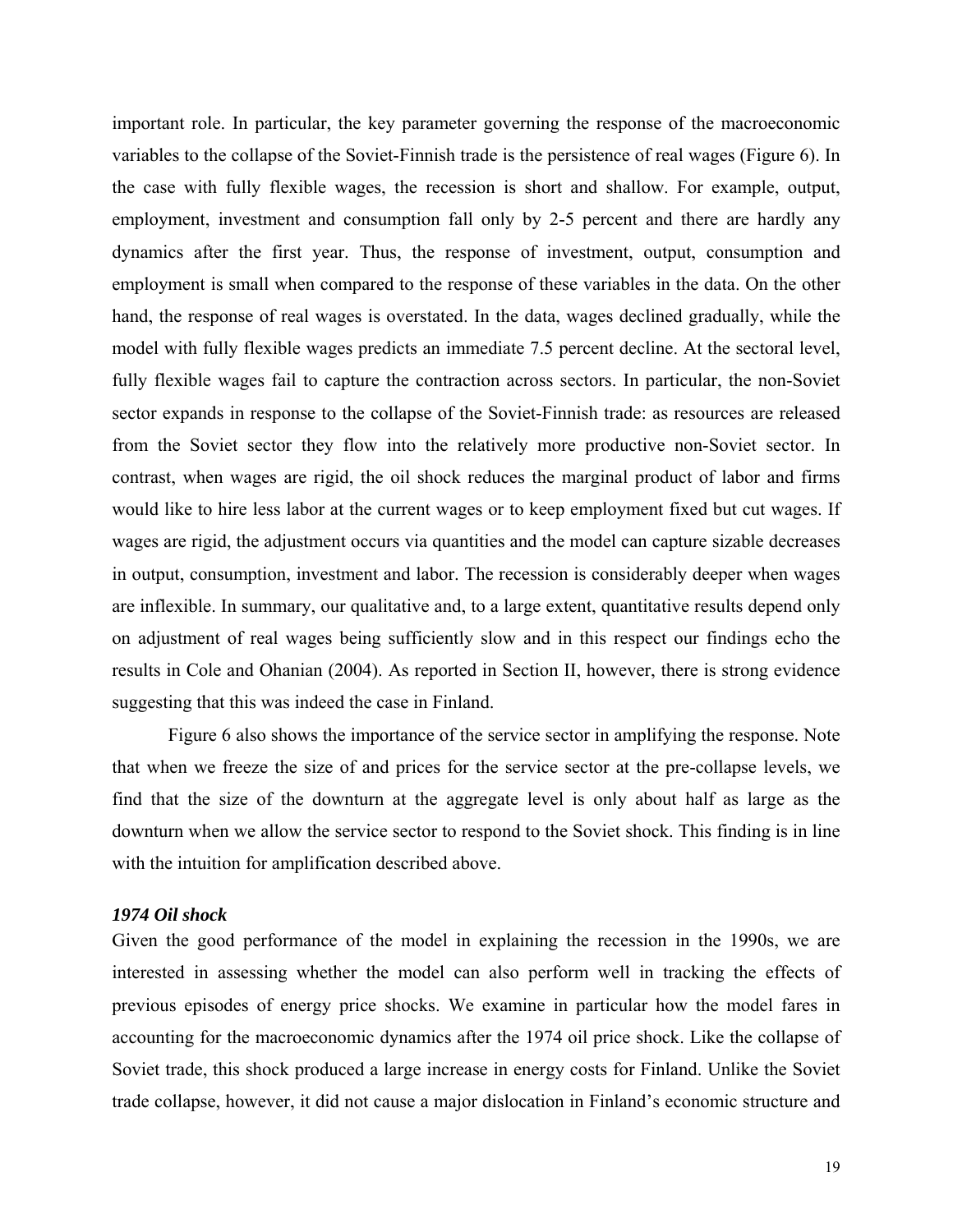important role. In particular, the key parameter governing the response of the macroeconomic variables to the collapse of the Soviet-Finnish trade is the persistence of real wages (Figure 6). In the case with fully flexible wages, the recession is short and shallow. For example, output, employment, investment and consumption fall only by 2-5 percent and there are hardly any dynamics after the first year. Thus, the response of investment, output, consumption and employment is small when compared to the response of these variables in the data. On the other hand, the response of real wages is overstated. In the data, wages declined gradually, while the model with fully flexible wages predicts an immediate 7.5 percent decline. At the sectoral level, fully flexible wages fail to capture the contraction across sectors. In particular, the non-Soviet sector expands in response to the collapse of the Soviet-Finnish trade: as resources are released from the Soviet sector they flow into the relatively more productive non-Soviet sector. In contrast, when wages are rigid, the oil shock reduces the marginal product of labor and firms would like to hire less labor at the current wages or to keep employment fixed but cut wages. If wages are rigid, the adjustment occurs via quantities and the model can capture sizable decreases in output, consumption, investment and labor. The recession is considerably deeper when wages are inflexible. In summary, our qualitative and, to a large extent, quantitative results depend only on adjustment of real wages being sufficiently slow and in this respect our findings echo the results in Cole and Ohanian (2004). As reported in Section II, however, there is strong evidence suggesting that this was indeed the case in Finland.

Figure 6 also shows the importance of the service sector in amplifying the response. Note that when we freeze the size of and prices for the service sector at the pre-collapse levels, we find that the size of the downturn at the aggregate level is only about half as large as the downturn when we allow the service sector to respond to the Soviet shock. This finding is in line with the intuition for amplification described above.

***1974 Oil shock***

Given the good performance of the model in explaining the recession in the 1990s, we are interested in assessing whether the model can also perform well in tracking the effects of previous episodes of energy price shocks. We examine in particular how the model fares in accounting for the macroeconomic dynamics after the 1974 oil price shock. Like the collapse of Soviet trade, this shock produced a large increase in energy costs for Finland. Unlike the Soviet trade collapse, however, it did not cause a major dislocation in Finland's economic structure and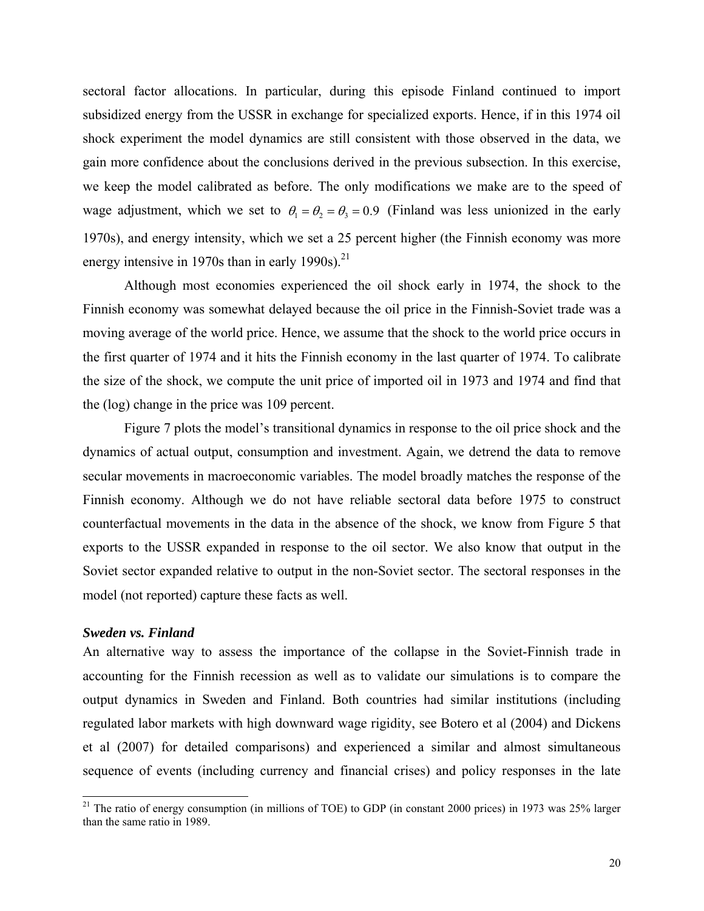sectoral factor allocations. In particular, during this episode Finland continued to import subsidized energy from the USSR in exchange for specialized exports. Hence, if in this 1974 oil shock experiment the model dynamics are still consistent with those observed in the data, we gain more confidence about the conclusions derived in the previous subsection. In this exercise, we keep the model calibrated as before. The only modifications we make are to the speed of wage adjustment, which we set to $\theta_1 = \theta_2 = \theta_3 = 0.9$ (Finland was less unionized in the early 1970s), and energy intensity, which we set a 25 percent higher (the Finnish economy was more energy intensive in 1970s than in early 1990s).[21]

Although most economies experienced the oil shock early in 1974, the shock to the Finnish economy was somewhat delayed because the oil price in the Finnish-Soviet trade was a moving average of the world price. Hence, we assume that the shock to the world price occurs in the first quarter of 1974 and it hits the Finnish economy in the last quarter of 1974. To calibrate the size of the shock, we compute the unit price of imported oil in 1973 and 1974 and find that the (log) change in the price was 109 percent.

Figure 7 plots the model's transitional dynamics in response to the oil price shock and the dynamics of actual output, consumption and investment. Again, we detrend the data to remove secular movements in macroeconomic variables. The model broadly matches the response of the Finnish economy. Although we do not have reliable sectoral data before 1975 to construct counterfactual movements in the data in the absence of the shock, we know from Figure 5 that exports to the USSR expanded in response to the oil sector. We also know that output in the Soviet sector expanded relative to output in the non-Soviet sector. The sectoral responses in the model (not reported) capture these facts as well.

***Sweden vs. Finland***

An alternative way to assess the importance of the collapse in the Soviet-Finnish trade in accounting for the Finnish recession as well as to validate our simulations is to compare the output dynamics in Sweden and Finland. Both countries had similar institutions (including regulated labor markets with high downward wage rigidity, see Botero et al (2004) and Dickens et al (2007) for detailed comparisons) and experienced a similar and almost simultaneous sequence of events (including currency and financial crises) and policy responses in the late

[21] The ratio of energy consumption (in millions of TOE) to GDP (in constant 2000 prices) in 1973 was 25% larger than the same ratio in 1989.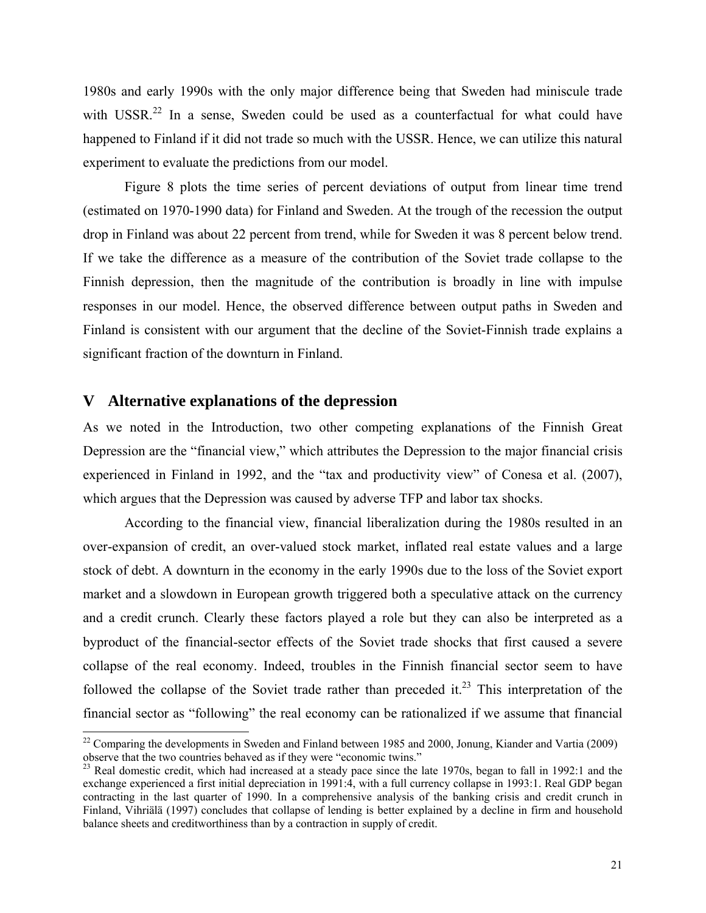1980s and early 1990s with the only major difference being that Sweden had miniscule trade with USSR.[22] In a sense, Sweden could be used as a counterfactual for what could have happened to Finland if it did not trade so much with the USSR. Hence, we can utilize this natural experiment to evaluate the predictions from our model.

Figure 8 plots the time series of percent deviations of output from linear time trend (estimated on 1970-1990 data) for Finland and Sweden. At the trough of the recession the output drop in Finland was about 22 percent from trend, while for Sweden it was 8 percent below trend. If we take the difference as a measure of the contribution of the Soviet trade collapse to the Finnish depression, then the magnitude of the contribution is broadly in line with impulse responses in our model. Hence, the observed difference between output paths in Sweden and Finland is consistent with our argument that the decline of the Soviet-Finnish trade explains a significant fraction of the downturn in Finland.

## V Alternative explanations of the depression

As we noted in the Introduction, two other competing explanations of the Finnish Great Depression are the "financial view," which attributes the Depression to the major financial crisis experienced in Finland in 1992, and the "tax and productivity view" of Conesa et al. (2007), which argues that the Depression was caused by adverse TFP and labor tax shocks.

According to the financial view, financial liberalization during the 1980s resulted in an over-expansion of credit, an over-valued stock market, inflated real estate values and a large stock of debt. A downturn in the economy in the early 1990s due to the loss of the Soviet export market and a slowdown in European growth triggered both a speculative attack on the currency and a credit crunch. Clearly these factors played a role but they can also be interpreted as a byproduct of the financial-sector effects of the Soviet trade shocks that first caused a severe collapse of the real economy. Indeed, troubles in the Finnish financial sector seem to have followed the collapse of the Soviet trade rather than preceded it.[23] This interpretation of the financial sector as "following" the real economy can be rationalized if we assume that financial

---

[22] Comparing the developments in Sweden and Finland between 1985 and 2000, Jonung, Kiander and Vartia (2009) observe that the two countries behaved as if they were "economic twins."

[23] Real domestic credit, which had increased at a steady pace since the late 1970s, began to fall in 1992:1 and the exchange experienced a first initial depreciation in 1991:4, with a full currency collapse in 1993:1. Real GDP began contracting in the last quarter of 1990. In a comprehensive analysis of the banking crisis and credit crunch in Finland, Vihriälä (1997) concludes that collapse of lending is better explained by a decline in firm and household balance sheets and creditworthiness than by a contraction in supply of credit.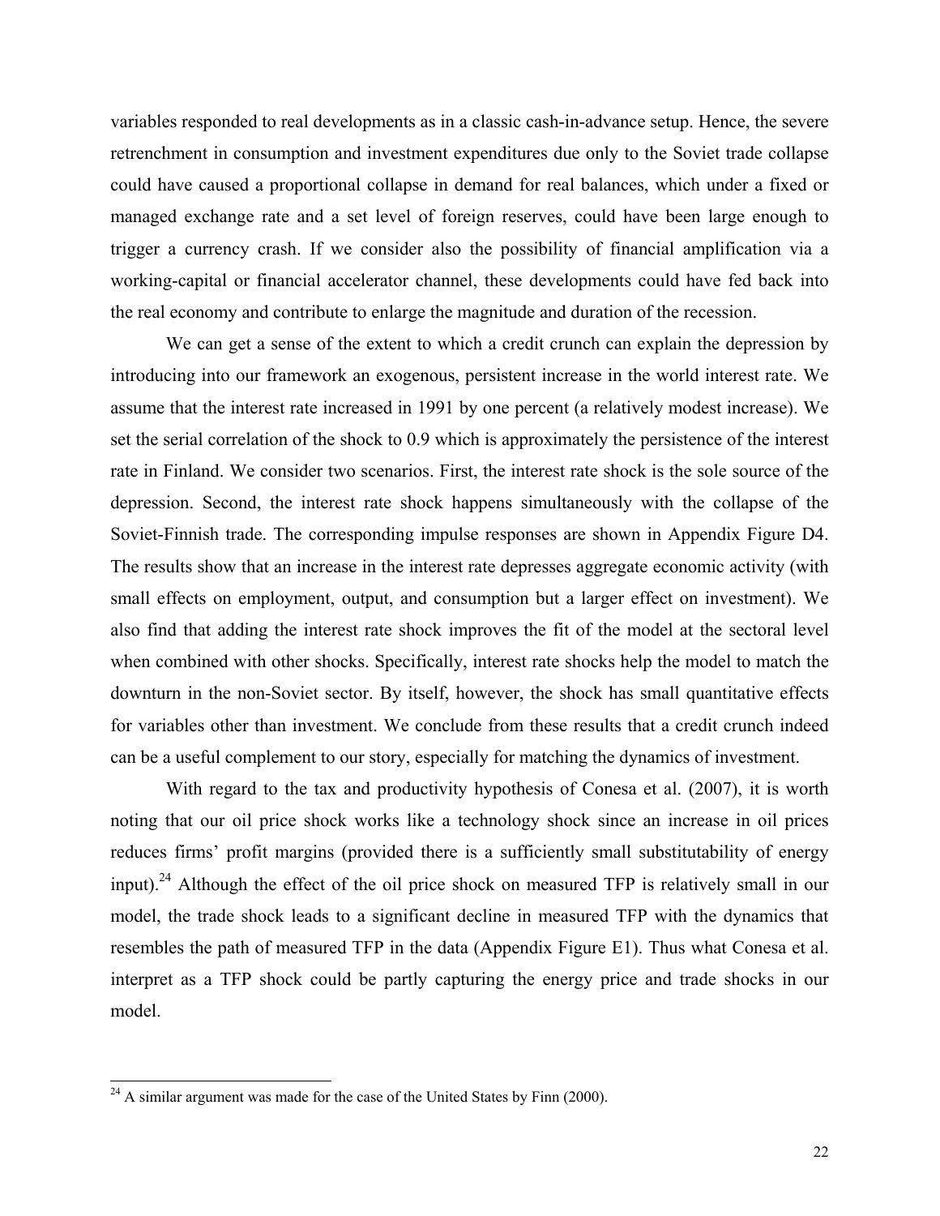variables responded to real developments as in a classic cash-in-advance setup. Hence, the severe retrenchment in consumption and investment expenditures due only to the Soviet trade collapse could have caused a proportional collapse in demand for real balances, which under a fixed or managed exchange rate and a set level of foreign reserves, could have been large enough to trigger a currency crash. If we consider also the possibility of financial amplification via a working-capital or financial accelerator channel, these developments could have fed back into the real economy and contribute to enlarge the magnitude and duration of the recession.

We can get a sense of the extent to which a credit crunch can explain the depression by introducing into our framework an exogenous, persistent increase in the world interest rate. We assume that the interest rate increased in 1991 by one percent (a relatively modest increase). We set the serial correlation of the shock to 0.9 which is approximately the persistence of the interest rate in Finland. We consider two scenarios. First, the interest rate shock is the sole source of the depression. Second, the interest rate shock happens simultaneously with the collapse of the Soviet-Finnish trade. The corresponding impulse responses are shown in Appendix Figure D4. The results show that an increase in the interest rate depresses aggregate economic activity (with small effects on employment, output, and consumption but a larger effect on investment). We also find that adding the interest rate shock improves the fit of the model at the sectoral level when combined with other shocks. Specifically, interest rate shocks help the model to match the downturn in the non-Soviet sector. By itself, however, the shock has small quantitative effects for variables other than investment. We conclude from these results that a credit crunch indeed can be a useful complement to our story, especially for matching the dynamics of investment.

With regard to the tax and productivity hypothesis of Conesa et al. (2007), it is worth noting that our oil price shock works like a technology shock since an increase in oil prices reduces firms' profit margins (provided there is a sufficiently small substitutability of energy input).[24] Although the effect of the oil price shock on measured TFP is relatively small in our model, the trade shock leads to a significant decline in measured TFP with the dynamics that resembles the path of measured TFP in the data (Appendix Figure E1). Thus what Conesa et al. interpret as a TFP shock could be partly capturing the energy price and trade shocks in our model.

[24] A similar argument was made for the case of the United States by Finn (2000).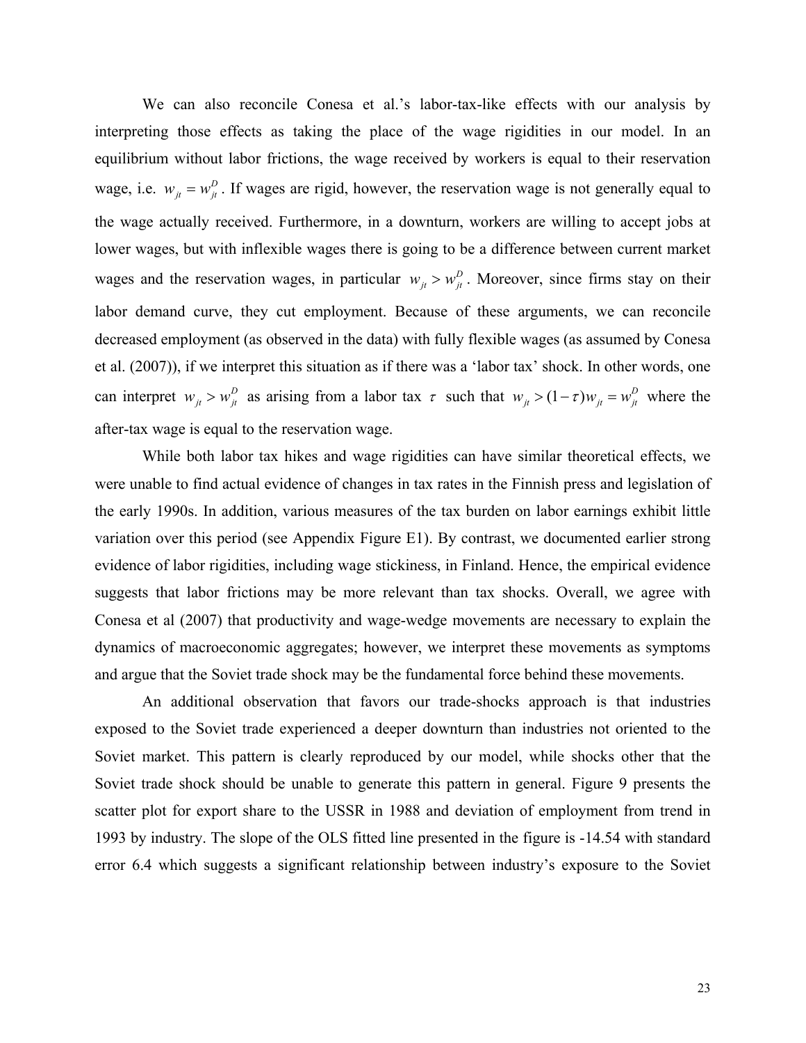We can also reconcile Conesa et al.'s labor-tax-like effects with our analysis by interpreting those effects as taking the place of the wage rigidities in our model. In an equilibrium without labor frictions, the wage received by workers is equal to their reservation wage, i.e. $w_{jt} = w_{jt}^D$. If wages are rigid, however, the reservation wage is not generally equal to the wage actually received. Furthermore, in a downturn, workers are willing to accept jobs at lower wages, but with inflexible wages there is going to be a difference between current market wages and the reservation wages, in particular $w_{jt} > w_{jt}^D$. Moreover, since firms stay on their labor demand curve, they cut employment. Because of these arguments, we can reconcile decreased employment (as observed in the data) with fully flexible wages (as assumed by Conesa et al. (2007)), if we interpret this situation as if there was a 'labor tax' shock. In other words, one can interpret $w_{jt} > w_{jt}^D$ as arising from a labor tax $\tau$ such that $w_{jt} > (1-\tau)w_{jt} = w_{jt}^D$ where the after-tax wage is equal to the reservation wage.

While both labor tax hikes and wage rigidities can have similar theoretical effects, we were unable to find actual evidence of changes in tax rates in the Finnish press and legislation of the early 1990s. In addition, various measures of the tax burden on labor earnings exhibit little variation over this period (see Appendix Figure E1). By contrast, we documented earlier strong evidence of labor rigidities, including wage stickiness, in Finland. Hence, the empirical evidence suggests that labor frictions may be more relevant than tax shocks. Overall, we agree with Conesa et al (2007) that productivity and wage-wedge movements are necessary to explain the dynamics of macroeconomic aggregates; however, we interpret these movements as symptoms and argue that the Soviet trade shock may be the fundamental force behind these movements.

An additional observation that favors our trade-shocks approach is that industries exposed to the Soviet trade experienced a deeper downturn than industries not oriented to the Soviet market. This pattern is clearly reproduced by our model, while shocks other that the Soviet trade shock should be unable to generate this pattern in general. Figure 9 presents the scatter plot for export share to the USSR in 1988 and deviation of employment from trend in 1993 by industry. The slope of the OLS fitted line presented in the figure is -14.54 with standard error 6.4 which suggests a significant relationship between industry's exposure to the Soviet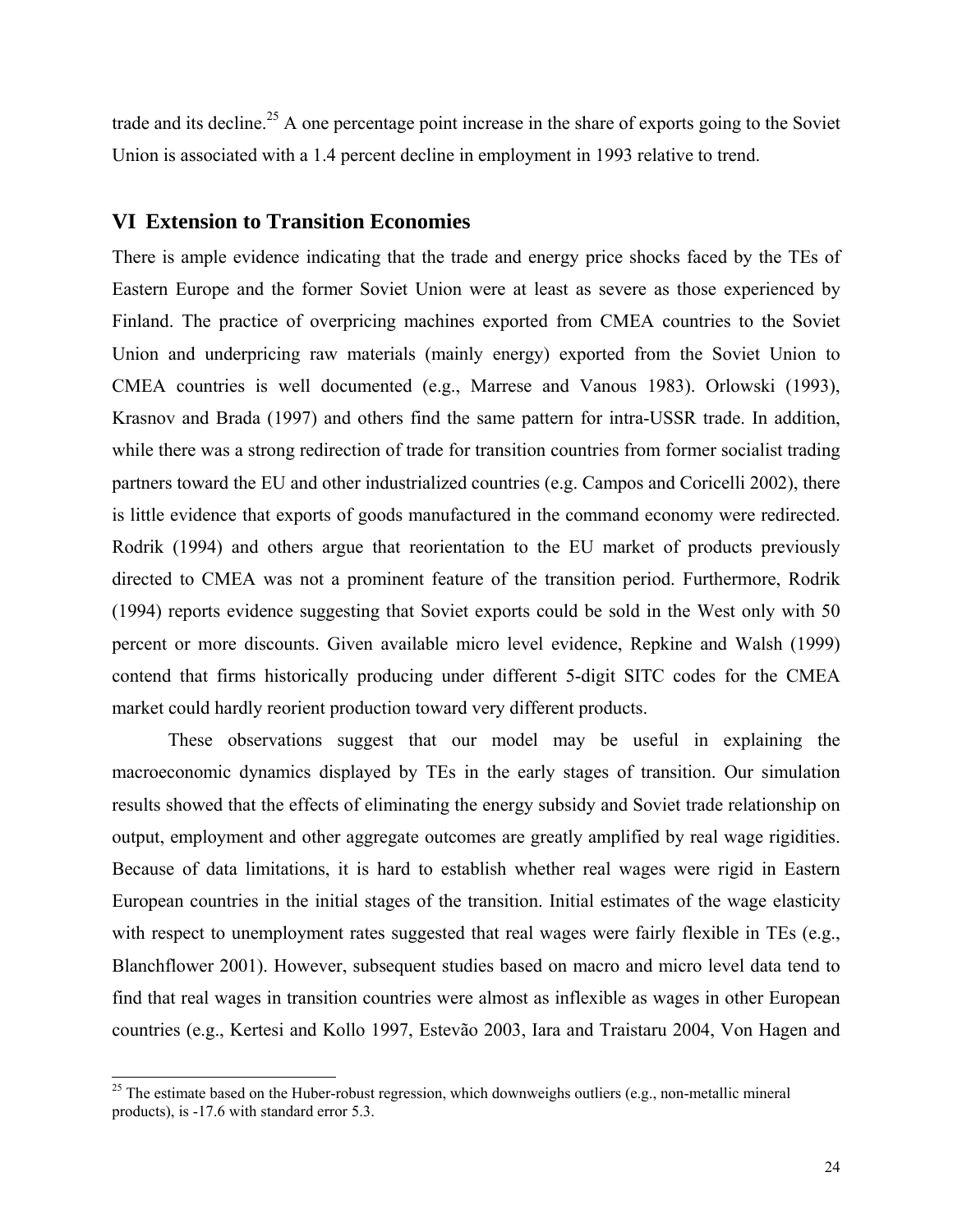trade and its decline.[25] A one percentage point increase in the share of exports going to the Soviet Union is associated with a 1.4 percent decline in employment in 1993 relative to trend.

## VI Extension to Transition Economies

There is ample evidence indicating that the trade and energy price shocks faced by the TEs of Eastern Europe and the former Soviet Union were at least as severe as those experienced by Finland. The practice of overpricing machines exported from CMEA countries to the Soviet Union and underpricing raw materials (mainly energy) exported from the Soviet Union to CMEA countries is well documented (e.g., Marrese and Vanous 1983). Orlowski (1993), Krasnov and Brada (1997) and others find the same pattern for intra-USSR trade. In addition, while there was a strong redirection of trade for transition countries from former socialist trading partners toward the EU and other industrialized countries (e.g. Campos and Coricelli 2002), there is little evidence that exports of goods manufactured in the command economy were redirected. Rodrik (1994) and others argue that reorientation to the EU market of products previously directed to CMEA was not a prominent feature of the transition period. Furthermore, Rodrik (1994) reports evidence suggesting that Soviet exports could be sold in the West only with 50 percent or more discounts. Given available micro level evidence, Repkine and Walsh (1999) contend that firms historically producing under different 5-digit SITC codes for the CMEA market could hardly reorient production toward very different products.

These observations suggest that our model may be useful in explaining the macroeconomic dynamics displayed by TEs in the early stages of transition. Our simulation results showed that the effects of eliminating the energy subsidy and Soviet trade relationship on output, employment and other aggregate outcomes are greatly amplified by real wage rigidities. Because of data limitations, it is hard to establish whether real wages were rigid in Eastern European countries in the initial stages of the transition. Initial estimates of the wage elasticity with respect to unemployment rates suggested that real wages were fairly flexible in TEs (e.g., Blanchflower 2001). However, subsequent studies based on macro and micro level data tend to find that real wages in transition countries were almost as inflexible as wages in other European countries (e.g., Kertesi and Kollo 1997, Estevão 2003, Iara and Traistaru 2004, Von Hagen and

---

[25] The estimate based on the Huber-robust regression, which downweighs outliers (e.g., non-metallic mineral products), is -17.6 with standard error 5.3.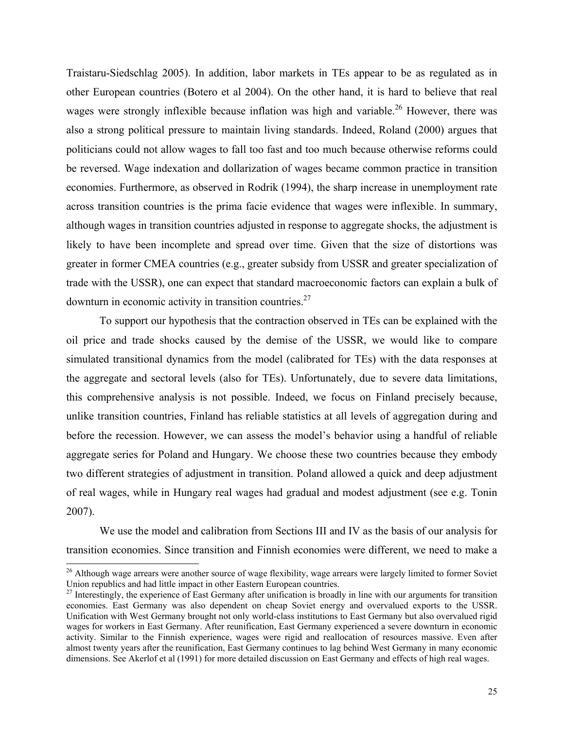Traistaru-Siedschlag 2005). In addition, labor markets in TEs appear to be as regulated as in other European countries (Botero et al 2004). On the other hand, it is hard to believe that real wages were strongly inflexible because inflation was high and variable.[26] However, there was also a strong political pressure to maintain living standards. Indeed, Roland (2000) argues that politicians could not allow wages to fall too fast and too much because otherwise reforms could be reversed. Wage indexation and dollarization of wages became common practice in transition economies. Furthermore, as observed in Rodrik (1994), the sharp increase in unemployment rate across transition countries is the prima facie evidence that wages were inflexible. In summary, although wages in transition countries adjusted in response to aggregate shocks, the adjustment is likely to have been incomplete and spread over time. Given that the size of distortions was greater in former CMEA countries (e.g., greater subsidy from USSR and greater specialization of trade with the USSR), one can expect that standard macroeconomic factors can explain a bulk of downturn in economic activity in transition countries.[27]

To support our hypothesis that the contraction observed in TEs can be explained with the oil price and trade shocks caused by the demise of the USSR, we would like to compare simulated transitional dynamics from the model (calibrated for TEs) with the data responses at the aggregate and sectoral levels (also for TEs). Unfortunately, due to severe data limitations, this comprehensive analysis is not possible. Indeed, we focus on Finland precisely because, unlike transition countries, Finland has reliable statistics at all levels of aggregation during and before the recession. However, we can assess the model's behavior using a handful of reliable aggregate series for Poland and Hungary. We choose these two countries because they embody two different strategies of adjustment in transition. Poland allowed a quick and deep adjustment of real wages, while in Hungary real wages had gradual and modest adjustment (see e.g. Tonin 2007).

We use the model and calibration from Sections III and IV as the basis of our analysis for transition economies. Since transition and Finnish economies were different, we need to make a

---

[26] Although wage arrears were another source of wage flexibility, wage arrears were largely limited to former Soviet Union republics and had little impact in other Eastern European countries.

[27] Interestingly, the experience of East Germany after unification is broadly in line with our arguments for transition economies. East Germany was also dependent on cheap Soviet energy and overvalued exports to the USSR. Unification with West Germany brought not only world-class institutions to East Germany but also overvalued rigid wages for workers in East Germany. After reunification, East Germany experienced a severe downturn in economic activity. Similar to the Finnish experience, wages were rigid and reallocation of resources massive. Even after almost twenty years after the reunification, East Germany continues to lag behind West Germany in many economic dimensions. See Akerlof et al (1991) for more detailed discussion on East Germany and effects of high real wages.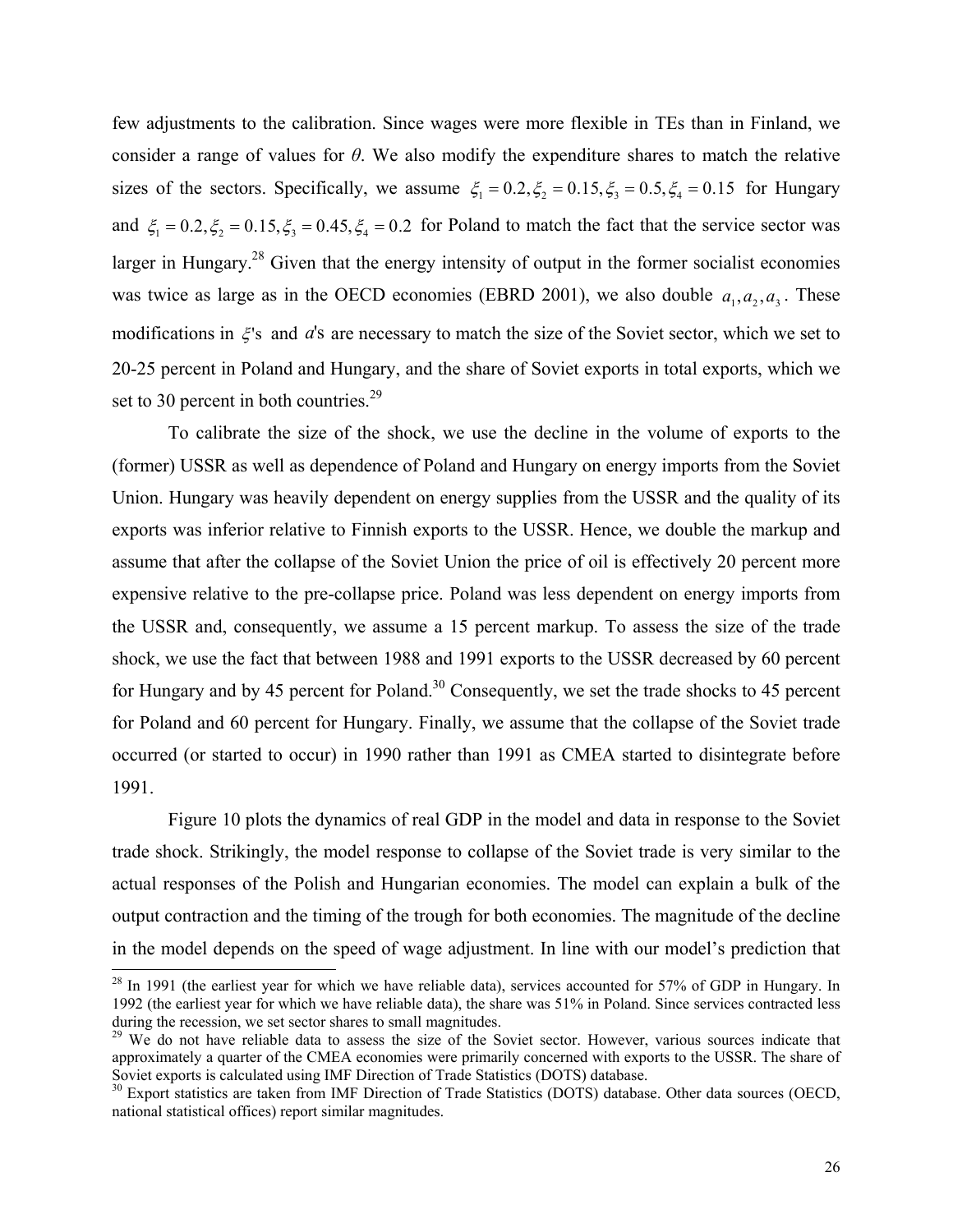few adjustments to the calibration. Since wages were more flexible in TEs than in Finland, we consider a range of values for $\theta$. We also modify the expenditure shares to match the relative sizes of the sectors. Specifically, we assume $\xi_1 = 0.2, \xi_2 = 0.15, \xi_3 = 0.5, \xi_4 = 0.15$ for Hungary and $\xi_1 = 0.2, \xi_2 = 0.15, \xi_3 = 0.45, \xi_4 = 0.2$ for Poland to match the fact that the service sector was larger in Hungary.[28] Given that the energy intensity of output in the former socialist economies was twice as large as in the OECD economies (EBRD 2001), we also double $a_1, a_2, a_3$. These modifications in $\xi$'s and $a$'s are necessary to match the size of the Soviet sector, which we set to 20-25 percent in Poland and Hungary, and the share of Soviet exports in total exports, which we set to 30 percent in both countries.[29]

To calibrate the size of the shock, we use the decline in the volume of exports to the (former) USSR as well as dependence of Poland and Hungary on energy imports from the Soviet Union. Hungary was heavily dependent on energy supplies from the USSR and the quality of its exports was inferior relative to Finnish exports to the USSR. Hence, we double the markup and assume that after the collapse of the Soviet Union the price of oil is effectively 20 percent more expensive relative to the pre-collapse price. Poland was less dependent on energy imports from the USSR and, consequently, we assume a 15 percent markup. To assess the size of the trade shock, we use the fact that between 1988 and 1991 exports to the USSR decreased by 60 percent for Hungary and by 45 percent for Poland.[30] Consequently, we set the trade shocks to 45 percent for Poland and 60 percent for Hungary. Finally, we assume that the collapse of the Soviet trade occurred (or started to occur) in 1990 rather than 1991 as CMEA started to disintegrate before 1991.

Figure 10 plots the dynamics of real GDP in the model and data in response to the Soviet trade shock. Strikingly, the model response to collapse of the Soviet trade is very similar to the actual responses of the Polish and Hungarian economies. The model can explain a bulk of the output contraction and the timing of the trough for both economies. The magnitude of the decline in the model depends on the speed of wage adjustment. In line with our model's prediction that

---

[28] In 1991 (the earliest year for which we have reliable data), services accounted for 57% of GDP in Hungary. In 1992 (the earliest year for which we have reliable data), the share was 51% in Poland. Since services contracted less during the recession, we set sector shares to small magnitudes.

[29] We do not have reliable data to assess the size of the Soviet sector. However, various sources indicate that approximately a quarter of the CMEA economies were primarily concerned with exports to the USSR. The share of Soviet exports is calculated using IMF Direction of Trade Statistics (DOTS) database.

[30] Export statistics are taken from IMF Direction of Trade Statistics (DOTS) database. Other data sources (OECD, national statistical offices) report similar magnitudes.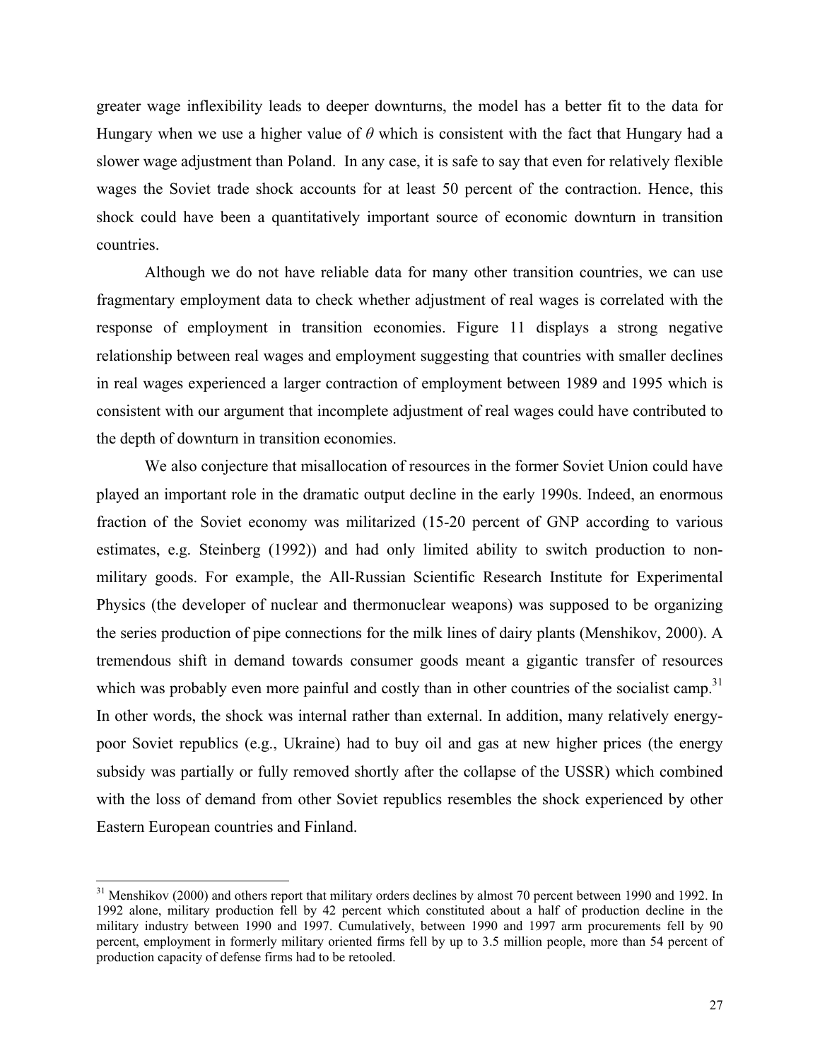greater wage inflexibility leads to deeper downturns, the model has a better fit to the data for Hungary when we use a higher value of $\theta$ which is consistent with the fact that Hungary had a slower wage adjustment than Poland. In any case, it is safe to say that even for relatively flexible wages the Soviet trade shock accounts for at least 50 percent of the contraction. Hence, this shock could have been a quantitatively important source of economic downturn in transition countries.

Although we do not have reliable data for many other transition countries, we can use fragmentary employment data to check whether adjustment of real wages is correlated with the response of employment in transition economies. Figure 11 displays a strong negative relationship between real wages and employment suggesting that countries with smaller declines in real wages experienced a larger contraction of employment between 1989 and 1995 which is consistent with our argument that incomplete adjustment of real wages could have contributed to the depth of downturn in transition economies.

We also conjecture that misallocation of resources in the former Soviet Union could have played an important role in the dramatic output decline in the early 1990s. Indeed, an enormous fraction of the Soviet economy was militarized (15-20 percent of GNP according to various estimates, e.g. Steinberg (1992)) and had only limited ability to switch production to non-military goods. For example, the All-Russian Scientific Research Institute for Experimental Physics (the developer of nuclear and thermonuclear weapons) was supposed to be organizing the series production of pipe connections for the milk lines of dairy plants (Menshikov, 2000). A tremendous shift in demand towards consumer goods meant a gigantic transfer of resources which was probably even more painful and costly than in other countries of the socialist camp.[31] In other words, the shock was internal rather than external. In addition, many relatively energy-poor Soviet republics (e.g., Ukraine) had to buy oil and gas at new higher prices (the energy subsidy was partially or fully removed shortly after the collapse of the USSR) which combined with the loss of demand from other Soviet republics resembles the shock experienced by other Eastern European countries and Finland.

---

[31] Menshikov (2000) and others report that military orders declines by almost 70 percent between 1990 and 1992. In 1992 alone, military production fell by 42 percent which constituted about a half of production decline in the military industry between 1990 and 1997. Cumulatively, between 1990 and 1997 arm procurements fell by 90 percent, employment in formerly military oriented firms fell by up to 3.5 million people, more than 54 percent of production capacity of defense firms had to be retooled.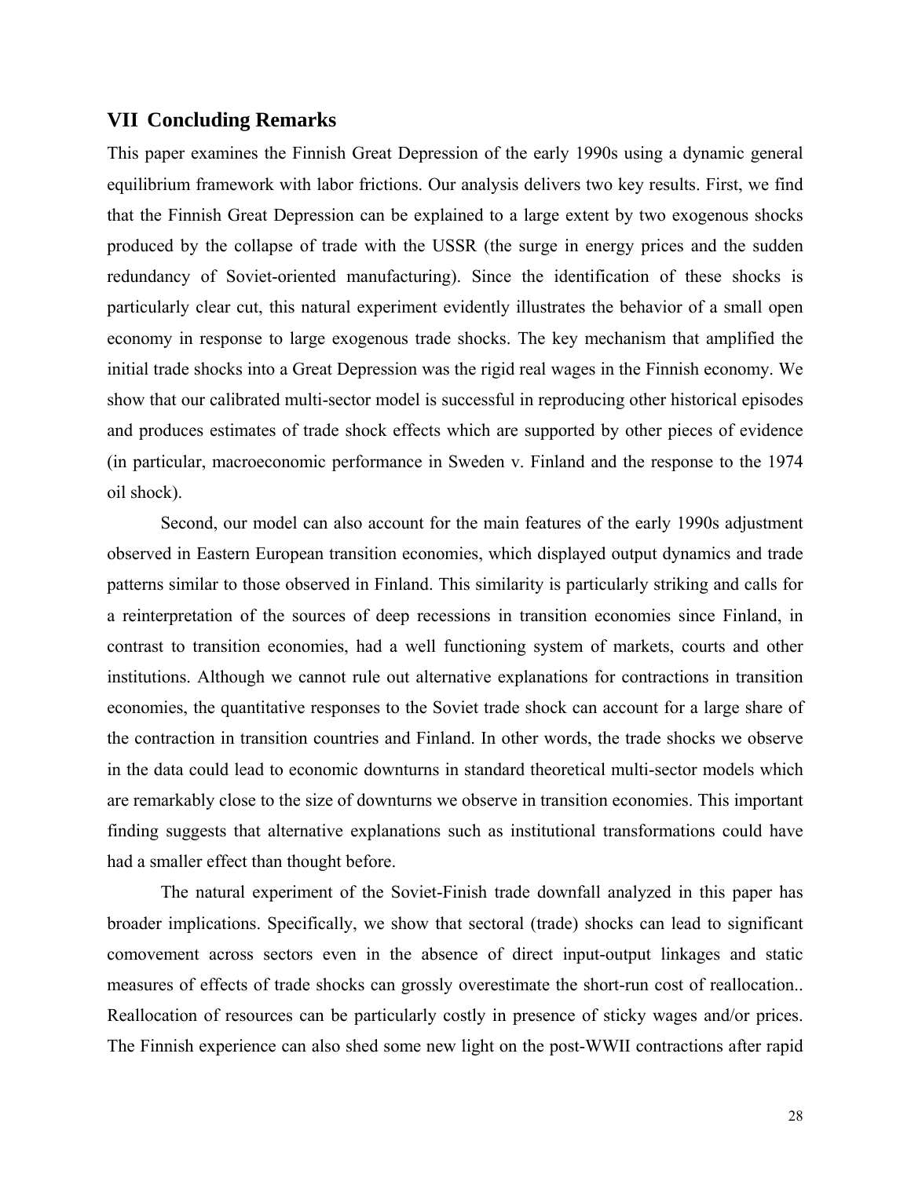## VII Concluding Remarks

This paper examines the Finnish Great Depression of the early 1990s using a dynamic general equilibrium framework with labor frictions. Our analysis delivers two key results. First, we find that the Finnish Great Depression can be explained to a large extent by two exogenous shocks produced by the collapse of trade with the USSR (the surge in energy prices and the sudden redundancy of Soviet-oriented manufacturing). Since the identification of these shocks is particularly clear cut, this natural experiment evidently illustrates the behavior of a small open economy in response to large exogenous trade shocks. The key mechanism that amplified the initial trade shocks into a Great Depression was the rigid real wages in the Finnish economy. We show that our calibrated multi-sector model is successful in reproducing other historical episodes and produces estimates of trade shock effects which are supported by other pieces of evidence (in particular, macroeconomic performance in Sweden v. Finland and the response to the 1974 oil shock).

Second, our model can also account for the main features of the early 1990s adjustment observed in Eastern European transition economies, which displayed output dynamics and trade patterns similar to those observed in Finland. This similarity is particularly striking and calls for a reinterpretation of the sources of deep recessions in transition economies since Finland, in contrast to transition economies, had a well functioning system of markets, courts and other institutions. Although we cannot rule out alternative explanations for contractions in transition economies, the quantitative responses to the Soviet trade shock can account for a large share of the contraction in transition countries and Finland. In other words, the trade shocks we observe in the data could lead to economic downturns in standard theoretical multi-sector models which are remarkably close to the size of downturns we observe in transition economies. This important finding suggests that alternative explanations such as institutional transformations could have had a smaller effect than thought before.

The natural experiment of the Soviet-Finish trade downfall analyzed in this paper has broader implications. Specifically, we show that sectoral (trade) shocks can lead to significant comovement across sectors even in the absence of direct input-output linkages and static measures of effects of trade shocks can grossly overestimate the short-run cost of reallocation.. Reallocation of resources can be particularly costly in presence of sticky wages and/or prices. The Finnish experience can also shed some new light on the post-WWII contractions after rapid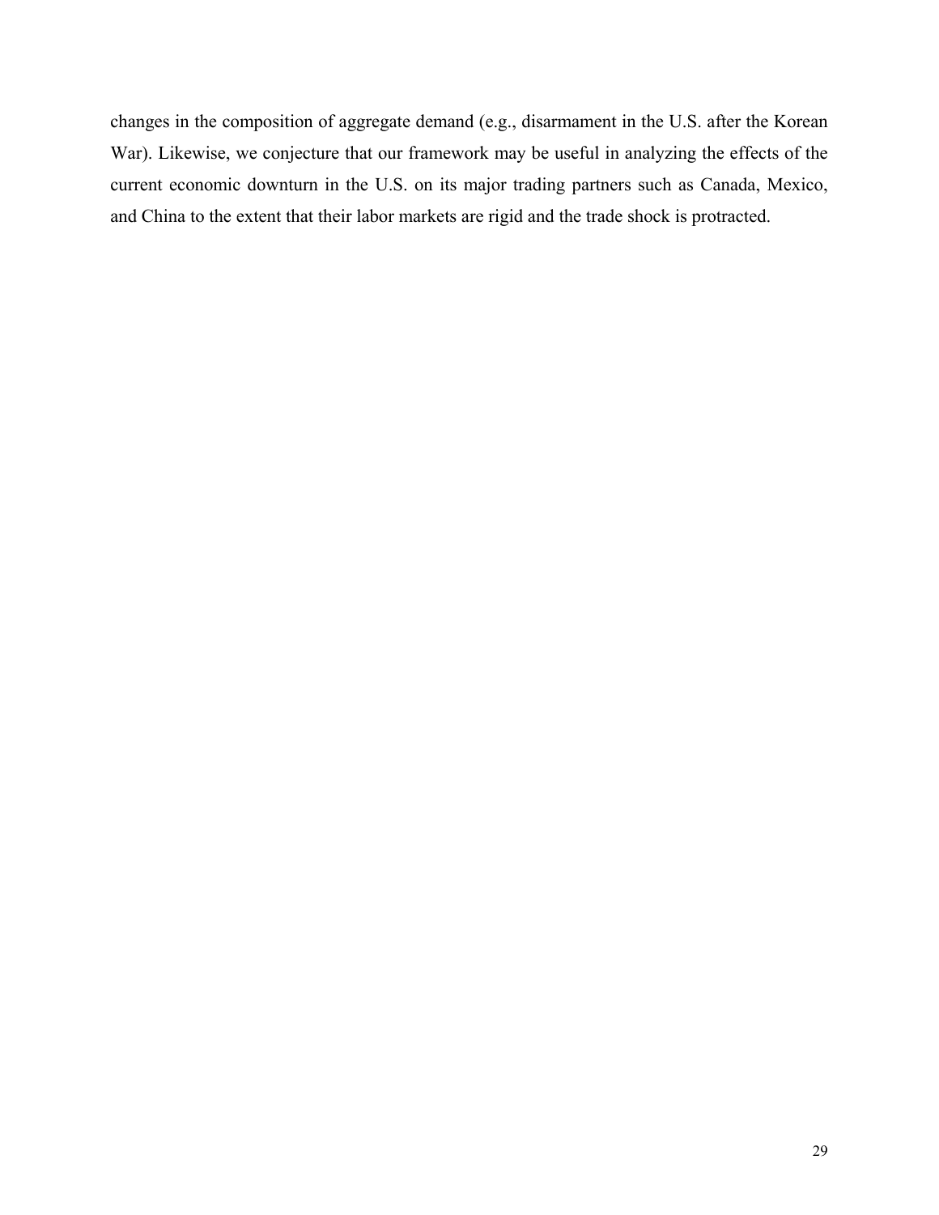changes in the composition of aggregate demand (e.g., disarmament in the U.S. after the Korean War). Likewise, we conjecture that our framework may be useful in analyzing the effects of the current economic downturn in the U.S. on its major trading partners such as Canada, Mexico, and China to the extent that their labor markets are rigid and the trade shock is protracted.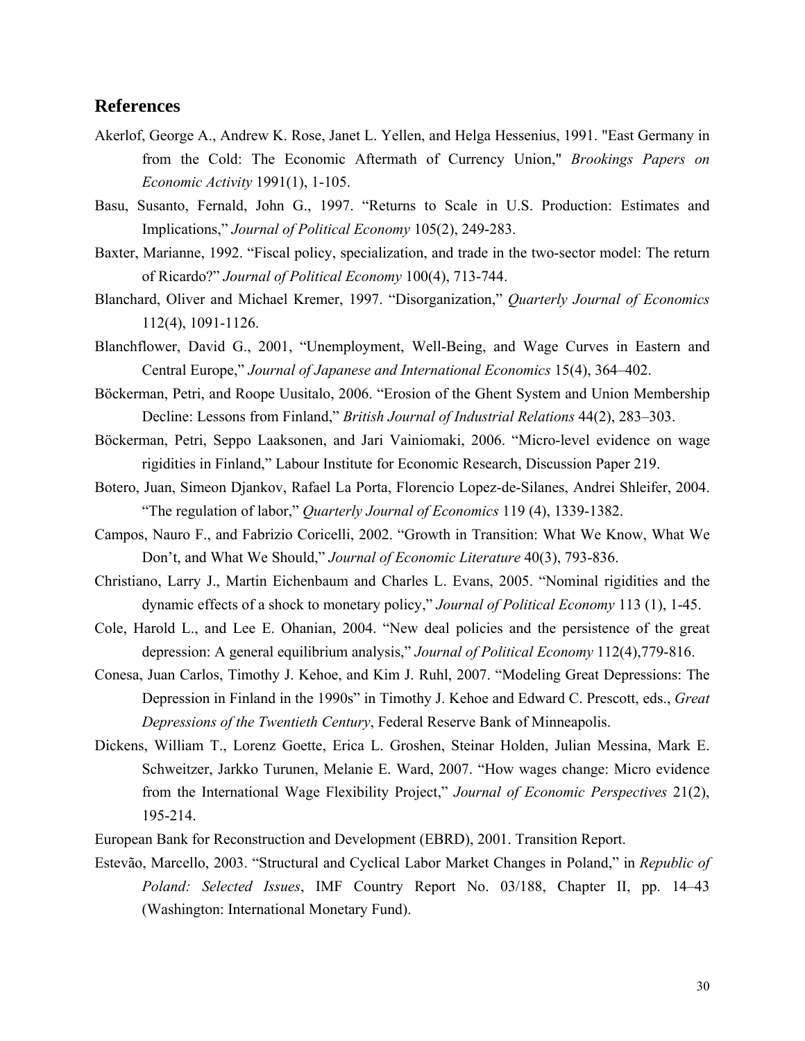## References

Akerlof, George A., Andrew K. Rose, Janet L. Yellen, and Helga Hessenius, 1991. "East Germany in from the Cold: The Economic Aftermath of Currency Union," *Brookings Papers on Economic Activity* 1991(1), 1-105.

Basu, Susanto, Fernald, John G., 1997. "Returns to Scale in U.S. Production: Estimates and Implications," *Journal of Political Economy* 105(2), 249-283.

Baxter, Marianne, 1992. "Fiscal policy, specialization, and trade in the two-sector model: The return of Ricardo?" *Journal of Political Economy* 100(4), 713-744.

Blanchard, Oliver and Michael Kremer, 1997. "Disorganization," *Quarterly Journal of Economics* 112(4), 1091-1126.

Blanchflower, David G., 2001, "Unemployment, Well-Being, and Wage Curves in Eastern and Central Europe," *Journal of Japanese and International Economics* 15(4), 364–402.

Böckerman, Petri, and Roope Uusitalo, 2006. "Erosion of the Ghent System and Union Membership Decline: Lessons from Finland," *British Journal of Industrial Relations* 44(2), 283–303.

Böckerman, Petri, Seppo Laaksonen, and Jari Vainiomaki, 2006. "Micro-level evidence on wage rigidities in Finland," Labour Institute for Economic Research, Discussion Paper 219.

Botero, Juan, Simeon Djankov, Rafael La Porta, Florencio Lopez-de-Silanes, Andrei Shleifer, 2004. "The regulation of labor," *Quarterly Journal of Economics* 119 (4), 1339-1382.

Campos, Nauro F., and Fabrizio Coricelli, 2002. "Growth in Transition: What We Know, What We Don't, and What We Should," *Journal of Economic Literature* 40(3), 793-836.

Christiano, Larry J., Martin Eichenbaum and Charles L. Evans, 2005. "Nominal rigidities and the dynamic effects of a shock to monetary policy," *Journal of Political Economy* 113 (1), 1-45.

Cole, Harold L., and Lee E. Ohanian, 2004. "New deal policies and the persistence of the great depression: A general equilibrium analysis," *Journal of Political Economy* 112(4),779-816.

Conesa, Juan Carlos, Timothy J. Kehoe, and Kim J. Ruhl, 2007. "Modeling Great Depressions: The Depression in Finland in the 1990s" in Timothy J. Kehoe and Edward C. Prescott, eds., *Great Depressions of the Twentieth Century*, Federal Reserve Bank of Minneapolis.

Dickens, William T., Lorenz Goette, Erica L. Groshen, Steinar Holden, Julian Messina, Mark E. Schweitzer, Jarkko Turunen, Melanie E. Ward, 2007. "How wages change: Micro evidence from the International Wage Flexibility Project," *Journal of Economic Perspectives* 21(2), 195-214.

European Bank for Reconstruction and Development (EBRD), 2001. Transition Report.

Estevão, Marcello, 2003. "Structural and Cyclical Labor Market Changes in Poland," in *Republic of Poland: Selected Issues*, IMF Country Report No. 03/188, Chapter II, pp. 14–43 (Washington: International Monetary Fund).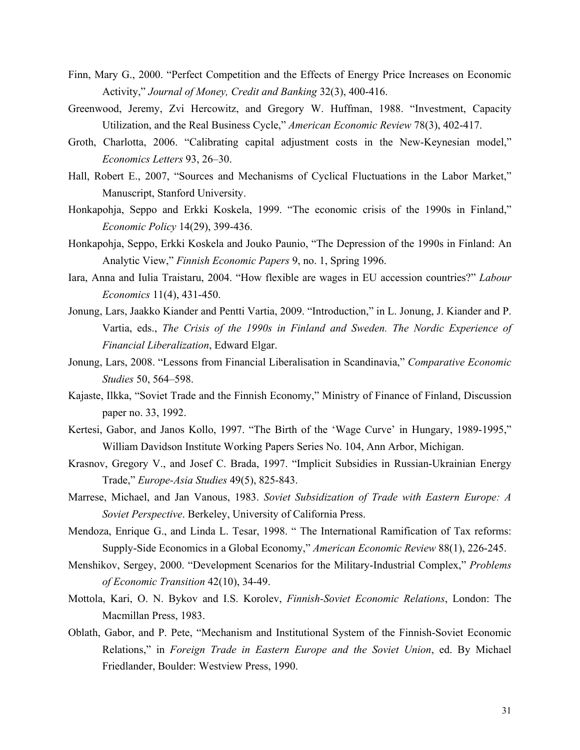Finn, Mary G., 2000. "Perfect Competition and the Effects of Energy Price Increases on Economic Activity," *Journal of Money, Credit and Banking* 32(3), 400-416.

Greenwood, Jeremy, Zvi Hercowitz, and Gregory W. Huffman, 1988. "Investment, Capacity Utilization, and the Real Business Cycle," *American Economic Review* 78(3), 402-417.

Groth, Charlotta, 2006. "Calibrating capital adjustment costs in the New-Keynesian model," *Economics Letters* 93, 26–30.

Hall, Robert E., 2007, "Sources and Mechanisms of Cyclical Fluctuations in the Labor Market," Manuscript, Stanford University.

Honkapohja, Seppo and Erkki Koskela, 1999. "The economic crisis of the 1990s in Finland," *Economic Policy* 14(29), 399-436.

Honkapohja, Seppo, Erkki Koskela and Jouko Paunio, "The Depression of the 1990s in Finland: An Analytic View," *Finnish Economic Papers* 9, no. 1, Spring 1996.

Iara, Anna and Iulia Traistaru, 2004. "How flexible are wages in EU accession countries?" *Labour Economics* 11(4), 431-450.

Jonung, Lars, Jaakko Kiander and Pentti Vartia, 2009. "Introduction," in L. Jonung, J. Kiander and P. Vartia, eds., *The Crisis of the 1990s in Finland and Sweden. The Nordic Experience of Financial Liberalization*, Edward Elgar.

Jonung, Lars, 2008. "Lessons from Financial Liberalisation in Scandinavia," *Comparative Economic Studies* 50, 564–598.

Kajaste, Ilkka, "Soviet Trade and the Finnish Economy," Ministry of Finance of Finland, Discussion paper no. 33, 1992.

Kertesi, Gabor, and Janos Kollo, 1997. "The Birth of the 'Wage Curve' in Hungary, 1989-1995," William Davidson Institute Working Papers Series No. 104, Ann Arbor, Michigan.

Krasnov, Gregory V., and Josef C. Brada, 1997. "Implicit Subsidies in Russian-Ukrainian Energy Trade," *Europe-Asia Studies* 49(5), 825-843.

Marrese, Michael, and Jan Vanous, 1983. *Soviet Subsidization of Trade with Eastern Europe: A Soviet Perspective*. Berkeley, University of California Press.

Mendoza, Enrique G., and Linda L. Tesar, 1998. " The International Ramification of Tax reforms: Supply-Side Economics in a Global Economy," *American Economic Review* 88(1), 226-245.

Menshikov, Sergey, 2000. "Development Scenarios for the Military-Industrial Complex," *Problems of Economic Transition* 42(10), 34-49.

Mottola, Kari, O. N. Bykov and I.S. Korolev, *Finnish-Soviet Economic Relations*, London: The Macmillan Press, 1983.

Oblath, Gabor, and P. Pete, "Mechanism and Institutional System of the Finnish-Soviet Economic Relations," in *Foreign Trade in Eastern Europe and the Soviet Union*, ed. By Michael Friedlander, Boulder: Westview Press, 1990.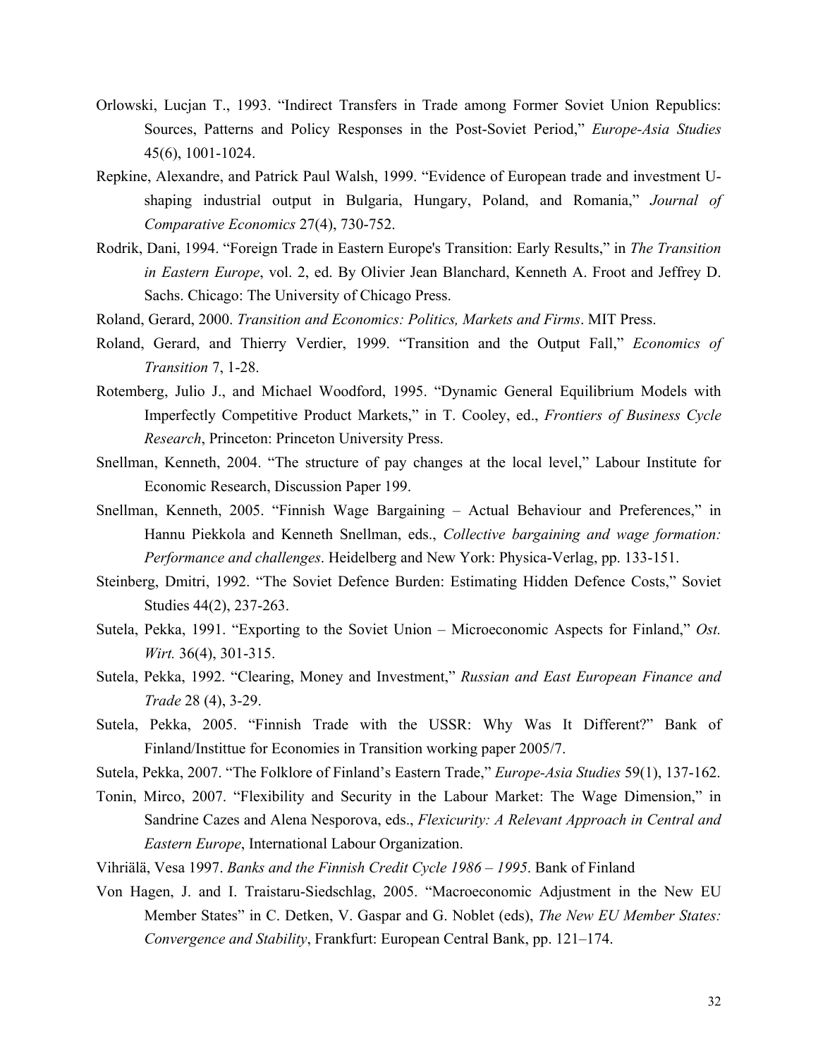Orlowski, Lucjan T., 1993. "Indirect Transfers in Trade among Former Soviet Union Republics: Sources, Patterns and Policy Responses in the Post-Soviet Period," *Europe-Asia Studies* 45(6), 1001-1024.

Repkine, Alexandre, and Patrick Paul Walsh, 1999. "Evidence of European trade and investment U-shaping industrial output in Bulgaria, Hungary, Poland, and Romania," *Journal of Comparative Economics* 27(4), 730-752.

Rodrik, Dani, 1994. "Foreign Trade in Eastern Europe's Transition: Early Results," in *The Transition in Eastern Europe*, vol. 2, ed. By Olivier Jean Blanchard, Kenneth A. Froot and Jeffrey D. Sachs. Chicago: The University of Chicago Press.

Roland, Gerard, 2000. *Transition and Economics: Politics, Markets and Firms*. MIT Press.

Roland, Gerard, and Thierry Verdier, 1999. "Transition and the Output Fall," *Economics of Transition* 7, 1-28.

Rotemberg, Julio J., and Michael Woodford, 1995. "Dynamic General Equilibrium Models with Imperfectly Competitive Product Markets," in T. Cooley, ed., *Frontiers of Business Cycle Research*, Princeton: Princeton University Press.

Snellman, Kenneth, 2004. "The structure of pay changes at the local level," Labour Institute for Economic Research, Discussion Paper 199.

Snellman, Kenneth, 2005. "Finnish Wage Bargaining – Actual Behaviour and Preferences," in Hannu Piekkola and Kenneth Snellman, eds., *Collective bargaining and wage formation: Performance and challenges*. Heidelberg and New York: Physica-Verlag, pp. 133-151.

Steinberg, Dmitri, 1992. "The Soviet Defence Burden: Estimating Hidden Defence Costs," Soviet Studies 44(2), 237-263.

Sutela, Pekka, 1991. "Exporting to the Soviet Union – Microeconomic Aspects for Finland," *Ost. Wirt.* 36(4), 301-315.

Sutela, Pekka, 1992. "Clearing, Money and Investment," *Russian and East European Finance and Trade* 28 (4), 3-29.

Sutela, Pekka, 2005. "Finnish Trade with the USSR: Why Was It Different?" Bank of Finland/Instittue for Economies in Transition working paper 2005/7.

Sutela, Pekka, 2007. "The Folklore of Finland's Eastern Trade," *Europe-Asia Studies* 59(1), 137-162.

Tonin, Mirco, 2007. "Flexibility and Security in the Labour Market: The Wage Dimension," in Sandrine Cazes and Alena Nesporova, eds., *Flexicurity: A Relevant Approach in Central and Eastern Europe*, International Labour Organization.

Vihriälä, Vesa 1997. *Banks and the Finnish Credit Cycle 1986 – 1995*. Bank of Finland

Von Hagen, J. and I. Traistaru-Siedschlag, 2005. "Macroeconomic Adjustment in the New EU Member States" in C. Detken, V. Gaspar and G. Noblet (eds), *The New EU Member States: Convergence and Stability*, Frankfurt: European Central Bank, pp. 121–174.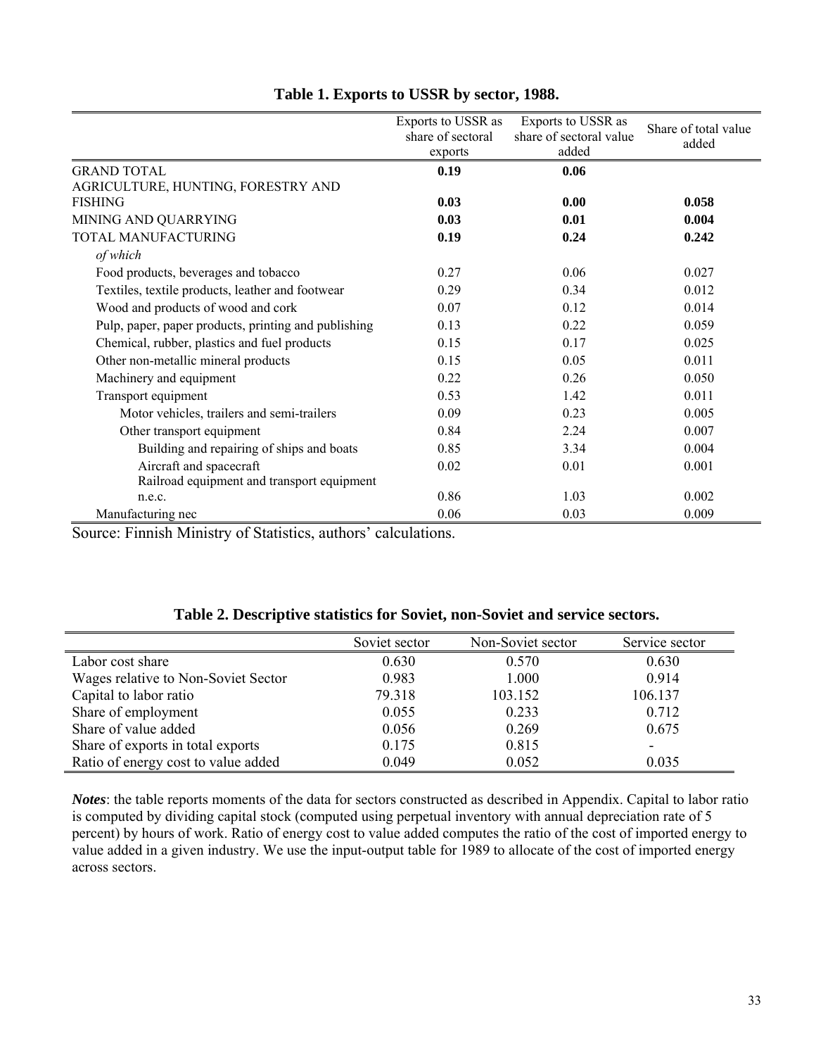**Table 1. Exports to USSR by sector, 1988.**

| | Exports to USSR as share of sectoral exports | Exports to USSR as share of sectoral value added | Share of total value added |
|---|---|---|---|
| GRAND TOTAL | **0.19** | **0.06** | |
| AGRICULTURE, HUNTING, FORESTRY AND FISHING | **0.03** | **0.00** | **0.058** |
| MINING AND QUARRYING | **0.03** | **0.01** | **0.004** |
| TOTAL MANUFACTURING | **0.19** | **0.24** | **0.242** |
| *of which* | | | |
| Food products, beverages and tobacco | 0.27 | 0.06 | 0.027 |
| Textiles, textile products, leather and footwear | 0.29 | 0.34 | 0.012 |
| Wood and products of wood and cork | 0.07 | 0.12 | 0.014 |
| Pulp, paper, paper products, printing and publishing | 0.13 | 0.22 | 0.059 |
| Chemical, rubber, plastics and fuel products | 0.15 | 0.17 | 0.025 |
| Other non-metallic mineral products | 0.15 | 0.05 | 0.011 |
| Machinery and equipment | 0.22 | 0.26 | 0.050 |
| Transport equipment | 0.53 | 1.42 | 0.011 |
| Motor vehicles, trailers and semi-trailers | 0.09 | 0.23 | 0.005 |
| Other transport equipment | 0.84 | 2.24 | 0.007 |
| Building and repairing of ships and boats | 0.85 | 3.34 | 0.004 |
| Aircraft and spacecraft | 0.02 | 0.01 | 0.001 |
| Railroad equipment and transport equipment n.e.c. | 0.86 | 1.03 | 0.002 |
| Manufacturing nec | 0.06 | 0.03 | 0.009 |

Source: Finnish Ministry of Statistics, authors' calculations.

**Table 2. Descriptive statistics for Soviet, non-Soviet and service sectors.**

| | Soviet sector | Non-Soviet sector | Service sector |
|---|---|---|---|
| Labor cost share | 0.630 | 0.570 | 0.630 |
| Wages relative to Non-Soviet Sector | 0.983 | 1.000 | 0.914 |
| Capital to labor ratio | 79.318 | 103.152 | 106.137 |
| Share of employment | 0.055 | 0.233 | 0.712 |
| Share of value added | 0.056 | 0.269 | 0.675 |
| Share of exports in total exports | 0.175 | 0.815 | - |
| Ratio of energy cost to value added | 0.049 | 0.052 | 0.035 |

***Notes***: the table reports moments of the data for sectors constructed as described in Appendix. Capital to labor ratio is computed by dividing capital stock (computed using perpetual inventory with annual depreciation rate of 5 percent) by hours of work. Ratio of energy cost to value added computes the ratio of the cost of imported energy to value added in a given industry. We use the input-output table for 1989 to allocate of the cost of imported energy across sectors.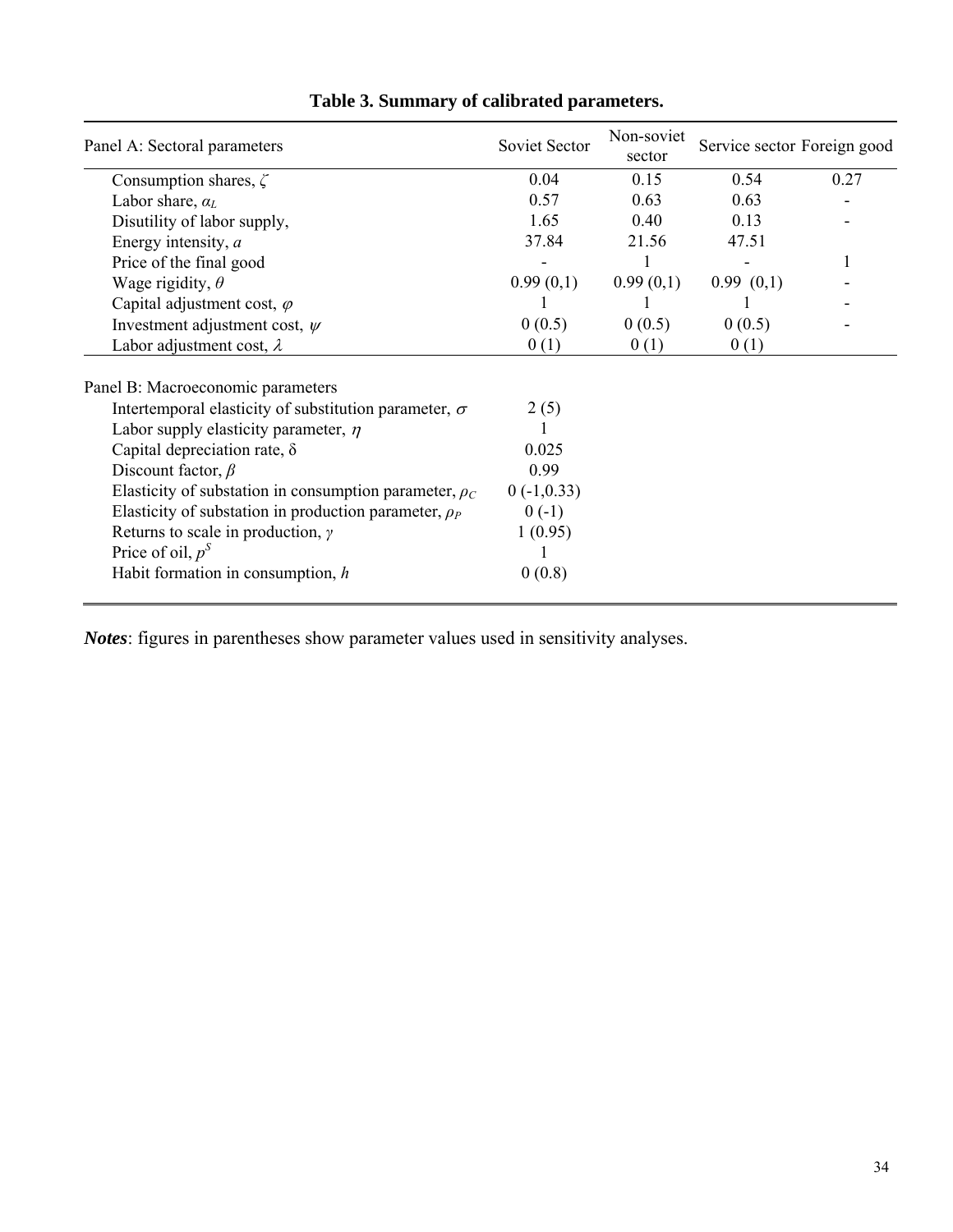**Table 3. Summary of calibrated parameters.**

| Panel A: Sectoral parameters | Soviet Sector | Non-soviet sector | Service sector | Foreign good |
|---|---|---|---|---|
| Consumption shares, $\zeta$ | 0.04 | 0.15 | 0.54 | 0.27 |
| Labor share, $\alpha_L$ | 0.57 | 0.63 | 0.63 | - |
| Disutility of labor supply, | 1.65 | 0.40 | 0.13 | - |
| Energy intensity, $a$ | 37.84 | 21.56 | 47.51 | |
| Price of the final good | - | 1 | - | 1 |
| Wage rigidity, $\theta$ | 0.99 (0,1) | 0.99 (0,1) | 0.99 (0,1) | - |
| Capital adjustment cost, $\varphi$ | 1 | 1 | 1 | - |
| Investment adjustment cost, $\psi$ | 0 (0.5) | 0 (0.5) | 0 (0.5) | - |
| Labor adjustment cost, $\lambda$ | 0 (1) | 0 (1) | 0 (1) | |

| Panel B: Macroeconomic parameters | |
|---|---|
| Intertemporal elasticity of substitution parameter, $\sigma$ | 2 (5) |
| Labor supply elasticity parameter, $\eta$ | 1 |
| Capital depreciation rate, $\delta$ | 0.025 |
| Discount factor, $\beta$ | 0.99 |
| Elasticity of substation in consumption parameter, $\rho_C$ | 0 (-1,0.33) |
| Elasticity of substation in production parameter, $\rho_P$ | 0 (-1) |
| Returns to scale in production, $\gamma$ | 1 (0.95) |
| Price of oil, $p^S$ | 1 |
| Habit formation in consumption, $h$ | 0 (0.8) |

***Notes***: figures in parentheses show parameter values used in sensitivity analyses.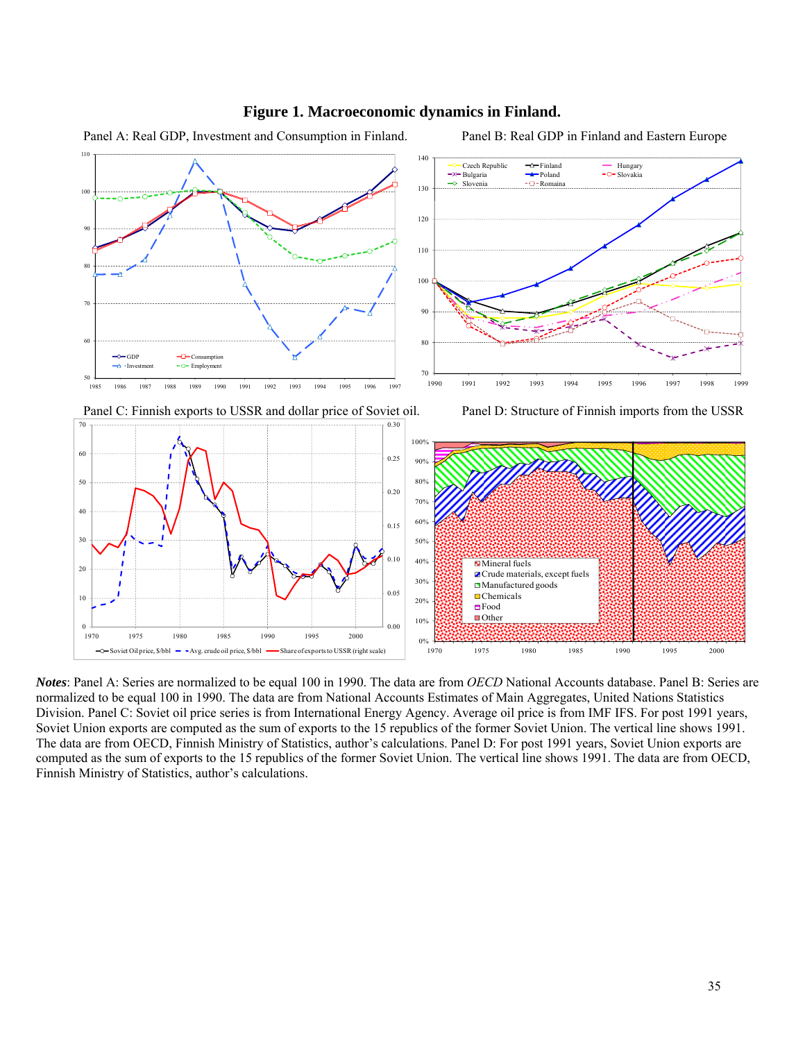# Figure 1. Macroeconomic dynamics in Finland.

Panel A: Real GDP, Investment and Consumption in Finland.

Panel B: Real GDP in Finland and Eastern Europe

Panel C: Finnish exports to USSR and dollar price of Soviet oil.

Panel D: Structure of Finnish imports from the USSR

***Notes***: Panel A: Series are normalized to be equal 100 in 1990. The data are from *OECD* National Accounts database. Panel B: Series are normalized to be equal 100 in 1990. The data are from National Accounts Estimates of Main Aggregates, United Nations Statistics Division. Panel C: Soviet oil price series is from International Energy Agency. Average oil price is from IMF IFS. For post 1991 years, Soviet Union exports are computed as the sum of exports to the 15 republics of the former Soviet Union. The vertical line shows 1991. The data are from OECD, Finnish Ministry of Statistics, author's calculations. Panel D: For post 1991 years, Soviet Union exports are computed as the sum of exports to the 15 republics of the former Soviet Union. The vertical line shows 1991. The data are from OECD, Finnish Ministry of Statistics, author's calculations.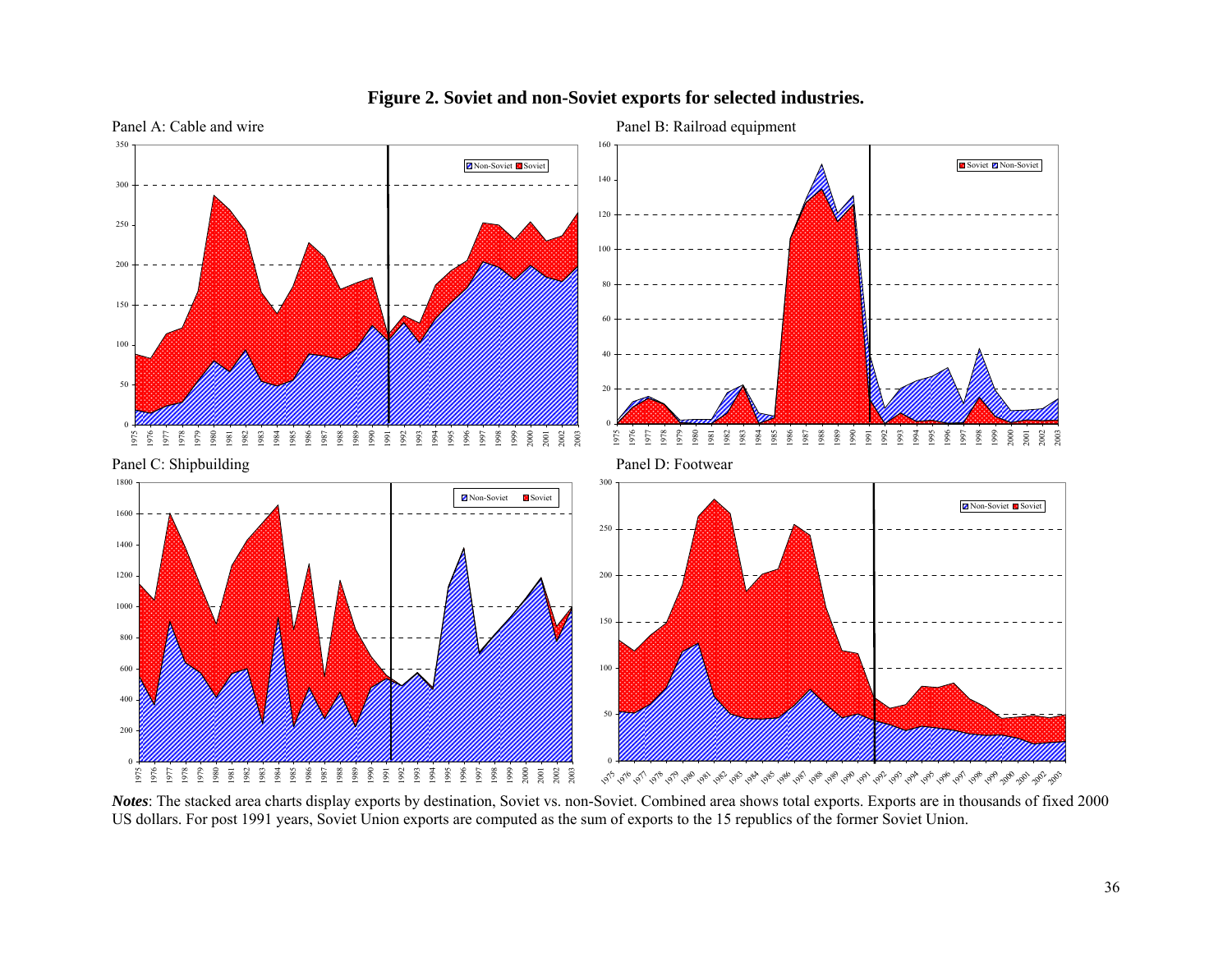**Figure 2. Soviet and non-Soviet exports for selected industries.**

Panel A: Cable and wire

Panel B: Railroad equipment

Panel C: Shipbuilding

Panel D: Footwear

***Notes***: The stacked area charts display exports by destination, Soviet vs. non-Soviet. Combined area shows total exports. Exports are in thousands of fixed 2000 US dollars. For post 1991 years, Soviet Union exports are computed as the sum of exports to the 15 republics of the former Soviet Union.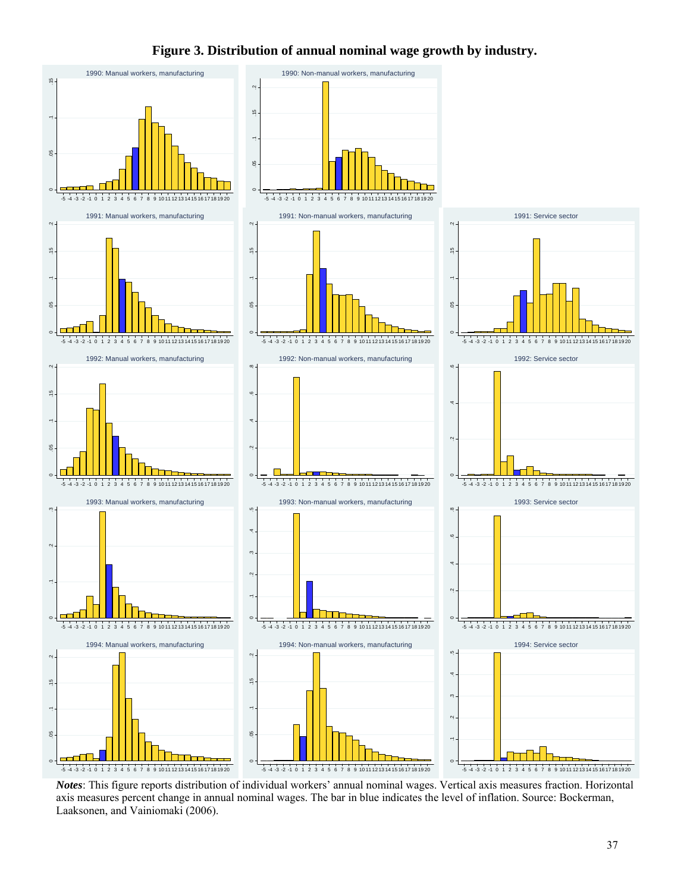# Figure 3. Distribution of annual nominal wage growth by industry.

*Notes*: This figure reports distribution of individual workers' annual nominal wages. Vertical axis measures fraction. Horizontal axis measures percent change in annual nominal wages. The bar in blue indicates the level of inflation. Source: Bockerman, Laaksonen, and Vainiomaki (2006).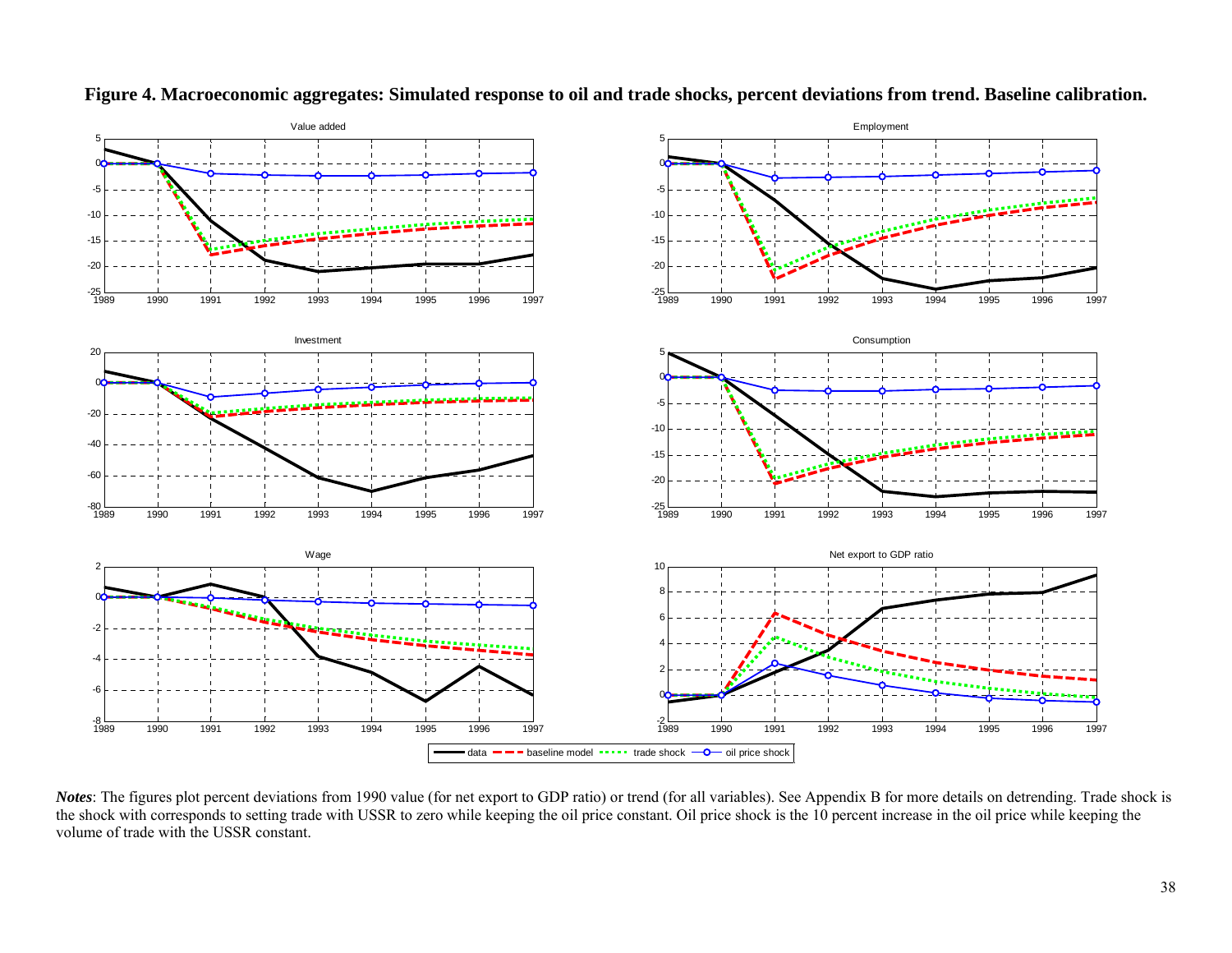**Figure 4. Macroeconomic aggregates: Simulated response to oil and trade shocks, percent deviations from trend. Baseline calibration.**

*Notes*: The figures plot percent deviations from 1990 value (for net export to GDP ratio) or trend (for all variables). See Appendix B for more details on detrending. Trade shock is the shock with corresponds to setting trade with USSR to zero while keeping the oil price constant. Oil price shock is the 10 percent increase in the oil price while keeping the volume of trade with the USSR constant.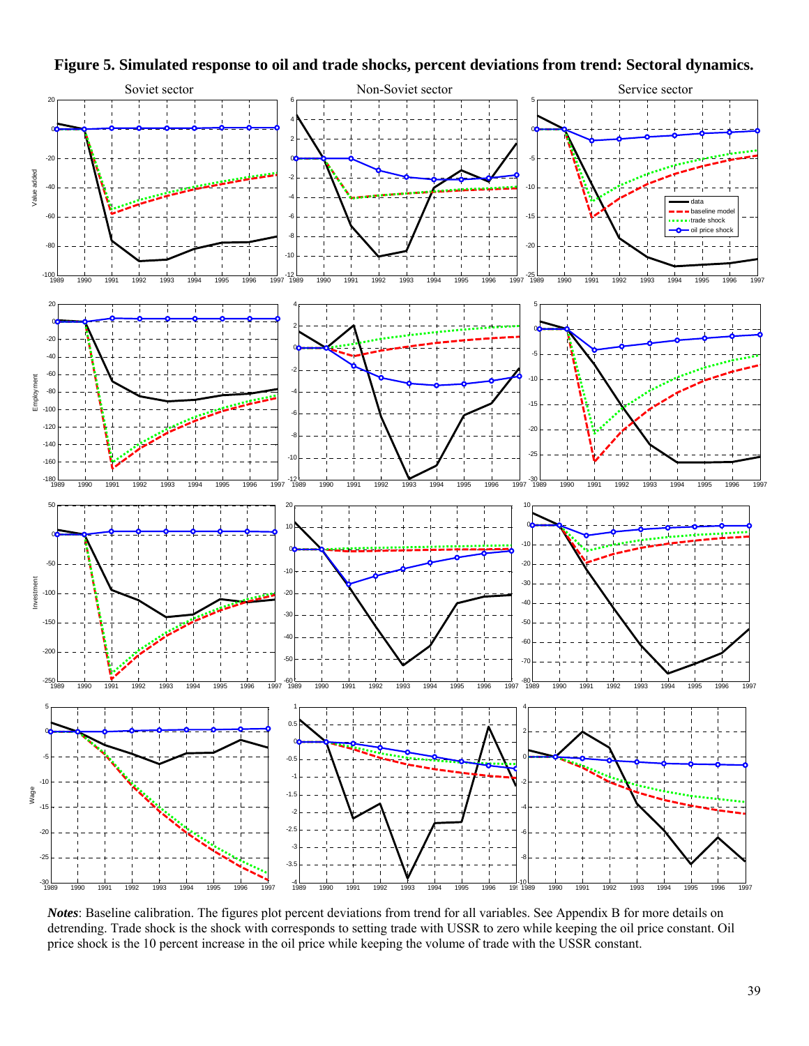**Figure 5. Simulated response to oil and trade shocks, percent deviations from trend: Sectoral dynamics.**

***Notes***: Baseline calibration. The figures plot percent deviations from trend for all variables. See Appendix B for more details on detrending. Trade shock is the shock with corresponds to setting trade with USSR to zero while keeping the oil price constant. Oil price shock is the 10 percent increase in the oil price while keeping the volume of trade with the USSR constant.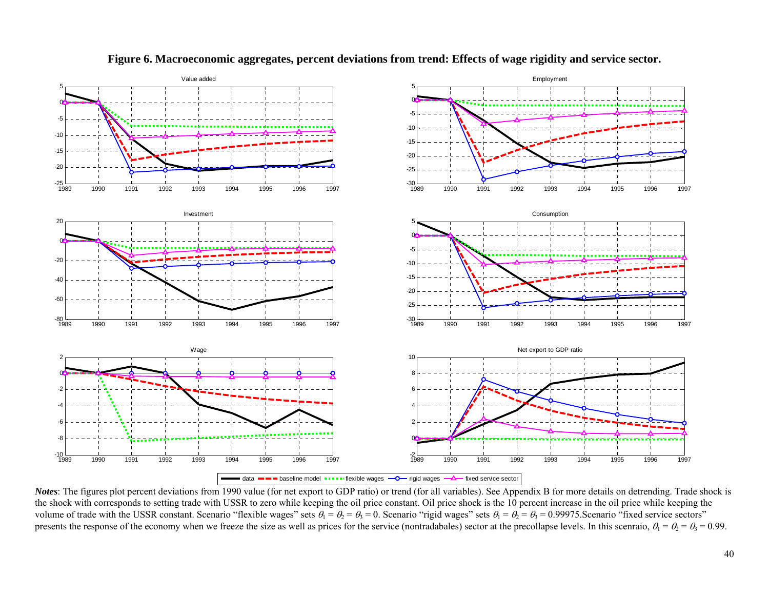**Figure 6. Macroeconomic aggregates, percent deviations from trend: Effects of wage rigidity and service sector.**

*Notes*: The figures plot percent deviations from 1990 value (for net export to GDP ratio) or trend (for all variables). See Appendix B for more details on detrending. Trade shock is the shock with corresponds to setting trade with USSR to zero while keeping the oil price constant. Oil price shock is the 10 percent increase in the oil price while keeping the volume of trade with the USSR constant. Scenario "flexible wages" sets $\theta_1 = \theta_2 = \theta_3 = 0$. Scenario "rigid wages" sets $\theta_1 = \theta_2 = \theta_3 = 0.99975$. Scenario "fixed service sectors" presents the response of the economy when we freeze the size as well as prices for the service (nontradabales) sector at the precollapse levels. In this scenraio, $\theta_1 = \theta_2 = \theta_3 = 0.99$.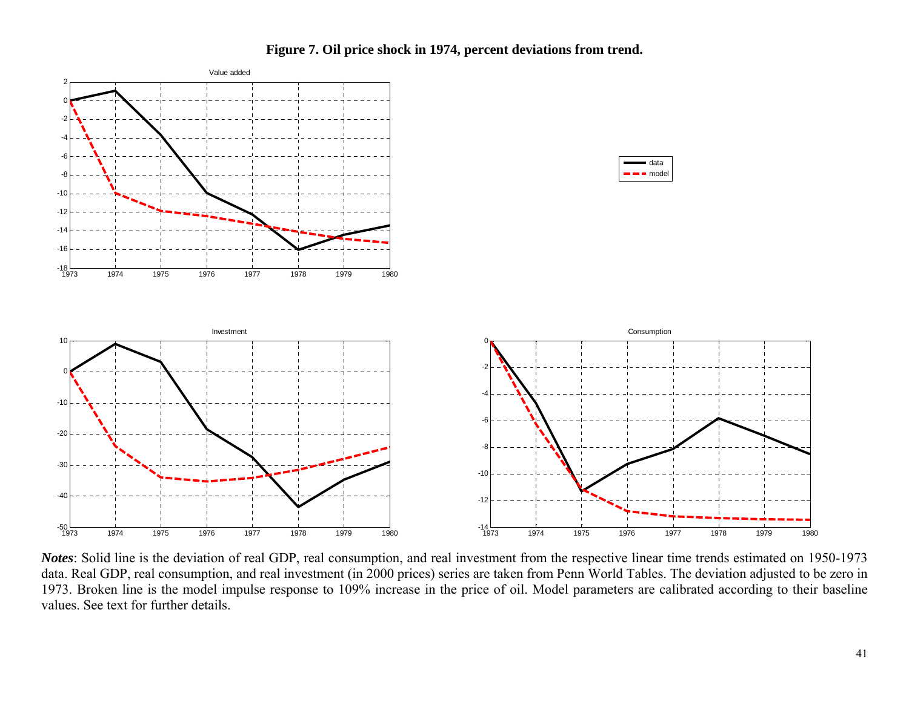**Figure 7. Oil price shock in 1974, percent deviations from trend.**

***Notes***: Solid line is the deviation of real GDP, real consumption, and real investment from the respective linear time trends estimated on 1950-1973 data. Real GDP, real consumption, and real investment (in 2000 prices) series are taken from Penn World Tables. The deviation adjusted to be zero in 1973. Broken line is the model impulse response to 109% increase in the price of oil. Model parameters are calibrated according to their baseline values. See text for further details.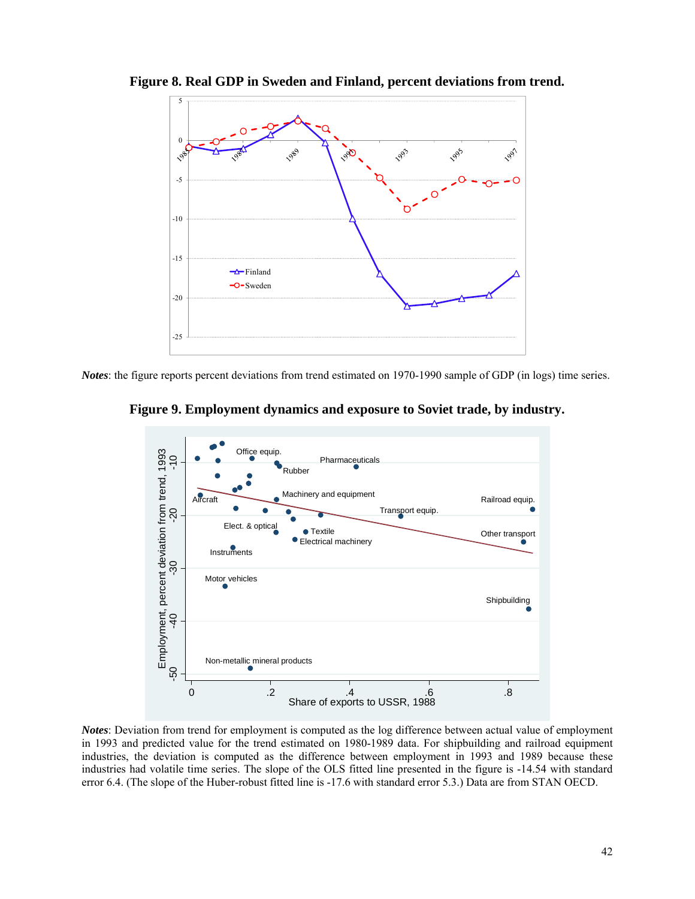**Figure 8. Real GDP in Sweden and Finland, percent deviations from trend.**

***Notes***: the figure reports percent deviations from trend estimated on 1970-1990 sample of GDP (in logs) time series.

**Figure 9. Employment dynamics and exposure to Soviet trade, by industry.**

***Notes***: Deviation from trend for employment is computed as the log difference between actual value of employment in 1993 and predicted value for the trend estimated on 1980-1989 data. For shipbuilding and railroad equipment industries, the deviation is computed as the difference between employment in 1993 and 1989 because these industries had volatile time series. The slope of the OLS fitted line presented in the figure is -14.54 with standard error 6.4. (The slope of the Huber-robust fitted line is -17.6 with standard error 5.3.) Data are from STAN OECD.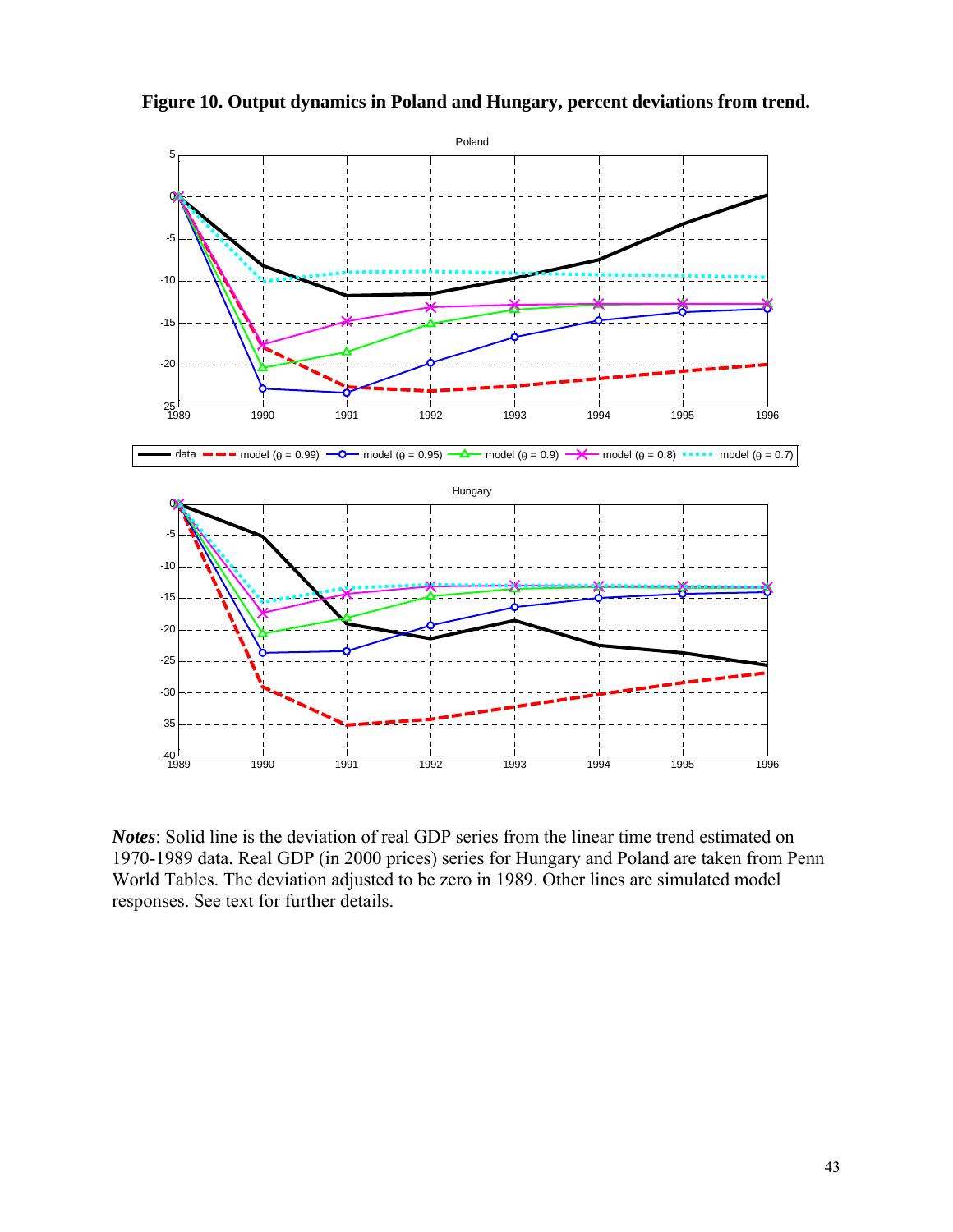**Figure 10. Output dynamics in Poland and Hungary, percent deviations from trend.**

***Notes***: Solid line is the deviation of real GDP series from the linear time trend estimated on 1970-1989 data. Real GDP (in 2000 prices) series for Hungary and Poland are taken from Penn World Tables. The deviation adjusted to be zero in 1989. Other lines are simulated model responses. See text for further details.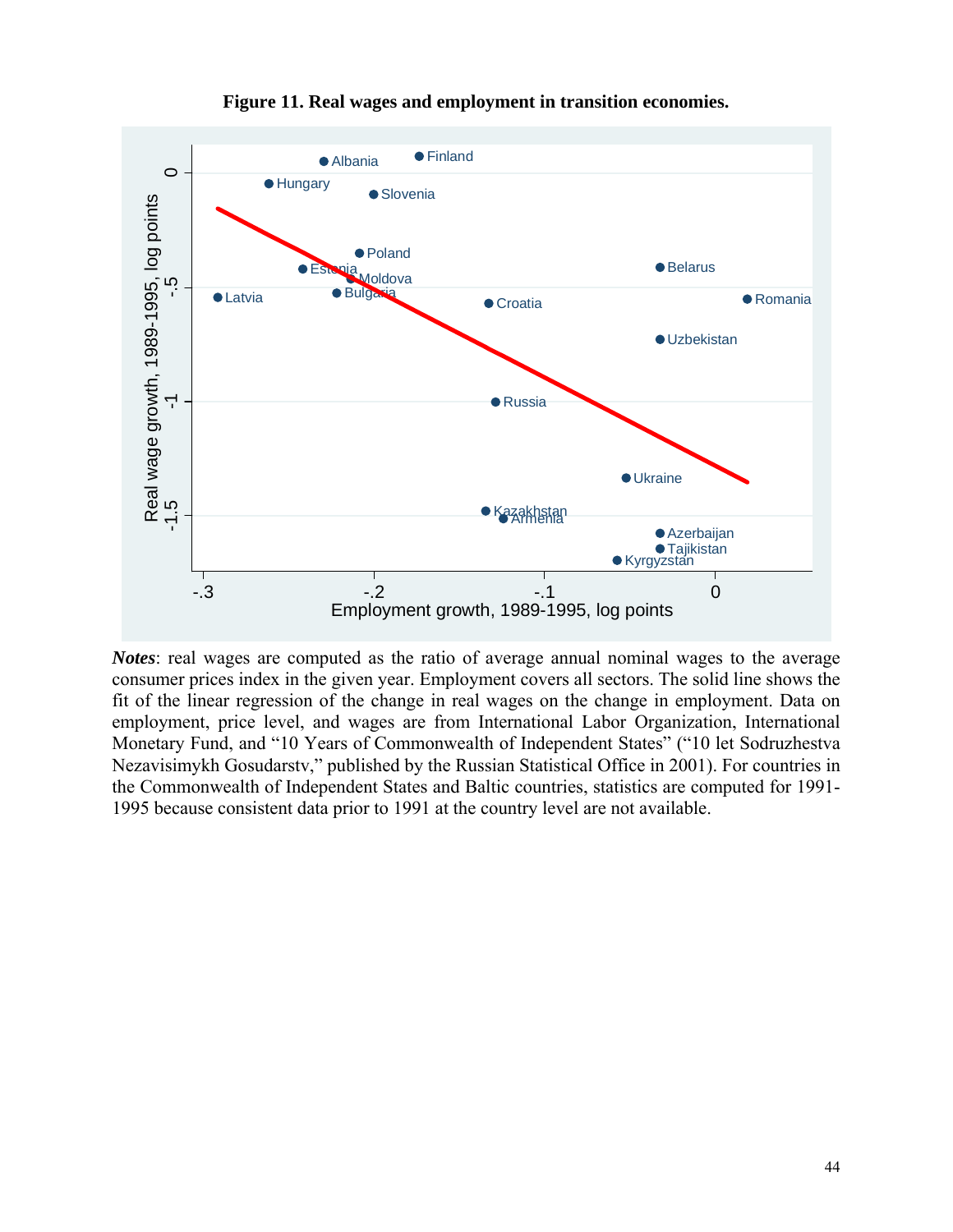**Figure 11. Real wages and employment in transition economies.**

***Notes***: real wages are computed as the ratio of average annual nominal wages to the average consumer prices index in the given year. Employment covers all sectors. The solid line shows the fit of the linear regression of the change in real wages on the change in employment. Data on employment, price level, and wages are from International Labor Organization, International Monetary Fund, and "10 Years of Commonwealth of Independent States" ("10 let Sodruzhestva Nezavisimykh Gosudarstv," published by the Russian Statistical Office in 2001). For countries in the Commonwealth of Independent States and Baltic countries, statistics are computed for 1991-1995 because consistent data prior to 1991 at the country level are not available.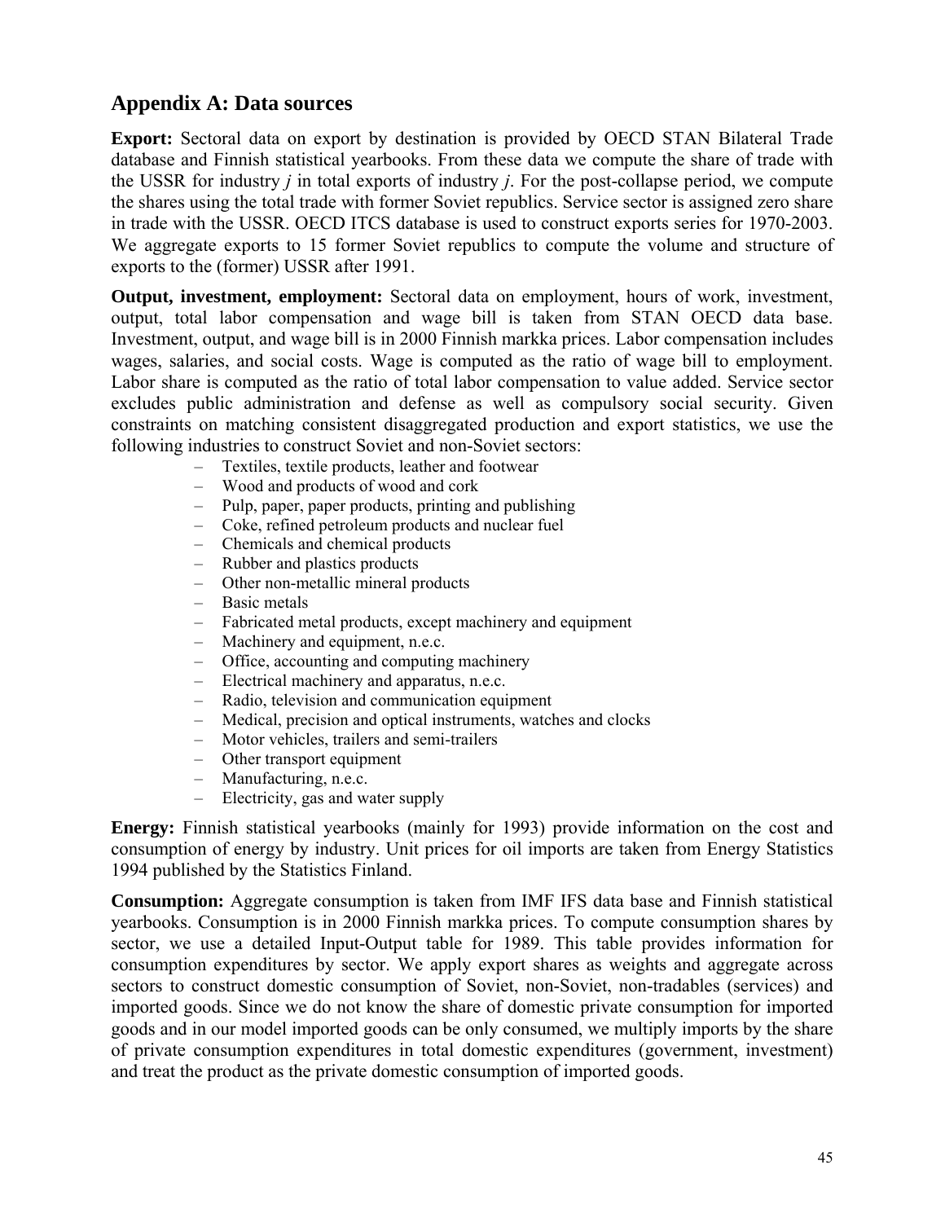## Appendix A: Data sources

**Export:** Sectoral data on export by destination is provided by OECD STAN Bilateral Trade database and Finnish statistical yearbooks. From these data we compute the share of trade with the USSR for industry *j* in total exports of industry *j*. For the post-collapse period, we compute the shares using the total trade with former Soviet republics. Service sector is assigned zero share in trade with the USSR. OECD ITCS database is used to construct exports series for 1970-2003. We aggregate exports to 15 former Soviet republics to compute the volume and structure of exports to the (former) USSR after 1991.

**Output, investment, employment:** Sectoral data on employment, hours of work, investment, output, total labor compensation and wage bill is taken from STAN OECD data base. Investment, output, and wage bill is in 2000 Finnish markka prices. Labor compensation includes wages, salaries, and social costs. Wage is computed as the ratio of wage bill to employment. Labor share is computed as the ratio of total labor compensation to value added. Service sector excludes public administration and defense as well as compulsory social security. Given constraints on matching consistent disaggregated production and export statistics, we use the following industries to construct Soviet and non-Soviet sectors:

- Textiles, textile products, leather and footwear
- Wood and products of wood and cork
- Pulp, paper, paper products, printing and publishing
- Coke, refined petroleum products and nuclear fuel
- Chemicals and chemical products
- Rubber and plastics products
- Other non-metallic mineral products
- Basic metals
- Fabricated metal products, except machinery and equipment
- Machinery and equipment, n.e.c.
- Office, accounting and computing machinery
- Electrical machinery and apparatus, n.e.c.
- Radio, television and communication equipment
- Medical, precision and optical instruments, watches and clocks
- Motor vehicles, trailers and semi-trailers
- Other transport equipment
- Manufacturing, n.e.c.
- Electricity, gas and water supply

**Energy:** Finnish statistical yearbooks (mainly for 1993) provide information on the cost and consumption of energy by industry. Unit prices for oil imports are taken from Energy Statistics 1994 published by the Statistics Finland.

**Consumption:** Aggregate consumption is taken from IMF IFS data base and Finnish statistical yearbooks. Consumption is in 2000 Finnish markka prices. To compute consumption shares by sector, we use a detailed Input-Output table for 1989. This table provides information for consumption expenditures by sector. We apply export shares as weights and aggregate across sectors to construct domestic consumption of Soviet, non-Soviet, non-tradables (services) and imported goods. Since we do not know the share of domestic private consumption for imported goods and in our model imported goods can be only consumed, we multiply imports by the share of private consumption expenditures in total domestic expenditures (government, investment) and treat the product as the private domestic consumption of imported goods.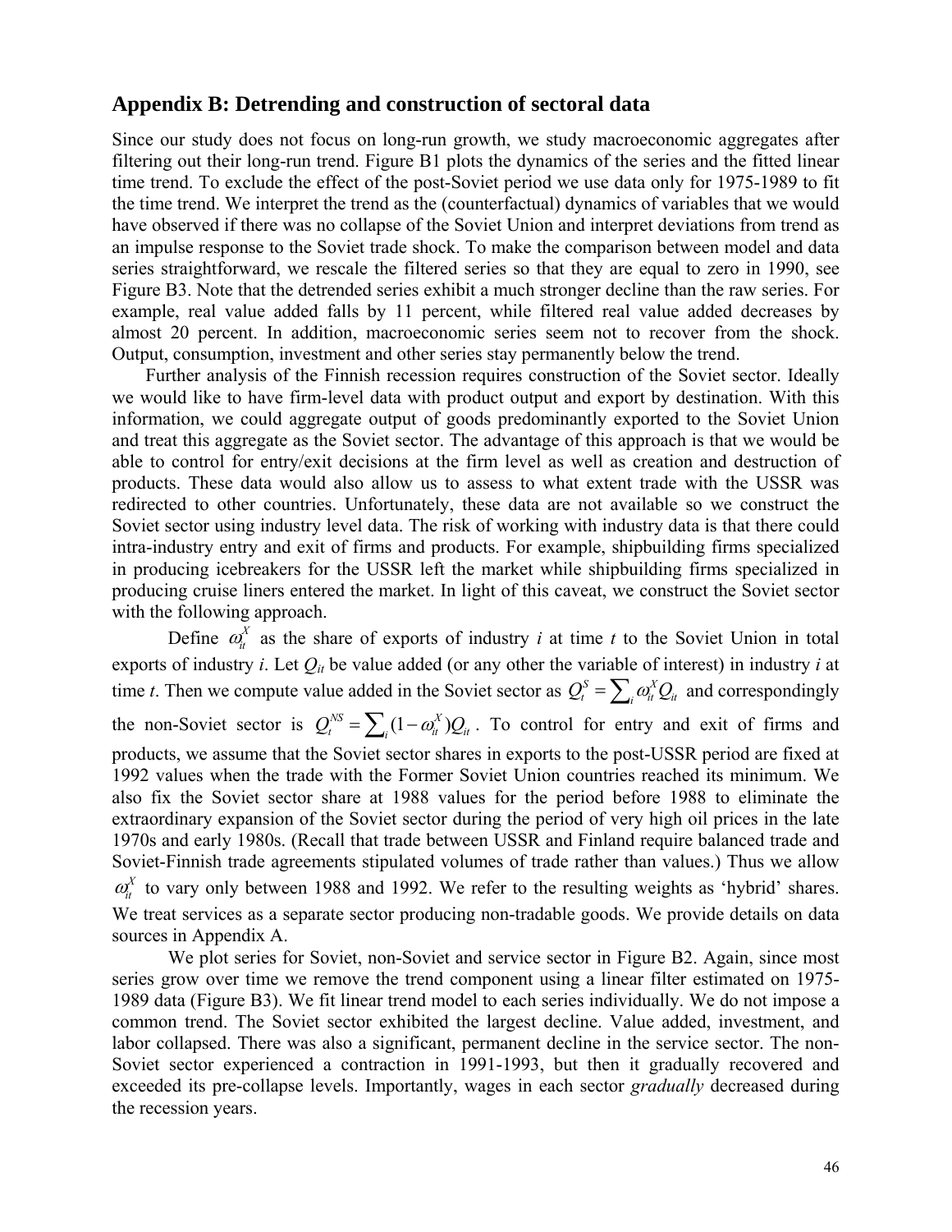## Appendix B: Detrending and construction of sectoral data

Since our study does not focus on long-run growth, we study macroeconomic aggregates after filtering out their long-run trend. Figure B1 plots the dynamics of the series and the fitted linear time trend. To exclude the effect of the post-Soviet period we use data only for 1975-1989 to fit the time trend. We interpret the trend as the (counterfactual) dynamics of variables that we would have observed if there was no collapse of the Soviet Union and interpret deviations from trend as an impulse response to the Soviet trade shock. To make the comparison between model and data series straightforward, we rescale the filtered series so that they are equal to zero in 1990, see Figure B3. Note that the detrended series exhibit a much stronger decline than the raw series. For example, real value added falls by 11 percent, while filtered real value added decreases by almost 20 percent. In addition, macroeconomic series seem not to recover from the shock. Output, consumption, investment and other series stay permanently below the trend.

Further analysis of the Finnish recession requires construction of the Soviet sector. Ideally we would like to have firm-level data with product output and export by destination. With this information, we could aggregate output of goods predominantly exported to the Soviet Union and treat this aggregate as the Soviet sector. The advantage of this approach is that we would be able to control for entry/exit decisions at the firm level as well as creation and destruction of products. These data would also allow us to assess to what extent trade with the USSR was redirected to other countries. Unfortunately, these data are not available so we construct the Soviet sector using industry level data. The risk of working with industry data is that there could intra-industry entry and exit of firms and products. For example, shipbuilding firms specialized in producing icebreakers for the USSR left the market while shipbuilding firms specialized in producing cruise liners entered the market. In light of this caveat, we construct the Soviet sector with the following approach.

Define $\omega_{it}^{X}$ as the share of exports of industry $i$ at time $t$ to the Soviet Union in total exports of industry $i$. Let $Q_{it}$ be value added (or any other the variable of interest) in industry $i$ at time $t$. Then we compute value added in the Soviet sector as $Q_t^S = \sum_i \omega_{it}^X Q_{it}$ and correspondingly the non-Soviet sector is $Q_t^{NS} = \sum_i (1-\omega_{it}^X) Q_{it}$. To control for entry and exit of firms and products, we assume that the Soviet sector shares in exports to the post-USSR period are fixed at 1992 values when the trade with the Former Soviet Union countries reached its minimum. We also fix the Soviet sector share at 1988 values for the period before 1988 to eliminate the extraordinary expansion of the Soviet sector during the period of very high oil prices in the late 1970s and early 1980s. (Recall that trade between USSR and Finland require balanced trade and Soviet-Finnish trade agreements stipulated volumes of trade rather than values.) Thus we allow $\omega_{it}^{X}$ to vary only between 1988 and 1992. We refer to the resulting weights as 'hybrid' shares. We treat services as a separate sector producing non-tradable goods. We provide details on data sources in Appendix A.

We plot series for Soviet, non-Soviet and service sector in Figure B2. Again, since most series grow over time we remove the trend component using a linear filter estimated on 1975-1989 data (Figure B3). We fit linear trend model to each series individually. We do not impose a common trend. The Soviet sector exhibited the largest decline. Value added, investment, and labor collapsed. There was also a significant, permanent decline in the service sector. The non-Soviet sector experienced a contraction in 1991-1993, but then it gradually recovered and exceeded its pre-collapse levels. Importantly, wages in each sector *gradually* decreased during the recession years.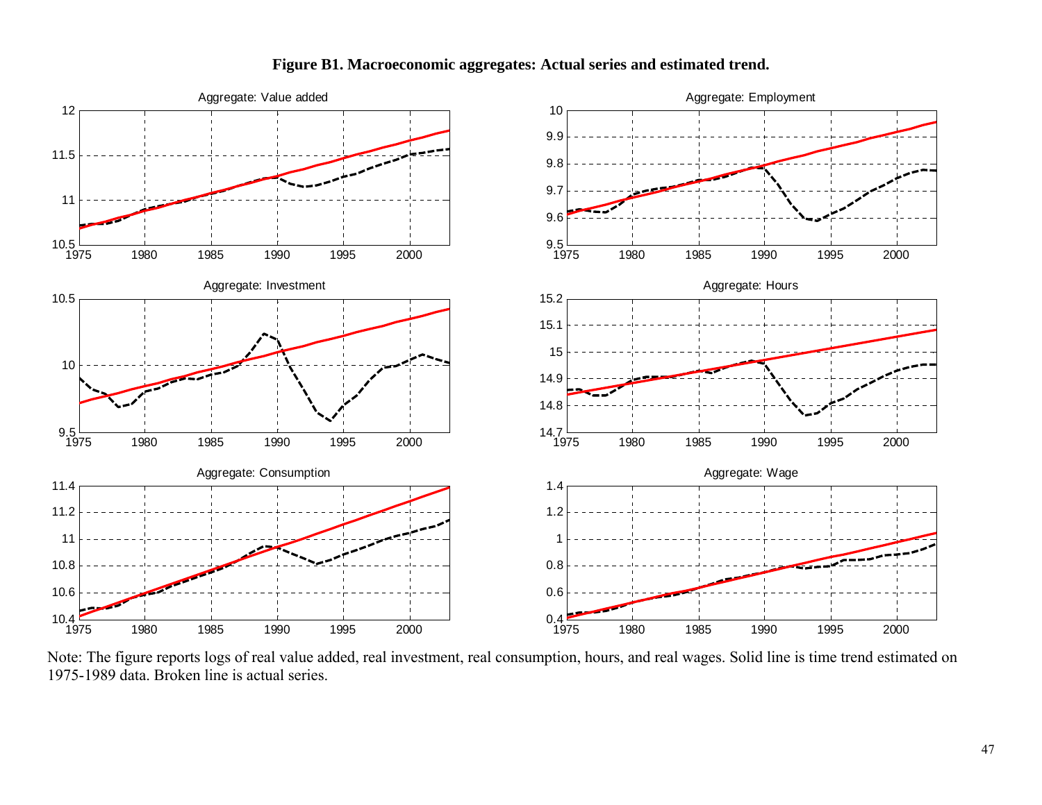**Figure B1. Macroeconomic aggregates: Actual series and estimated trend.**

Note: The figure reports logs of real value added, real investment, real consumption, hours, and real wages. Solid line is time trend estimated on 1975-1989 data. Broken line is actual series.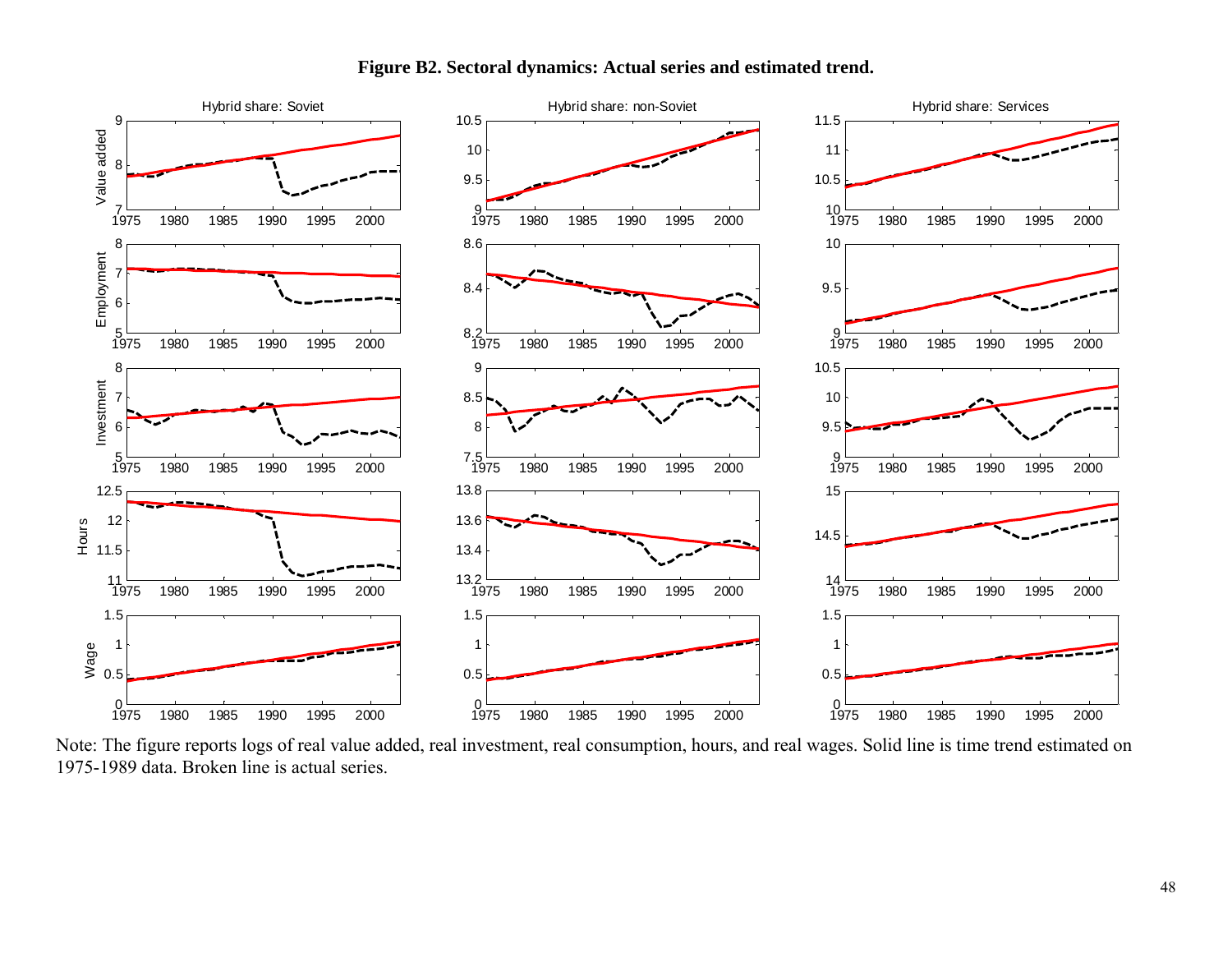**Figure B2. Sectoral dynamics: Actual series and estimated trend.**

Note: The figure reports logs of real value added, real investment, real consumption, hours, and real wages. Solid line is time trend estimated on 1975-1989 data. Broken line is actual series.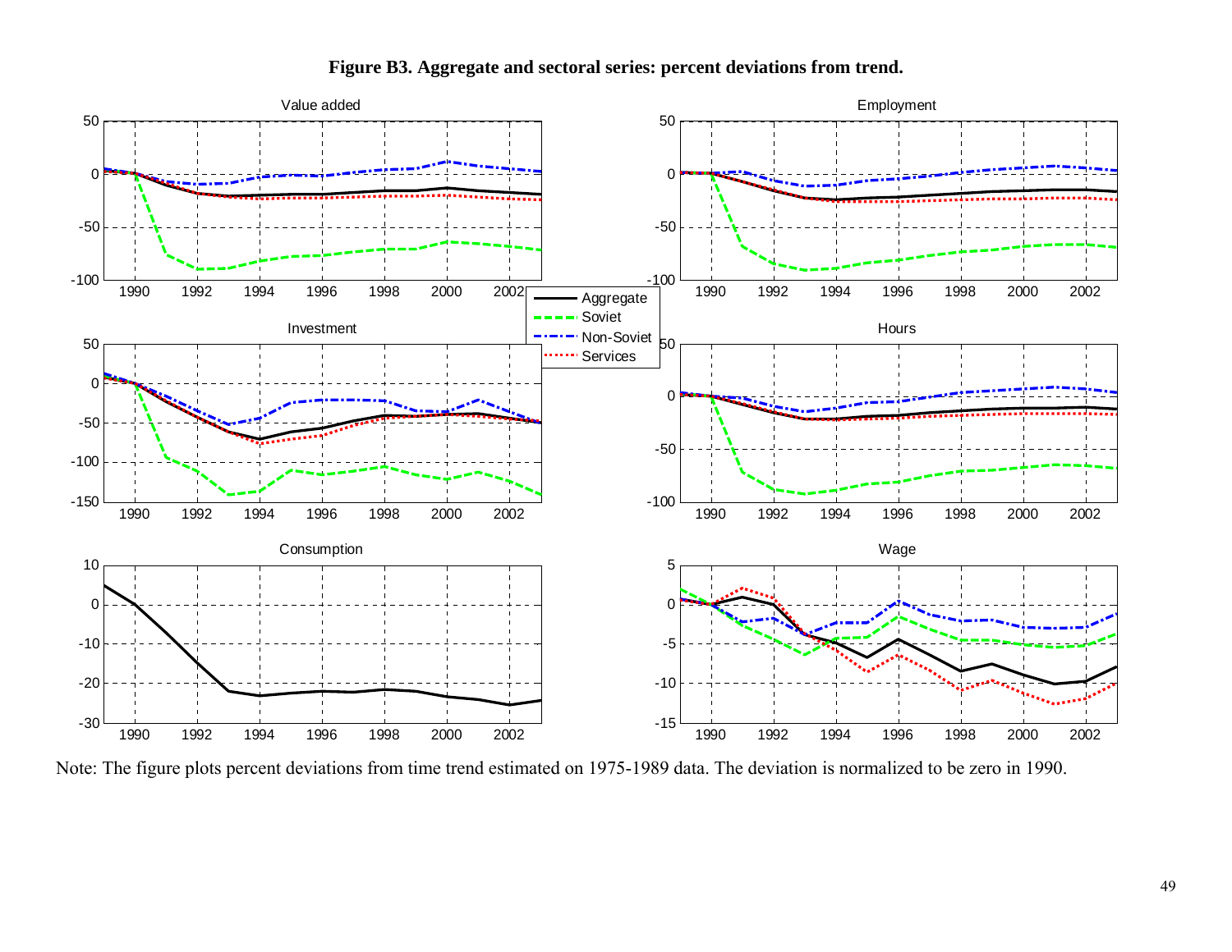**Figure B3. Aggregate and sectoral series: percent deviations from trend.**

Note: The figure plots percent deviations from time trend estimated on 1975-1989 data. The deviation is normalized to be zero in 1990.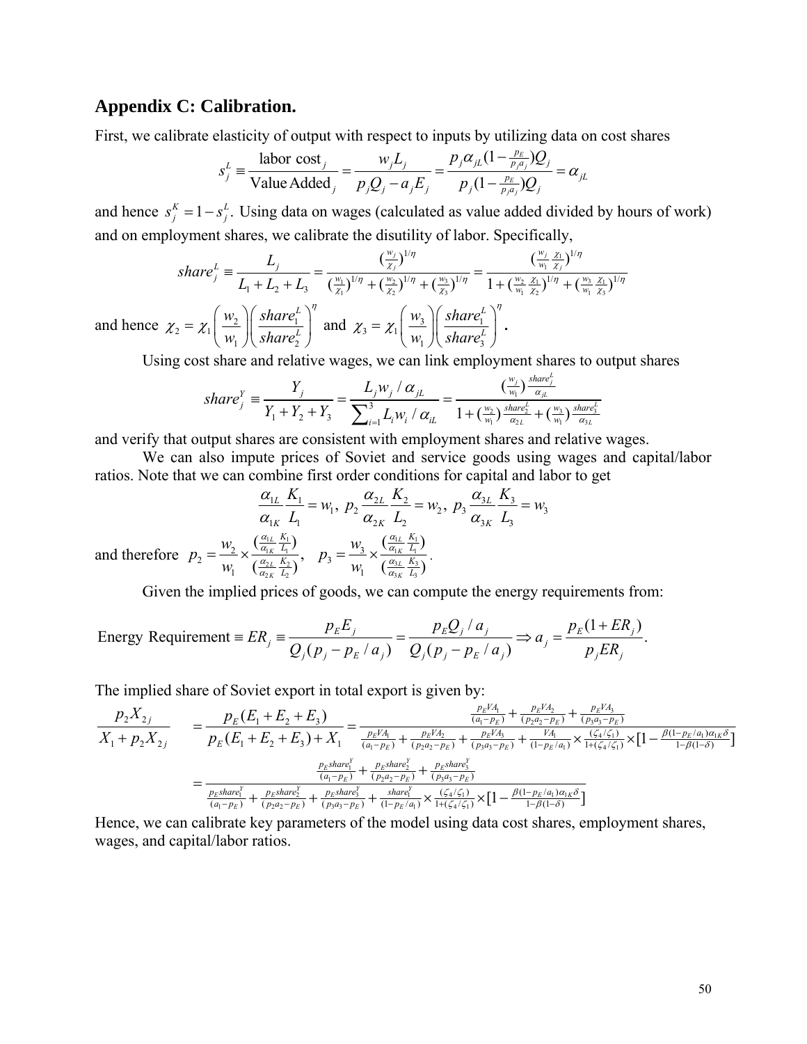## Appendix C: Calibration.

First, we calibrate elasticity of output with respect to inputs by utilizing data on cost shares

$$s_j^L \equiv \frac{\text{labor cost}_j}{\text{Value Added}_j} = \frac{w_j L_j}{p_j Q_j - a_j E_j} = \frac{p_j \alpha_{jL}(1 - \frac{p_E}{p_j a_j})Q_j}{p_j(1 - \frac{p_E}{p_j a_j})Q_j} = \alpha_{jL}$$

and hence $s_j^K = 1 - s_j^L$. Using data on wages (calculated as value added divided by hours of work) and on employment shares, we calibrate the disutility of labor. Specifically,

$$share_j^L \equiv \frac{L_j}{L_1 + L_2 + L_3} = \frac{(\frac{w_j}{\chi_j})^{1/\eta}}{(\frac{w_1}{\chi_1})^{1/\eta} + (\frac{w_2}{\chi_2})^{1/\eta} + (\frac{w_3}{\chi_3})^{1/\eta}} = \frac{(\frac{w_j}{w_1}\frac{\chi_1}{\chi_j})^{1/\eta}}{1 + (\frac{w_2}{w_1}\frac{\chi_1}{\chi_2})^{1/\eta} + (\frac{w_3}{w_1}\frac{\chi_1}{\chi_3})^{1/\eta}}$$

and hence $\chi_2 = \chi_1 \left(\frac{w_2}{w_1}\right)\left(\frac{share_1^L}{share_2^L}\right)^{\eta}$ and $\chi_3 = \chi_1 \left(\frac{w_3}{w_1}\right)\left(\frac{share_1^L}{share_3^L}\right)^{\eta}$.

Using cost share and relative wages, we can link employment shares to output shares

$$share_j^Y \equiv \frac{Y_j}{Y_1 + Y_2 + Y_3} = \frac{L_j w_j / \alpha_{jL}}{\sum_{i=1}^{3} L_i w_i / \alpha_{iL}} = \frac{(\frac{w_j}{w_1})\frac{share_j^L}{\alpha_{jL}}}{1 + (\frac{w_2}{w_1})\frac{share_2^L}{\alpha_{2L}} + (\frac{w_3}{w_1})\frac{share_3^L}{\alpha_{3L}}}$$

and verify that output shares are consistent with employment shares and relative wages.

We can also impute prices of Soviet and service goods using wages and capital/labor ratios. Note that we can combine first order conditions for capital and labor to get

$$\frac{\alpha_{1L}}{\alpha_{1K}}\frac{K_1}{L_1} = w_1,\; p_2\frac{\alpha_{2L}}{\alpha_{2K}}\frac{K_2}{L_2} = w_2,\; p_3\frac{\alpha_{3L}}{\alpha_{3K}}\frac{K_3}{L_3} = w_3$$

and therefore $p_2 = \frac{w_2}{w_1} \times \frac{(\frac{\alpha_{1L}}{\alpha_{1K}}\frac{K_1}{L_1})}{(\frac{\alpha_{2L}}{\alpha_{2K}}\frac{K_2}{L_2})}$, $\quad p_3 = \frac{w_3}{w_1} \times \frac{(\frac{\alpha_{1L}}{\alpha_{1K}}\frac{K_1}{L_1})}{(\frac{\alpha_{3L}}{\alpha_{3K}}\frac{K_3}{L_3})}$.

Given the implied prices of goods, we can compute the energy requirements from:

$$\text{Energy Requirement} \equiv ER_j \equiv \frac{p_E E_j}{Q_j(p_j - p_E / a_j)} = \frac{p_E Q_j / a_j}{Q_j(p_j - p_E / a_j)} \Rightarrow a_j = \frac{p_E(1 + ER_j)}{p_j ER_j}.$$

The implied share of Soviet export in total export is given by:

$$\frac{p_2 X_{2j}}{X_1 + p_2 X_{2j}} = \frac{p_E(E_1 + E_2 + E_3)}{p_E(E_1 + E_2 + E_3) + X_1} = \frac{\frac{p_E VA_1}{(a_1 - p_E)} + \frac{p_E VA_2}{(p_2 a_2 - p_E)} + \frac{p_E VA_3}{(p_3 a_3 - p_E)}}{\frac{p_E VA_1}{(a_1 - p_E)} + \frac{p_E VA_2}{(p_2 a_2 - p_E)} + \frac{p_E VA_3}{(p_3 a_3 - p_E)} + \frac{VA_1}{(1 - p_E / a_1)} \times \frac{(\zeta_4 / \zeta_1)}{1 + (\zeta_4 / \zeta_1)} \times [1 - \frac{\beta(1 - p_E / a_1)\alpha_{1K}\delta}{1 - \beta(1 - \delta)}]}$$

$$= \frac{\frac{p_E share_1^Y}{(a_1 - p_E)} + \frac{p_E share_2^Y}{(p_2 a_2 - p_E)} + \frac{p_E share_3^Y}{(p_3 a_3 - p_E)}}{\frac{p_E share_1^Y}{(a_1 - p_E)} + \frac{p_E share_2^Y}{(p_2 a_2 - p_E)} + \frac{p_E share_3^Y}{(p_3 a_3 - p_E)} + \frac{share_1^Y}{(1 - p_E / a_1)} \times \frac{(\zeta_4 / \zeta_1)}{1 + (\zeta_4 / \zeta_1)} \times [1 - \frac{\beta(1 - p_E / a_1)\alpha_{1K}\delta}{1 - \beta(1 - \delta)}]}$$

Hence, we can calibrate key parameters of the model using data cost shares, employment shares, wages, and capital/labor ratios.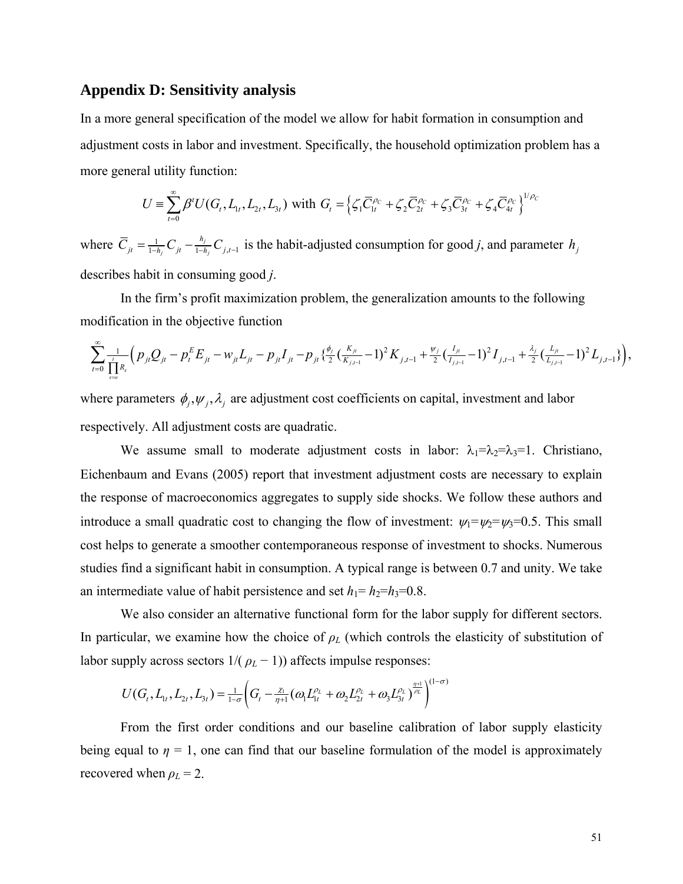## Appendix D: Sensitivity analysis

In a more general specification of the model we allow for habit formation in consumption and adjustment costs in labor and investment. Specifically, the household optimization problem has a more general utility function:

$$U \equiv \sum_{t=0}^{\infty} \beta^t U(G_t, L_{1t}, L_{2t}, L_{3t}) \text{ with } G_t = \left\{ \zeta_1 \overline{C}_{1t}^{\rho_C} + \zeta_2 \overline{C}_{2t}^{\rho_C} + \zeta_3 \overline{C}_{3t}^{\rho_C} + \zeta_4 \overline{C}_{4t}^{\rho_C} \right\}^{1/\rho_C}$$

where $\overline{C}_{jt} = \frac{1}{1-h_j} C_{jt} - \frac{h_j}{1-h_j} C_{j,t-1}$ is the habit-adjusted consumption for good *j*, and parameter $h_j$ describes habit in consuming good *j*.

In the firm's profit maximization problem, the generalization amounts to the following modification in the objective function

$$\sum_{t=0}^{\infty} \frac{1}{\prod_{s=o}^{t} R_s} \left( p_{jt} Q_{jt} - p_t^E E_{jt} - w_{jt} L_{jt} - p_{jt} I_{jt} - p_{jt} \left\{ \frac{\phi_j}{2} \left( \frac{K_{jt}}{K_{j,t-1}} - 1 \right)^2 K_{j,t-1} + \frac{\psi_j}{2} \left( \frac{I_{jt}}{I_{j,t-1}} - 1 \right)^2 I_{j,t-1} + \frac{\lambda_j}{2} \left( \frac{L_{jt}}{L_{j,t-1}} - 1 \right)^2 L_{j,t-1} \right\} \right),$$

where parameters $\phi_j, \psi_j, \lambda_j$ are adjustment cost coefficients on capital, investment and labor respectively. All adjustment costs are quadratic.

We assume small to moderate adjustment costs in labor: $\lambda_1=\lambda_2=\lambda_3=1$. Christiano, Eichenbaum and Evans (2005) report that investment adjustment costs are necessary to explain the response of macroeconomics aggregates to supply side shocks. We follow these authors and introduce a small quadratic cost to changing the flow of investment: $\psi_1=\psi_2=\psi_3=0.5$. This small cost helps to generate a smoother contemporaneous response of investment to shocks. Numerous studies find a significant habit in consumption. A typical range is between 0.7 and unity. We take an intermediate value of habit persistence and set $h_1= h_2=h_3=0.8$.

We also consider an alternative functional form for the labor supply for different sectors. In particular, we examine how the choice of $\rho_L$ (which controls the elasticity of substitution of labor supply across sectors $1/(\rho_L - 1)$) affects impulse responses:

$$U(G_t, L_{1t}, L_{2t}, L_{3t}) = \frac{1}{1-\sigma} \left( G_t - \frac{\chi_1}{\eta+1} (\omega_1 L_{1t}^{\rho_L} + \omega_2 L_{2t}^{\rho_L} + \omega_3 L_{3t}^{\rho_L})^{\frac{\eta+1}{\rho_L}} \right)^{(1-\sigma)}$$

From the first order conditions and our baseline calibration of labor supply elasticity being equal to $\eta = 1$, one can find that our baseline formulation of the model is approximately recovered when $\rho_L = 2$.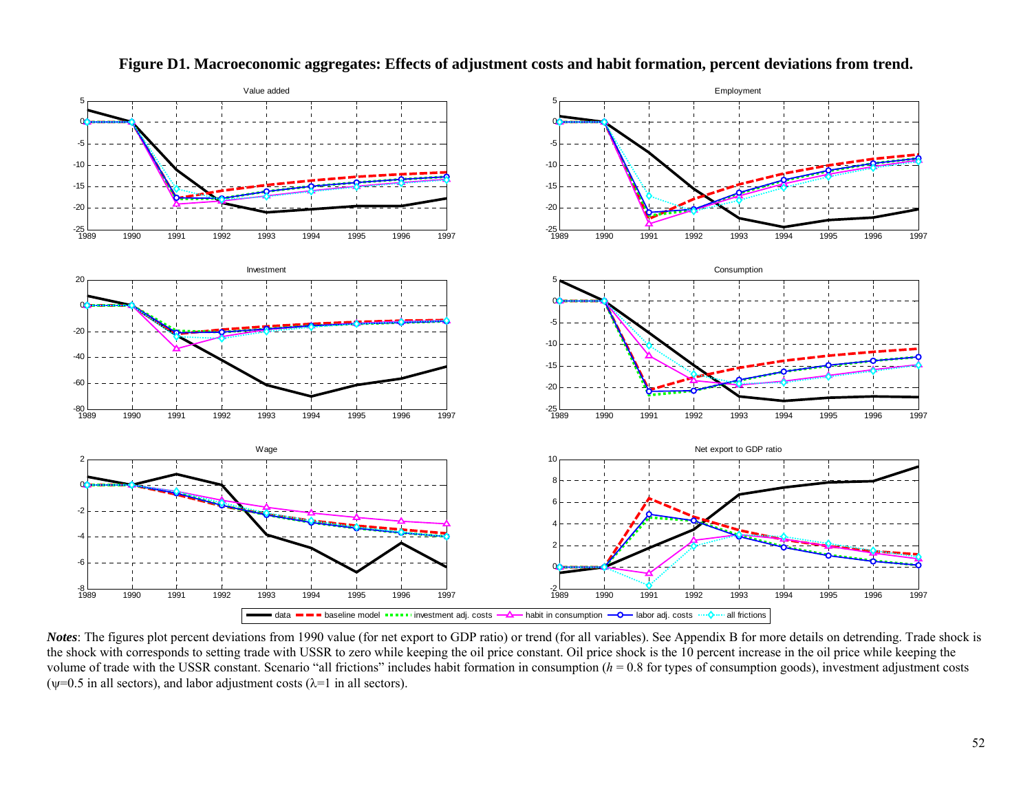**Figure D1. Macroeconomic aggregates: Effects of adjustment costs and habit formation, percent deviations from trend.**

***Notes***: The figures plot percent deviations from 1990 value (for net export to GDP ratio) or trend (for all variables). See Appendix B for more details on detrending. Trade shock is the shock with corresponds to setting trade with USSR to zero while keeping the oil price constant. Oil price shock is the 10 percent increase in the oil price while keeping the volume of trade with the USSR constant. Scenario "all frictions" includes habit formation in consumption ($h$ = 0.8 for types of consumption goods), investment adjustment costs ($\psi$=0.5 in all sectors), and labor adjustment costs ($\lambda$=1 in all sectors).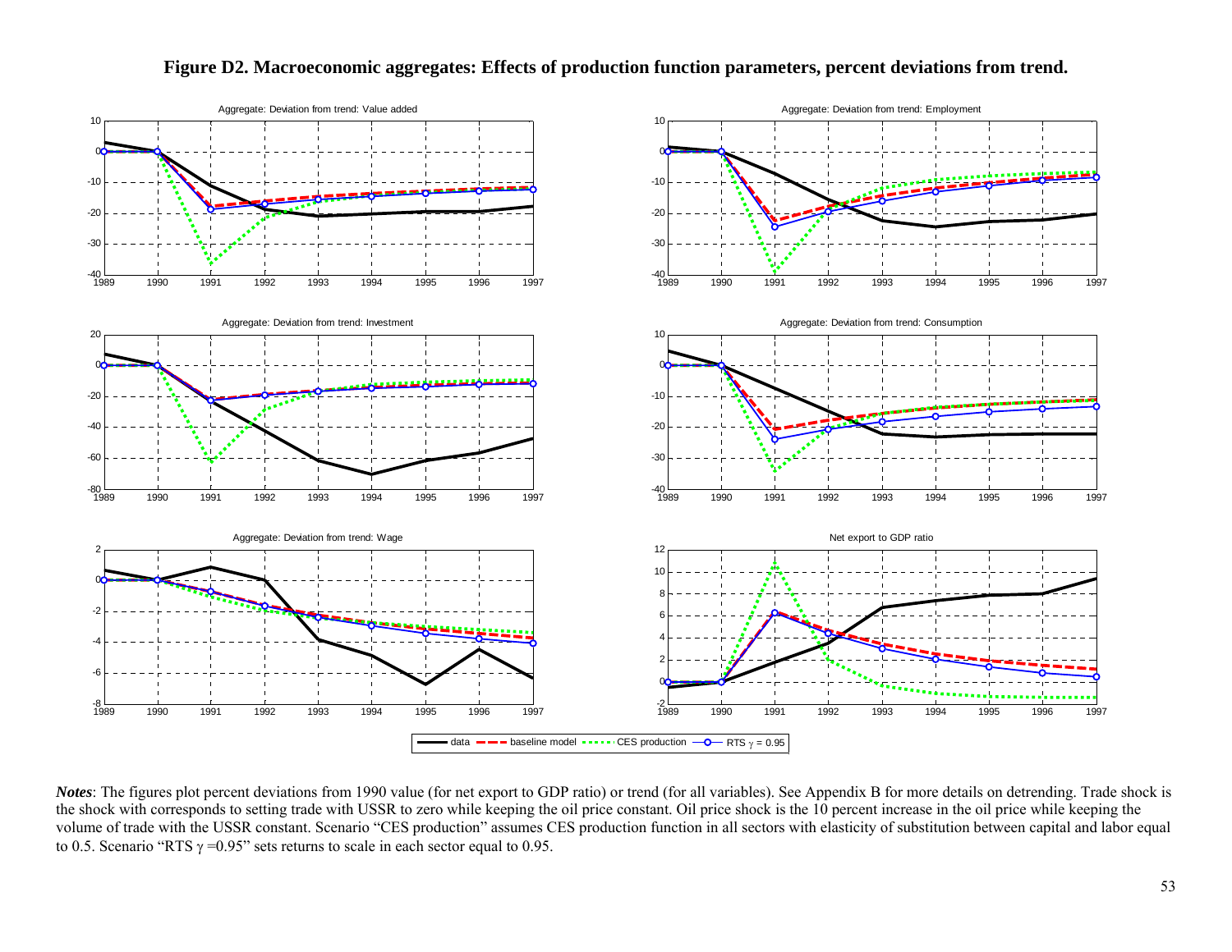**Figure D2. Macroeconomic aggregates: Effects of production function parameters, percent deviations from trend.**

*Notes*: The figures plot percent deviations from 1990 value (for net export to GDP ratio) or trend (for all variables). See Appendix B for more details on detrending. Trade shock is the shock with corresponds to setting trade with USSR to zero while keeping the oil price constant. Oil price shock is the 10 percent increase in the oil price while keeping the volume of trade with the USSR constant. Scenario "CES production" assumes CES production function in all sectors with elasticity of substitution between capital and labor equal to 0.5. Scenario "RTS $\gamma$ =0.95" sets returns to scale in each sector equal to 0.95.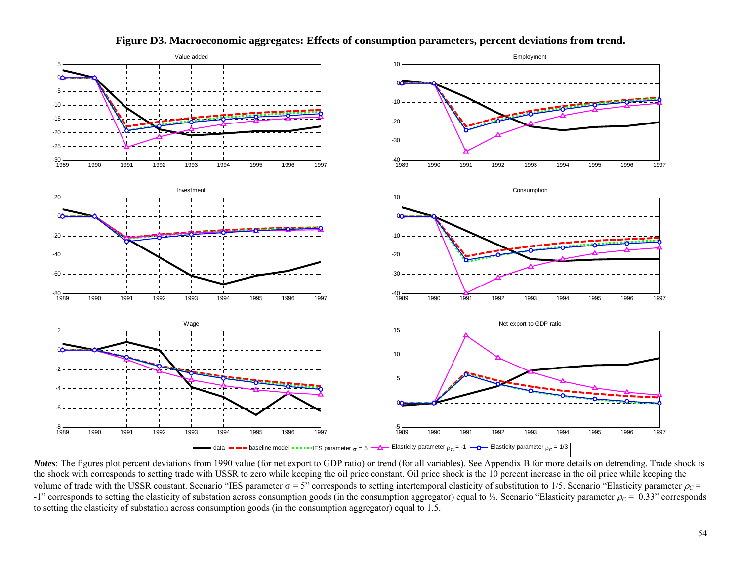**Figure D3. Macroeconomic aggregates: Effects of consumption parameters, percent deviations from trend.**

*Notes*: The figures plot percent deviations from 1990 value (for net export to GDP ratio) or trend (for all variables). See Appendix B for more details on detrending. Trade shock is the shock with corresponds to setting trade with USSR to zero while keeping the oil price constant. Oil price shock is the 10 percent increase in the oil price while keeping the volume of trade with the USSR constant. Scenario "IES parameter $\sigma = 5$" corresponds to setting intertemporal elasticity of substitution to 1/5. Scenario "Elasticity parameter $\rho_C = -1$" corresponds to setting the elasticity of substation across consumption goods (in the consumption aggregator) equal to ½. Scenario "Elasticity parameter $\rho_C = 0.33$" corresponds to setting the elasticity of substation across consumption goods (in the consumption aggregator) equal to 1.5.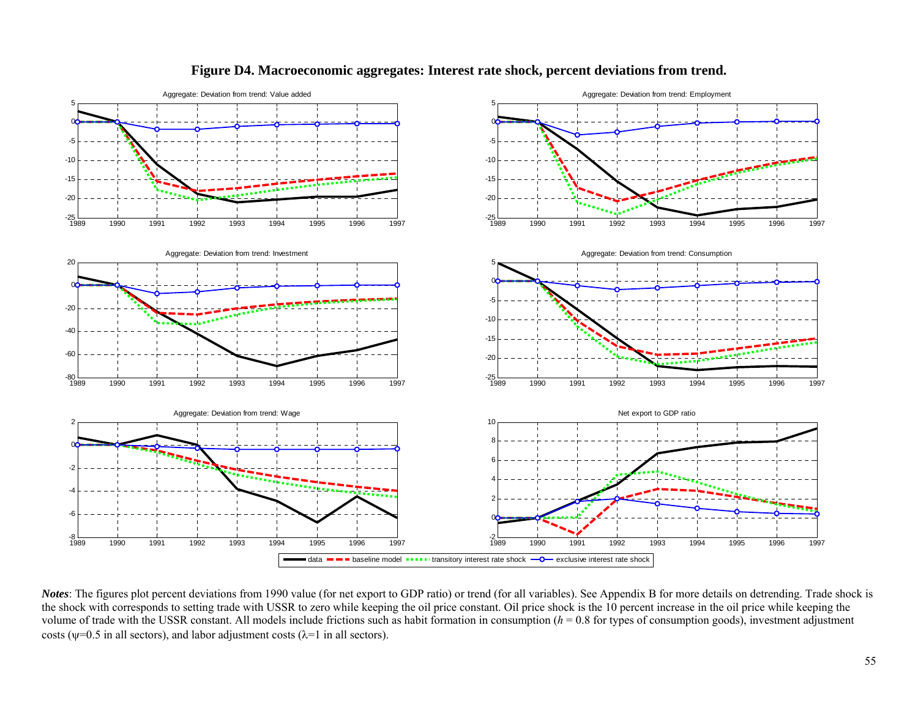**Figure D4. Macroeconomic aggregates: Interest rate shock, percent deviations from trend.**

*Notes*: The figures plot percent deviations from 1990 value (for net export to GDP ratio) or trend (for all variables). See Appendix B for more details on detrending. Trade shock is the shock with corresponds to setting trade with USSR to zero while keeping the oil price constant. Oil price shock is the 10 percent increase in the oil price while keeping the volume of trade with the USSR constant. All models include frictions such as habit formation in consumption ($h = 0.8$ for types of consumption goods), investment adjustment costs ($\psi$=0.5 in all sectors), and labor adjustment costs ($\lambda$=1 in all sectors).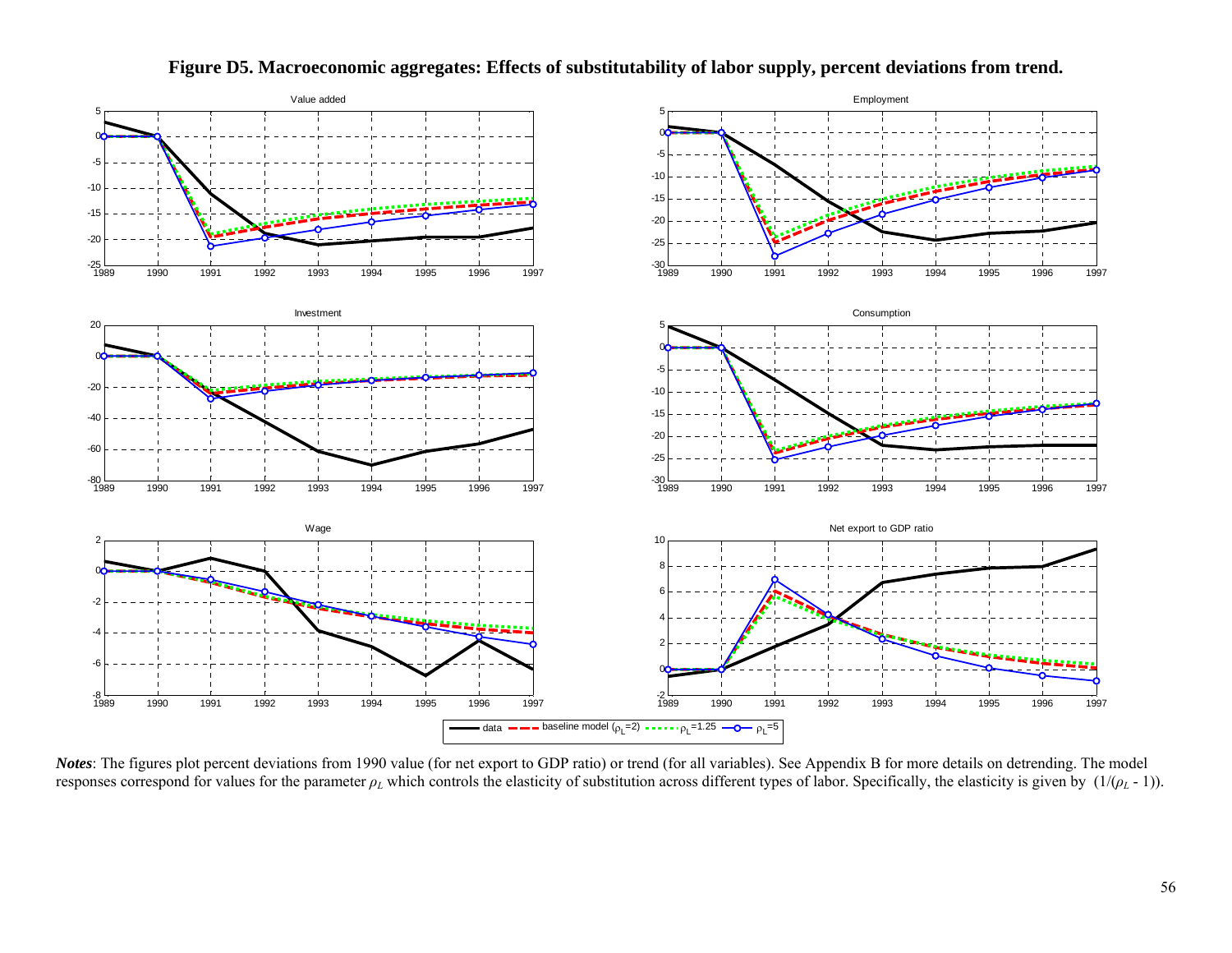**Figure D5. Macroeconomic aggregates: Effects of substitutability of labor supply, percent deviations from trend.**

***Notes***: The figures plot percent deviations from 1990 value (for net export to GDP ratio) or trend (for all variables). See Appendix B for more details on detrending. The model responses correspond for values for the parameter $\rho_L$ which controls the elasticity of substitution across different types of labor. Specifically, the elasticity is given by $(1/(\rho_L - 1))$.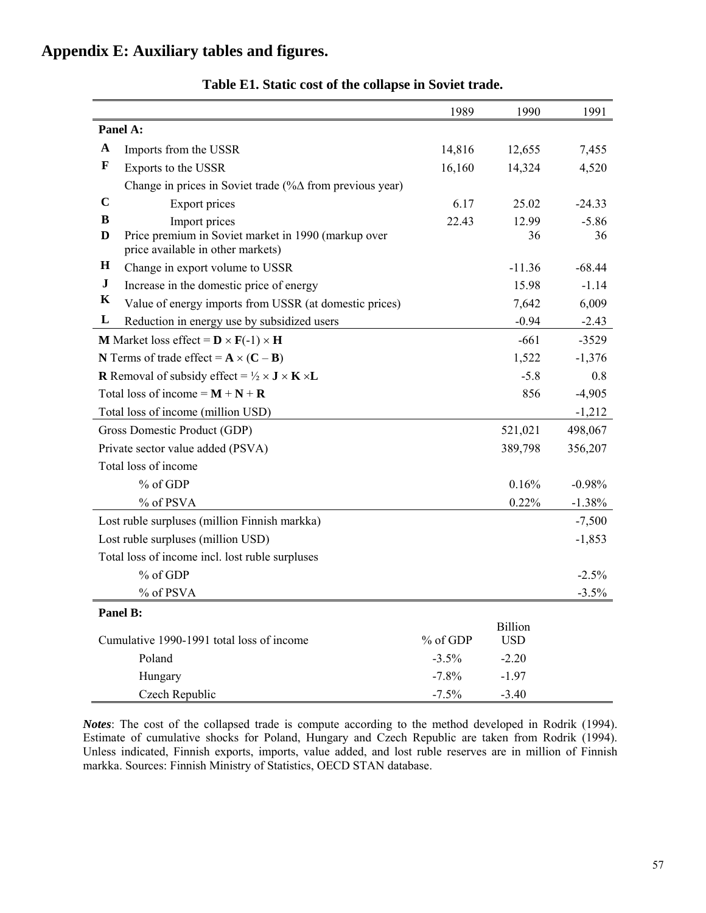## Appendix E: Auxiliary tables and figures.

**Table E1. Static cost of the collapse in Soviet trade.**

| | | 1989 | 1990 | 1991 |
|---|---|---|---|---|
| **Panel A:** | | | | |
| **A** | Imports from the USSR | 14,816 | 12,655 | 7,455 |
| **F** | Exports to the USSR | 16,160 | 14,324 | 4,520 |
| | Change in prices in Soviet trade (%Δ from previous year) | | | |
| **C** | Export prices | 6.17 | 25.02 | -24.33 |
| **B** | Import prices | 22.43 | 12.99 | -5.86 |
| **D** | Price premium in Soviet market in 1990 (markup over price available in other markets) | | 36 | 36 |
| **H** | Change in export volume to USSR | | -11.36 | -68.44 |
| **J** | Increase in the domestic price of energy | | 15.98 | -1.14 |
| **K** | Value of energy imports from USSR (at domestic prices) | | 7,642 | 6,009 |
| **L** | Reduction in energy use by subsidized users | | -0.94 | -2.43 |
| **M** Market loss effect = **D** × **F**(-1) × **H** | | | -661 | -3529 |
| **N** Terms of trade effect = **A** × (**C** – **B**) | | | 1,522 | -1,376 |
| **R** Removal of subsidy effect = ½ × **J** × **K** ×**L** | | | -5.8 | 0.8 |
| Total loss of income = **M** + **N** + **R** | | | 856 | -4,905 |
| Total loss of income (million USD) | | | | -1,212 |
| Gross Domestic Product (GDP) | | | 521,021 | 498,067 |
| Private sector value added (PSVA) | | | 389,798 | 356,207 |
| Total loss of income | | | | |
| | % of GDP | | 0.16% | -0.98% |
| | % of PSVA | | 0.22% | -1.38% |
| Lost ruble surpluses (million Finnish markka) | | | | -7,500 |
| Lost ruble surpluses (million USD) | | | | -1,853 |
| Total loss of income incl. lost ruble surpluses | | | | |
| | % of GDP | | | -2.5% |
| | % of PSVA | | | -3.5% |
| **Panel B:** | | | | |
| Cumulative 1990-1991 total loss of income | | % of GDP | Billion USD | |
| | Poland | -3.5% | -2.20 | |
| | Hungary | -7.8% | -1.97 | |
| | Czech Republic | -7.5% | -3.40 | |

***Notes***: The cost of the collapsed trade is compute according to the method developed in Rodrik (1994). Estimate of cumulative shocks for Poland, Hungary and Czech Republic are taken from Rodrik (1994). Unless indicated, Finnish exports, imports, value added, and lost ruble reserves are in million of Finnish markka. Sources: Finnish Ministry of Statistics, OECD STAN database.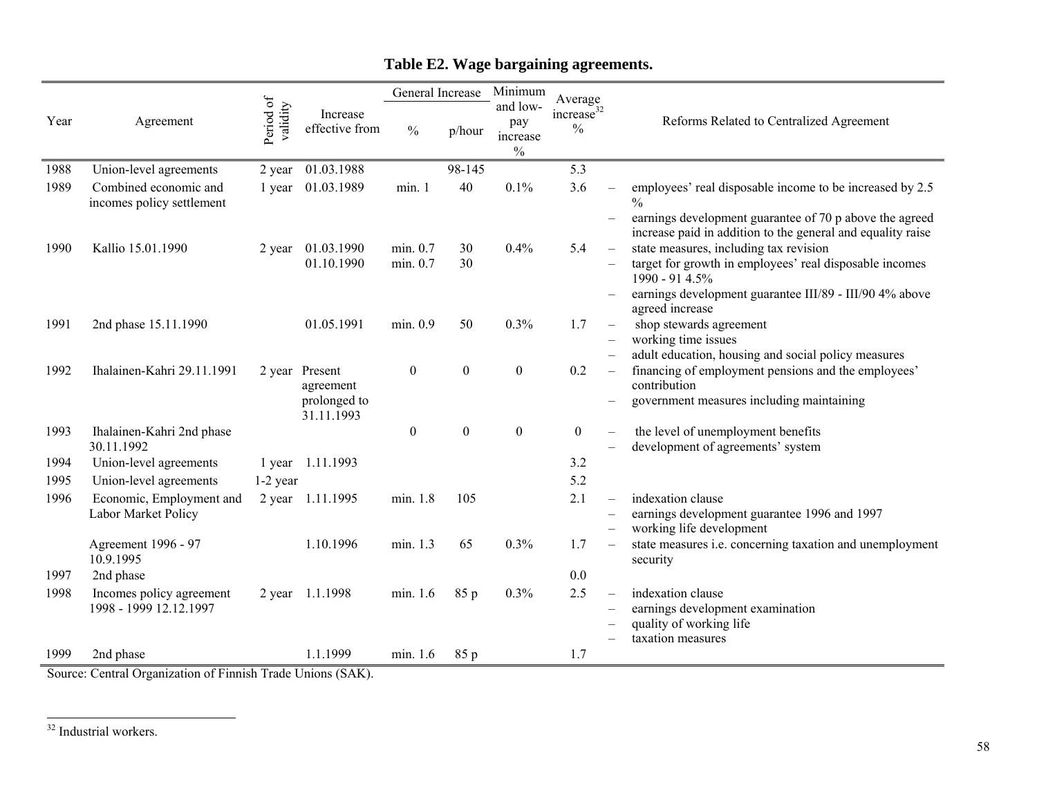**Table E2. Wage bargaining agreements.**

| Year | Agreement | Period of validity | Increase effective from | General Increase | | Minimum and low-pay increase % | Average increase[32] % | Reforms Related to Centralized Agreement |
|---|---|---|---|---|---|---|---|---|
| | | | | % | p/hour | | | |
| 1988 | Union-level agreements | 2 year | 01.03.1988 | | 98-145 | | 5.3 | |
| 1989 | Combined economic and incomes policy settlement | 1 year | 01.03.1989 | min. 1 | 40 | 0.1% | 3.6 | – employees' real disposable income to be increased by 2.5 % <br> – earnings development guarantee of 70 p above the agreed increase paid in addition to the general and equality raise |
| 1990 | Kallio 15.01.1990 | 2 year | 01.03.1990 <br> 01.10.1990 | min. 0.7 <br> min. 0.7 | 30 <br> 30 | 0.4% | 5.4 | – state measures, including tax revision <br> – target for growth in employees' real disposable incomes 1990 - 91 4.5% <br> – earnings development guarantee III/89 - III/90 4% above agreed increase |
| 1991 | 2nd phase 15.11.1990 | | 01.05.1991 | min. 0.9 | 50 | 0.3% | 1.7 | – shop stewards agreement <br> – working time issues <br> – adult education, housing and social policy measures |
| 1992 | Ihalainen-Kahri 29.11.1991 | 2 year | Present agreement prolonged to 31.11.1993 | 0 | 0 | 0 | 0.2 | – financing of employment pensions and the employees' contribution <br> – government measures including maintaining |
| 1993 | Ihalainen-Kahri 2nd phase 30.11.1992 | | | 0 | 0 | 0 | 0 | – the level of unemployment benefits <br> – development of agreements' system |
| 1994 | Union-level agreements | 1 year | 1.11.1993 | | | | 3.2 | |
| 1995 | Union-level agreements | 1-2 year | | | | | 5.2 | |
| 1996 | Economic, Employment and Labor Market Policy | 2 year | 1.11.1995 | min. 1.8 | 105 | | 2.1 | – indexation clause <br> – earnings development guarantee 1996 and 1997 <br> – working life development |
| | Agreement 1996 - 97 10.9.1995 | | 1.10.1996 | min. 1.3 | 65 | 0.3% | 1.7 | – state measures i.e. concerning taxation and unemployment security |
| 1997 | 2nd phase | | | | | | 0.0 | |
| 1998 | Incomes policy agreement 1998 - 1999 12.12.1997 | 2 year | 1.1.1998 | min. 1.6 | 85 p | 0.3% | 2.5 | – indexation clause <br> – earnings development examination <br> – quality of working life <br> – taxation measures |
| 1999 | 2nd phase | | 1.1.1999 | min. 1.6 | 85 p | | 1.7 | |

Source: Central Organization of Finnish Trade Unions (SAK).

[32] Industrial workers.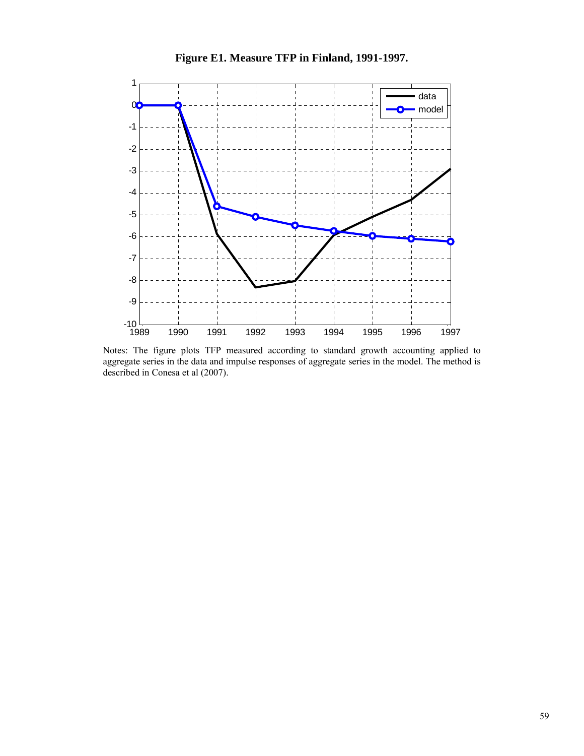**Figure E1. Measure TFP in Finland, 1991-1997.**

Notes: The figure plots TFP measured according to standard growth accounting applied to aggregate series in the data and impulse responses of aggregate series in the model. The method is described in Conesa et al (2007).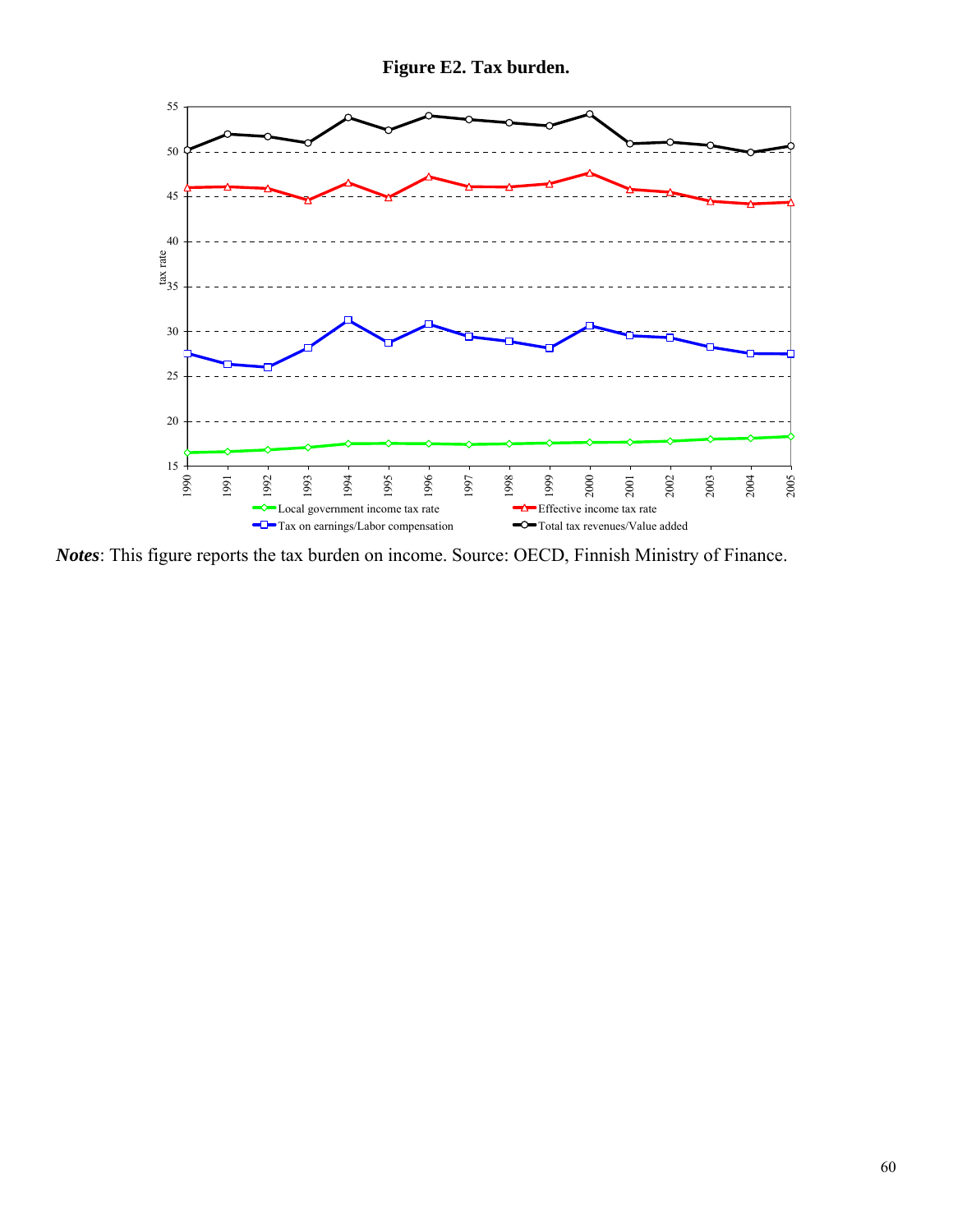**Figure E2. Tax burden.**

55
50
45
40
35
30
25
20
15

tax rate

1990
1991
1992
1993
1994
1995
1996
1997
1998
1999
2000
2001
2002
2003
2004
2005

Local government income tax rate
Effective income tax rate
Tax on earnings/Labor compensation
Total tax revenues/Value added

***Notes***: This figure reports the tax burden on income. Source: OECD, Finnish Ministry of Finance.